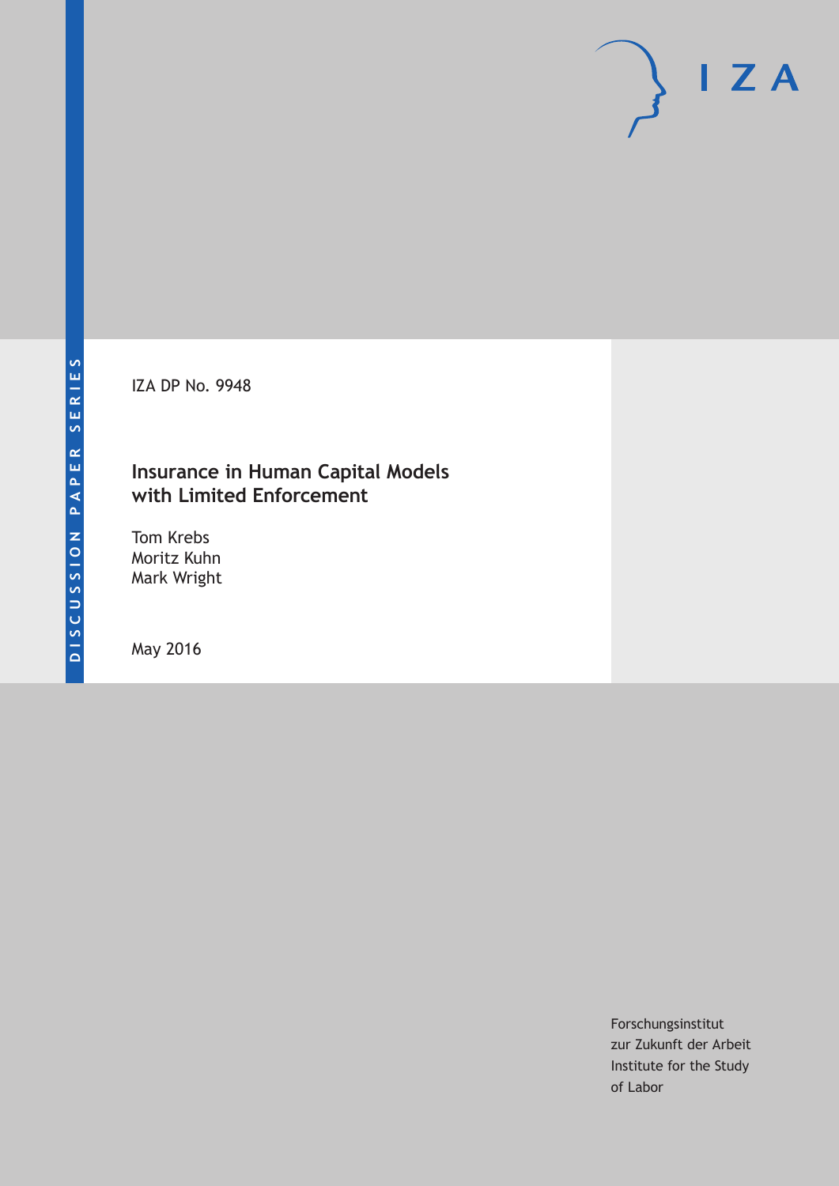DISCUSSION PAPER SERIES

IZA DP No. 9948

# Insurance in Human Capital Models with Limited Enforcement

Tom Krebs
Moritz Kuhn
Mark Wright

May 2016

IZA

Forschungsinstitut
zur Zukunft der Arbeit
Institute for the Study
of Labor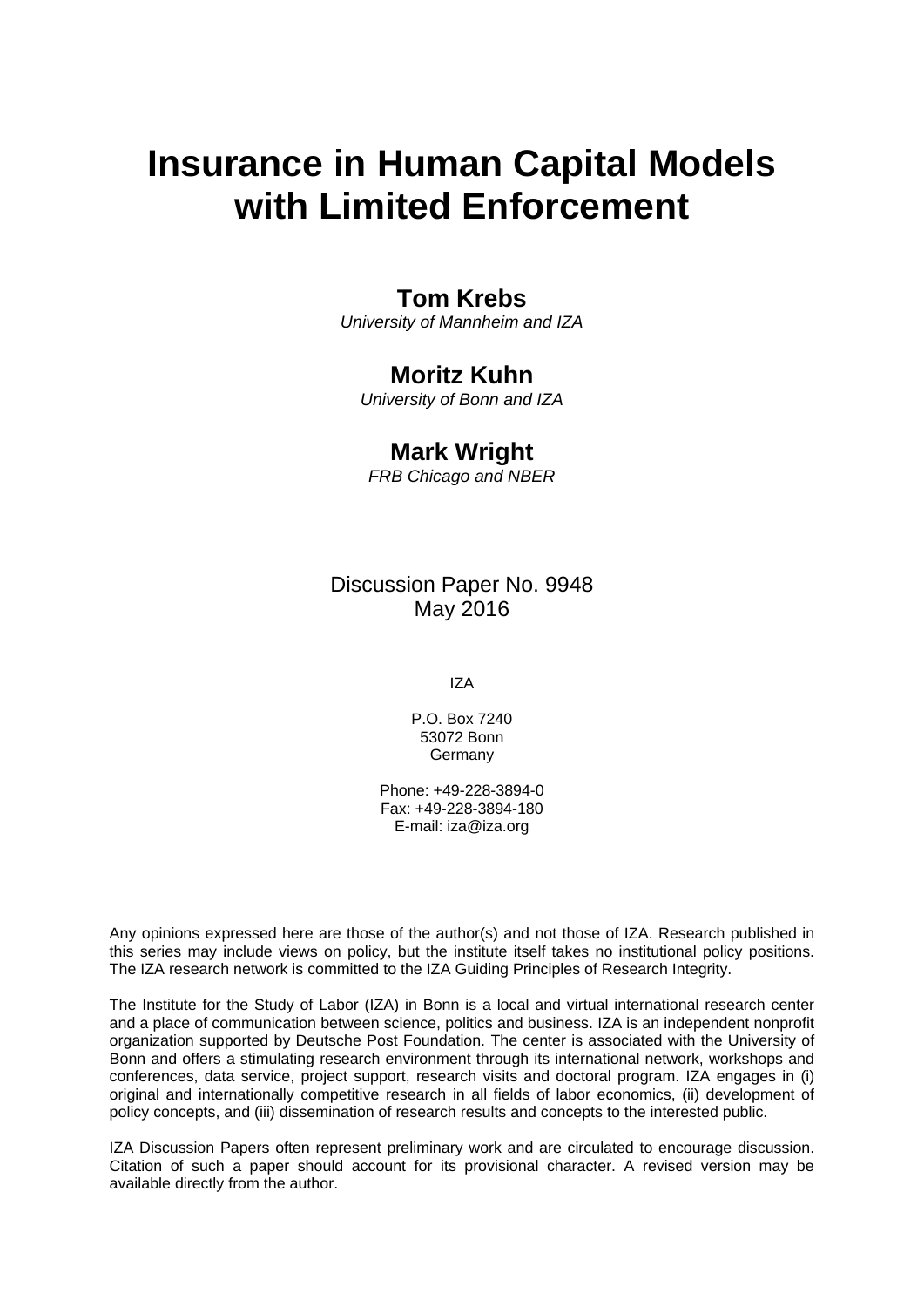# Insurance in Human Capital Models with Limited Enforcement

**Tom Krebs**
*University of Mannheim and IZA*

**Moritz Kuhn**
*University of Bonn and IZA*

**Mark Wright**
*FRB Chicago and NBER*

Discussion Paper No. 9948
May 2016

IZA

P.O. Box 7240
53072 Bonn
Germany

Phone: +49-228-3894-0
Fax: +49-228-3894-180
E-mail: iza@iza.org

Any opinions expressed here are those of the author(s) and not those of IZA. Research published in this series may include views on policy, but the institute itself takes no institutional policy positions. The IZA research network is committed to the IZA Guiding Principles of Research Integrity.

The Institute for the Study of Labor (IZA) in Bonn is a local and virtual international research center and a place of communication between science, politics and business. IZA is an independent nonprofit organization supported by Deutsche Post Foundation. The center is associated with the University of Bonn and offers a stimulating research environment through its international network, workshops and conferences, data service, project support, research visits and doctoral program. IZA engages in (i) original and internationally competitive research in all fields of labor economics, (ii) development of policy concepts, and (iii) dissemination of research results and concepts to the interested public.

IZA Discussion Papers often represent preliminary work and are circulated to encourage discussion. Citation of such a paper should account for its provisional character. A revised version may be available directly from the author.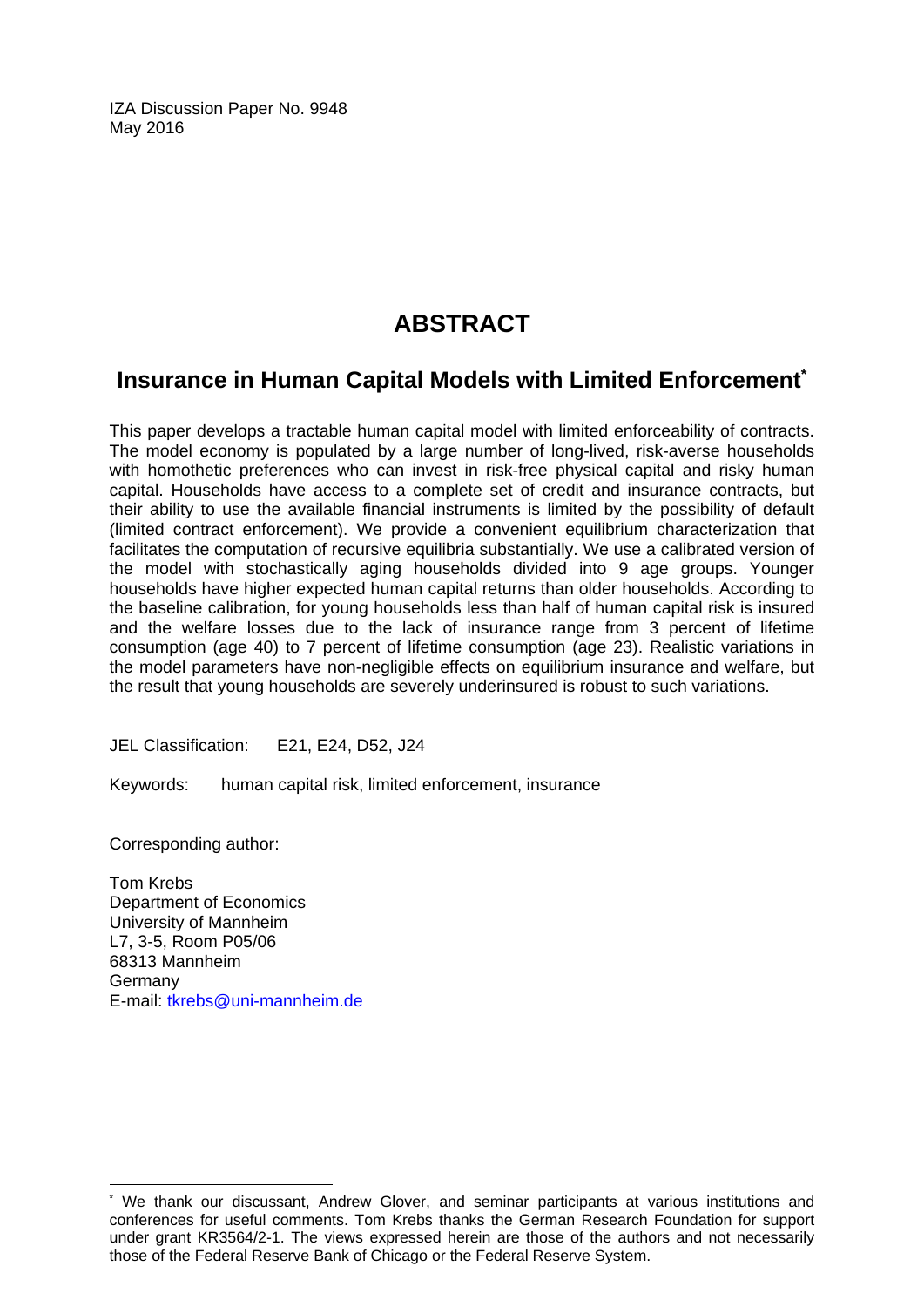IZA Discussion Paper No. 9948
May 2016

# ABSTRACT

## Insurance in Human Capital Models with Limited Enforcement*

This paper develops a tractable human capital model with limited enforceability of contracts. The model economy is populated by a large number of long-lived, risk-averse households with homothetic preferences who can invest in risk-free physical capital and risky human capital. Households have access to a complete set of credit and insurance contracts, but their ability to use the available financial instruments is limited by the possibility of default (limited contract enforcement). We provide a convenient equilibrium characterization that facilitates the computation of recursive equilibria substantially. We use a calibrated version of the model with stochastically aging households divided into 9 age groups. Younger households have higher expected human capital returns than older households. According to the baseline calibration, for young households less than half of human capital risk is insured and the welfare losses due to the lack of insurance range from 3 percent of lifetime consumption (age 40) to 7 percent of lifetime consumption (age 23). Realistic variations in the model parameters have non-negligible effects on equilibrium insurance and welfare, but the result that young households are severely underinsured is robust to such variations.

JEL Classification: E21, E24, D52, J24

Keywords: human capital risk, limited enforcement, insurance

Corresponding author:

Tom Krebs
Department of Economics
University of Mannheim
L7, 3-5, Room P05/06
68313 Mannheim
Germany
E-mail: tkrebs@uni-mannheim.de

---

* We thank our discussant, Andrew Glover, and seminar participants at various institutions and conferences for useful comments. Tom Krebs thanks the German Research Foundation for support under grant KR3564/2-1. The views expressed herein are those of the authors and not necessarily those of the Federal Reserve Bank of Chicago or the Federal Reserve System.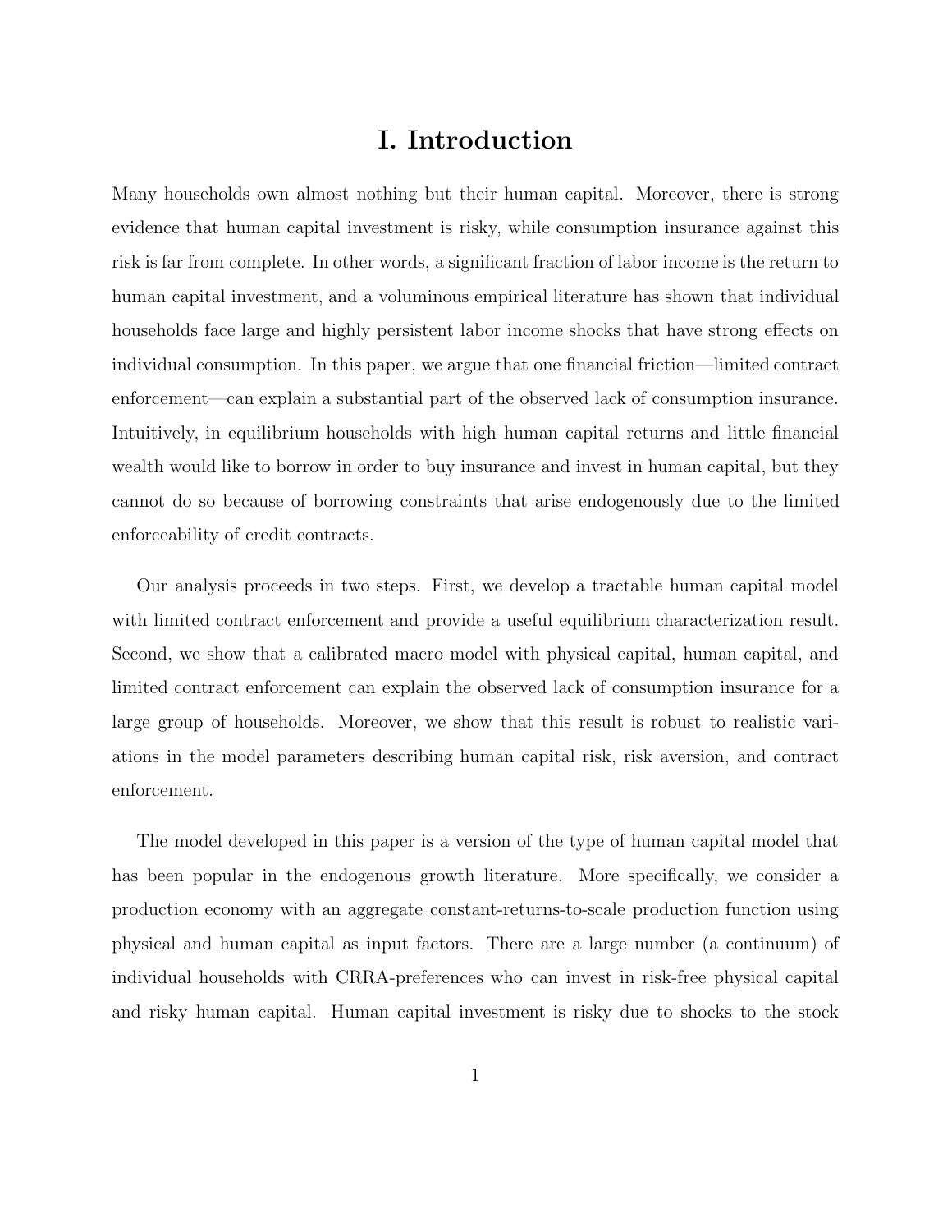# I. Introduction

Many households own almost nothing but their human capital. Moreover, there is strong evidence that human capital investment is risky, while consumption insurance against this risk is far from complete. In other words, a significant fraction of labor income is the return to human capital investment, and a voluminous empirical literature has shown that individual households face large and highly persistent labor income shocks that have strong effects on individual consumption. In this paper, we argue that one financial friction—limited contract enforcement—can explain a substantial part of the observed lack of consumption insurance. Intuitively, in equilibrium households with high human capital returns and little financial wealth would like to borrow in order to buy insurance and invest in human capital, but they cannot do so because of borrowing constraints that arise endogenously due to the limited enforceability of credit contracts.

Our analysis proceeds in two steps. First, we develop a tractable human capital model with limited contract enforcement and provide a useful equilibrium characterization result. Second, we show that a calibrated macro model with physical capital, human capital, and limited contract enforcement can explain the observed lack of consumption insurance for a large group of households. Moreover, we show that this result is robust to realistic variations in the model parameters describing human capital risk, risk aversion, and contract enforcement.

The model developed in this paper is a version of the type of human capital model that has been popular in the endogenous growth literature. More specifically, we consider a production economy with an aggregate constant-returns-to-scale production function using physical and human capital as input factors. There are a large number (a continuum) of individual households with CRRA-preferences who can invest in risk-free physical capital and risky human capital. Human capital investment is risky due to shocks to the stock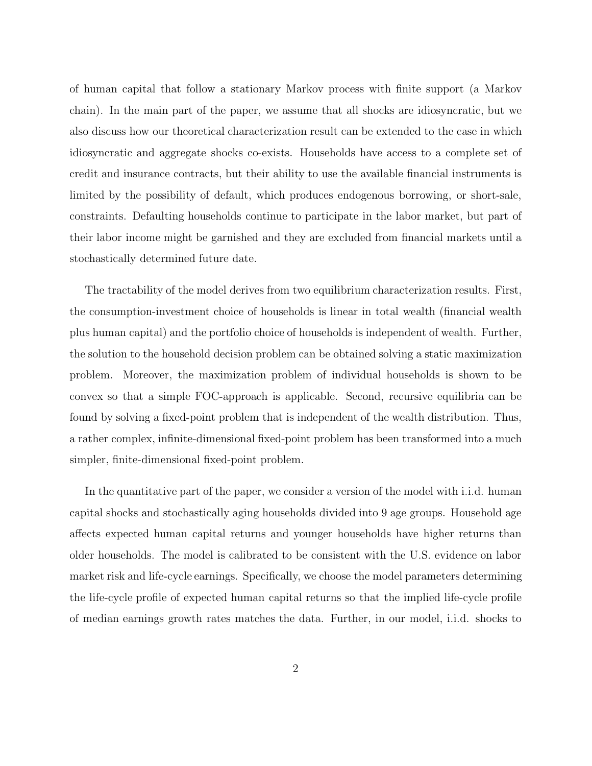of human capital that follow a stationary Markov process with finite support (a Markov chain). In the main part of the paper, we assume that all shocks are idiosyncratic, but we also discuss how our theoretical characterization result can be extended to the case in which idiosyncratic and aggregate shocks co-exists. Households have access to a complete set of credit and insurance contracts, but their ability to use the available financial instruments is limited by the possibility of default, which produces endogenous borrowing, or short-sale, constraints. Defaulting households continue to participate in the labor market, but part of their labor income might be garnished and they are excluded from financial markets until a stochastically determined future date.

The tractability of the model derives from two equilibrium characterization results. First, the consumption-investment choice of households is linear in total wealth (financial wealth plus human capital) and the portfolio choice of households is independent of wealth. Further, the solution to the household decision problem can be obtained solving a static maximization problem. Moreover, the maximization problem of individual households is shown to be convex so that a simple FOC-approach is applicable. Second, recursive equilibria can be found by solving a fixed-point problem that is independent of the wealth distribution. Thus, a rather complex, infinite-dimensional fixed-point problem has been transformed into a much simpler, finite-dimensional fixed-point problem.

In the quantitative part of the paper, we consider a version of the model with i.i.d. human capital shocks and stochastically aging households divided into 9 age groups. Household age affects expected human capital returns and younger households have higher returns than older households. The model is calibrated to be consistent with the U.S. evidence on labor market risk and life-cycle earnings. Specifically, we choose the model parameters determining the life-cycle profile of expected human capital returns so that the implied life-cycle profile of median earnings growth rates matches the data. Further, in our model, i.i.d. shocks to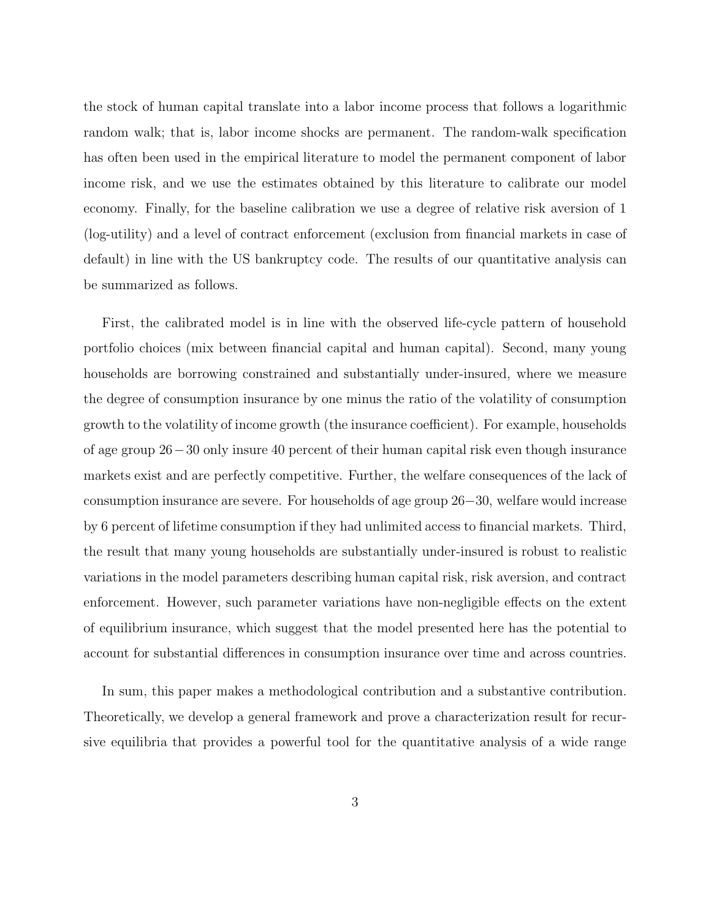the stock of human capital translate into a labor income process that follows a logarithmic random walk; that is, labor income shocks are permanent. The random-walk specification has often been used in the empirical literature to model the permanent component of labor income risk, and we use the estimates obtained by this literature to calibrate our model economy. Finally, for the baseline calibration we use a degree of relative risk aversion of 1 (log-utility) and a level of contract enforcement (exclusion from financial markets in case of default) in line with the US bankruptcy code. The results of our quantitative analysis can be summarized as follows.

First, the calibrated model is in line with the observed life-cycle pattern of household portfolio choices (mix between financial capital and human capital). Second, many young households are borrowing constrained and substantially under-insured, where we measure the degree of consumption insurance by one minus the ratio of the volatility of consumption growth to the volatility of income growth (the insurance coefficient). For example, households of age group $26-30$ only insure 40 percent of their human capital risk even though insurance markets exist and are perfectly competitive. Further, the welfare consequences of the lack of consumption insurance are severe. For households of age group $26-30$, welfare would increase by 6 percent of lifetime consumption if they had unlimited access to financial markets. Third, the result that many young households are substantially under-insured is robust to realistic variations in the model parameters describing human capital risk, risk aversion, and contract enforcement. However, such parameter variations have non-negligible effects on the extent of equilibrium insurance, which suggest that the model presented here has the potential to account for substantial differences in consumption insurance over time and across countries.

In sum, this paper makes a methodological contribution and a substantive contribution. Theoretically, we develop a general framework and prove a characterization result for recursive equilibria that provides a powerful tool for the quantitative analysis of a wide range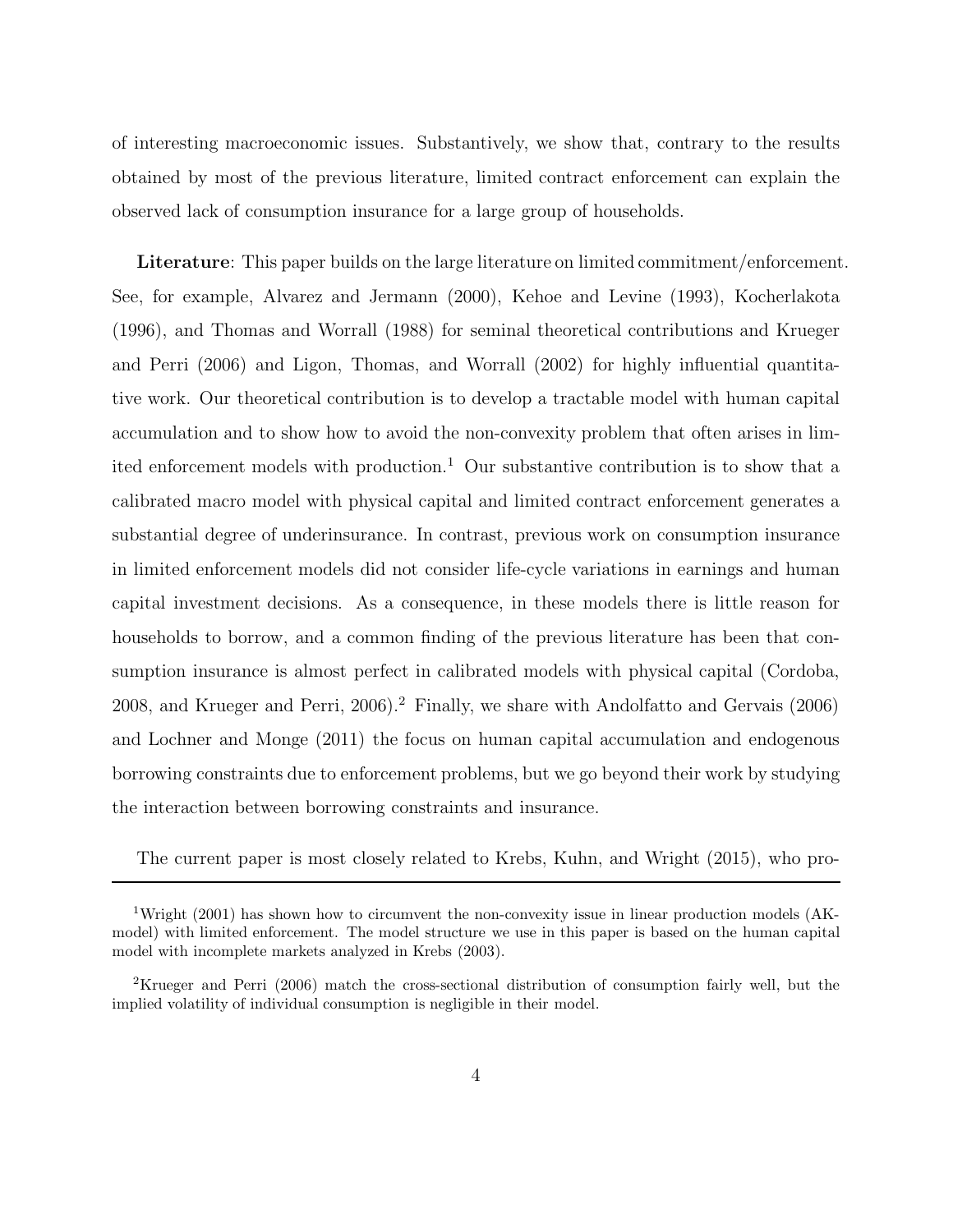of interesting macroeconomic issues. Substantively, we show that, contrary to the results obtained by most of the previous literature, limited contract enforcement can explain the observed lack of consumption insurance for a large group of households.

**Literature**: This paper builds on the large literature on limited commitment/enforcement. See, for example, Alvarez and Jermann (2000), Kehoe and Levine (1993), Kocherlakota (1996), and Thomas and Worrall (1988) for seminal theoretical contributions and Krueger and Perri (2006) and Ligon, Thomas, and Worrall (2002) for highly influential quantitative work. Our theoretical contribution is to develop a tractable model with human capital accumulation and to show how to avoid the non-convexity problem that often arises in limited enforcement models with production.[1] Our substantive contribution is to show that a calibrated macro model with physical capital and limited contract enforcement generates a substantial degree of underinsurance. In contrast, previous work on consumption insurance in limited enforcement models did not consider life-cycle variations in earnings and human capital investment decisions. As a consequence, in these models there is little reason for households to borrow, and a common finding of the previous literature has been that consumption insurance is almost perfect in calibrated models with physical capital (Cordoba, 2008, and Krueger and Perri, 2006).[2] Finally, we share with Andolfatto and Gervais (2006) and Lochner and Monge (2011) the focus on human capital accumulation and endogenous borrowing constraints due to enforcement problems, but we go beyond their work by studying the interaction between borrowing constraints and insurance.

The current paper is most closely related to Krebs, Kuhn, and Wright (2015), who pro-

---

[1] Wright (2001) has shown how to circumvent the non-convexity issue in linear production models (AK-model) with limited enforcement. The model structure we use in this paper is based on the human capital model with incomplete markets analyzed in Krebs (2003).

[2] Krueger and Perri (2006) match the cross-sectional distribution of consumption fairly well, but the implied volatility of individual consumption is negligible in their model.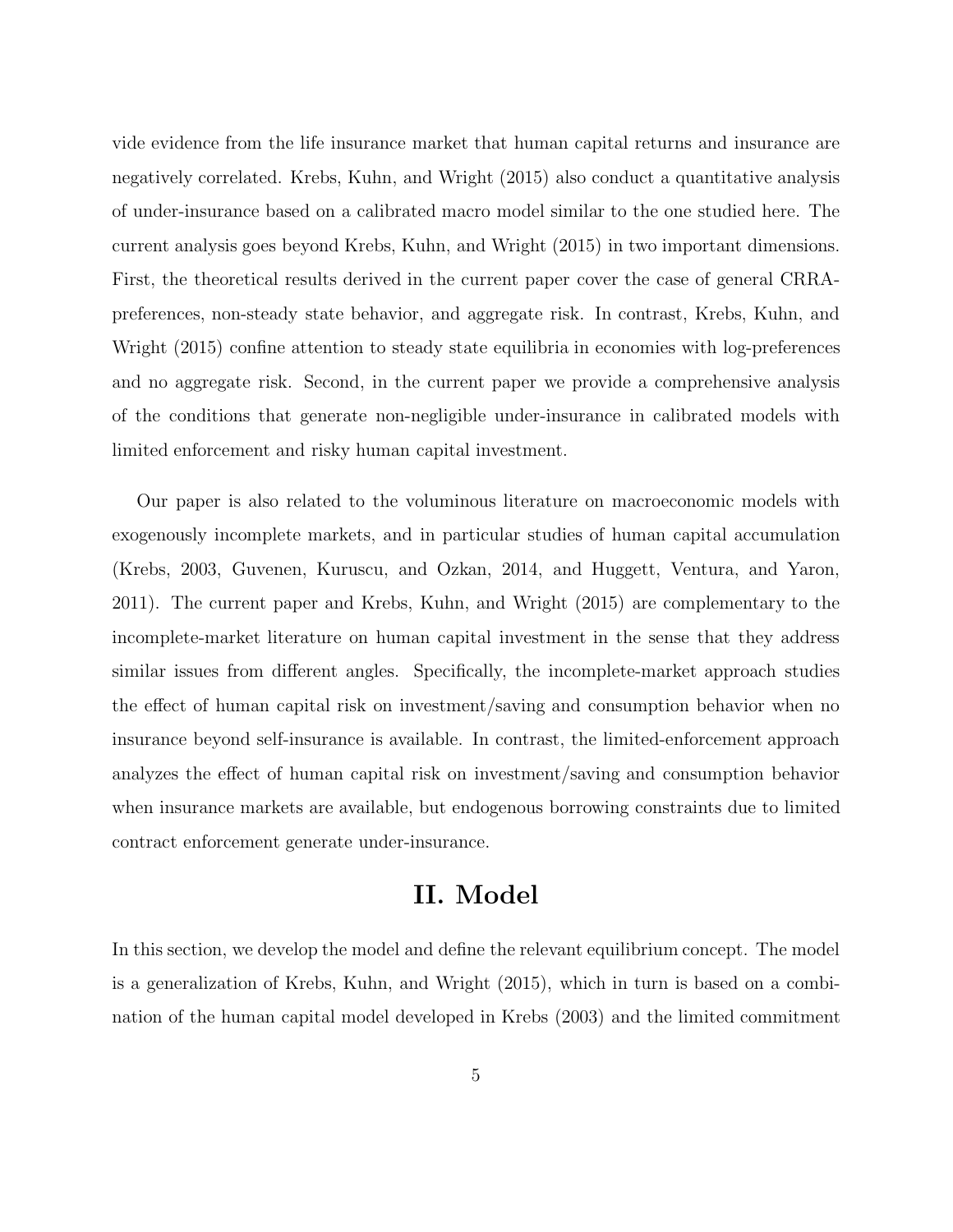vide evidence from the life insurance market that human capital returns and insurance are negatively correlated. Krebs, Kuhn, and Wright (2015) also conduct a quantitative analysis of under-insurance based on a calibrated macro model similar to the one studied here. The current analysis goes beyond Krebs, Kuhn, and Wright (2015) in two important dimensions. First, the theoretical results derived in the current paper cover the case of general CRRA-preferences, non-steady state behavior, and aggregate risk. In contrast, Krebs, Kuhn, and Wright (2015) confine attention to steady state equilibria in economies with log-preferences and no aggregate risk. Second, in the current paper we provide a comprehensive analysis of the conditions that generate non-negligible under-insurance in calibrated models with limited enforcement and risky human capital investment.

Our paper is also related to the voluminous literature on macroeconomic models with exogenously incomplete markets, and in particular studies of human capital accumulation (Krebs, 2003, Guvenen, Kuruscu, and Ozkan, 2014, and Huggett, Ventura, and Yaron, 2011). The current paper and Krebs, Kuhn, and Wright (2015) are complementary to the incomplete-market literature on human capital investment in the sense that they address similar issues from different angles. Specifically, the incomplete-market approach studies the effect of human capital risk on investment/saving and consumption behavior when no insurance beyond self-insurance is available. In contrast, the limited-enforcement approach analyzes the effect of human capital risk on investment/saving and consumption behavior when insurance markets are available, but endogenous borrowing constraints due to limited contract enforcement generate under-insurance.

# II. Model

In this section, we develop the model and define the relevant equilibrium concept. The model is a generalization of Krebs, Kuhn, and Wright (2015), which in turn is based on a combination of the human capital model developed in Krebs (2003) and the limited commitment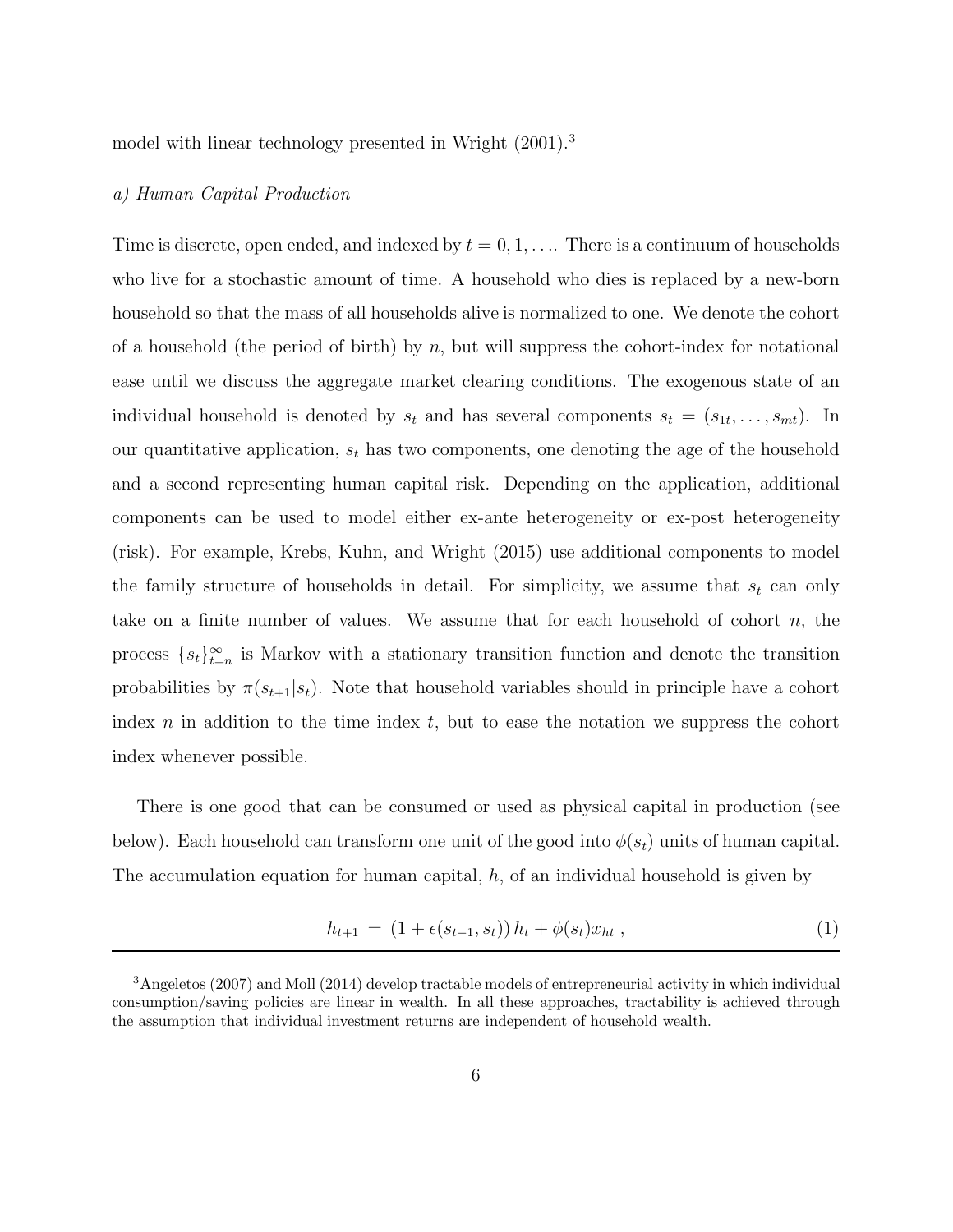model with linear technology presented in Wright (2001).[3]

*a) Human Capital Production*

Time is discrete, open ended, and indexed by $t = 0, 1, \ldots$. There is a continuum of households who live for a stochastic amount of time. A household who dies is replaced by a new-born household so that the mass of all households alive is normalized to one. We denote the cohort of a household (the period of birth) by $n$, but will suppress the cohort-index for notational ease until we discuss the aggregate market clearing conditions. The exogenous state of an individual household is denoted by $s_t$ and has several components $s_t = (s_{1t}, \ldots, s_{mt})$. In our quantitative application, $s_t$ has two components, one denoting the age of the household and a second representing human capital risk. Depending on the application, additional components can be used to model either ex-ante heterogeneity or ex-post heterogeneity (risk). For example, Krebs, Kuhn, and Wright (2015) use additional components to model the family structure of households in detail. For simplicity, we assume that $s_t$ can only take on a finite number of values. We assume that for each household of cohort $n$, the process $\{s_t\}_{t=n}^{\infty}$ is Markov with a stationary transition function and denote the transition probabilities by $\pi(s_{t+1}|s_t)$. Note that household variables should in principle have a cohort index $n$ in addition to the time index $t$, but to ease the notation we suppress the cohort index whenever possible.

There is one good that can be consumed or used as physical capital in production (see below). Each household can transform one unit of the good into $\phi(s_t)$ units of human capital. The accumulation equation for human capital, $h$, of an individual household is given by

$$h_{t+1} = (1 + \epsilon(s_{t-1}, s_t))\, h_t + \phi(s_t) x_{ht} , \tag{1}$$

[3] Angeletos (2007) and Moll (2014) develop tractable models of entrepreneurial activity in which individual consumption/saving policies are linear in wealth. In all these approaches, tractability is achieved through the assumption that individual investment returns are independent of household wealth.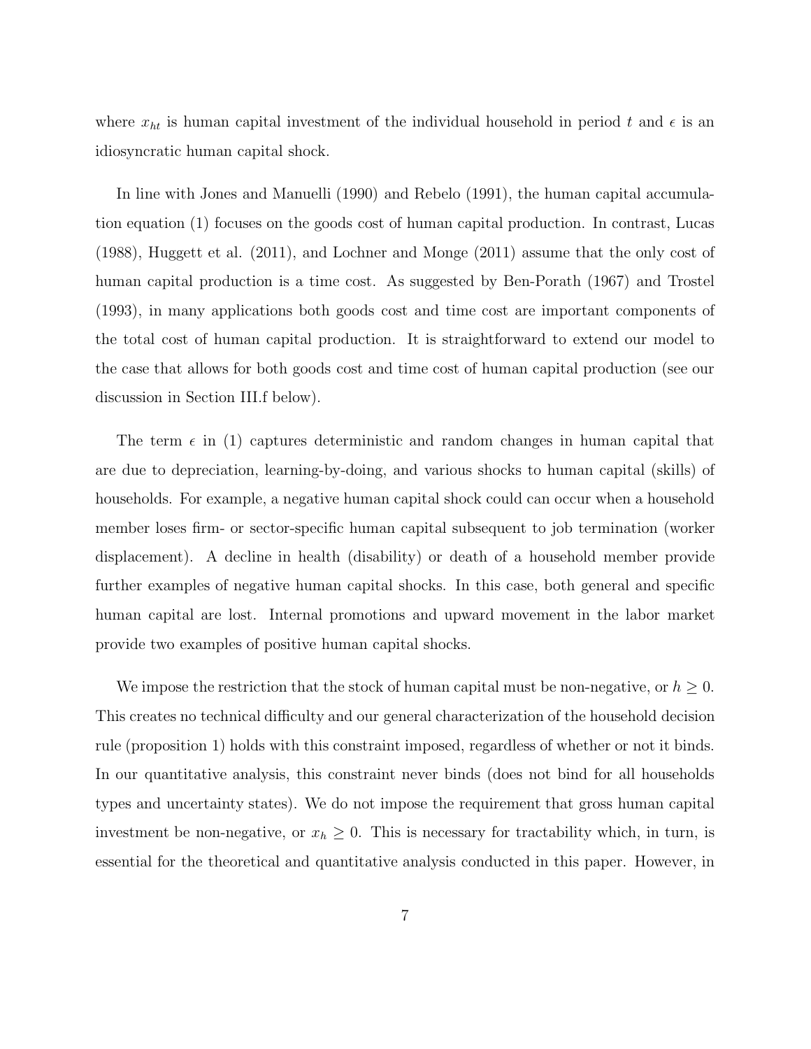where $x_{ht}$ is human capital investment of the individual household in period $t$ and $\epsilon$ is an idiosyncratic human capital shock.

In line with Jones and Manuelli (1990) and Rebelo (1991), the human capital accumulation equation (1) focuses on the goods cost of human capital production. In contrast, Lucas (1988), Huggett et al. (2011), and Lochner and Monge (2011) assume that the only cost of human capital production is a time cost. As suggested by Ben-Porath (1967) and Trostel (1993), in many applications both goods cost and time cost are important components of the total cost of human capital production. It is straightforward to extend our model to the case that allows for both goods cost and time cost of human capital production (see our discussion in Section III.f below).

The term $\epsilon$ in (1) captures deterministic and random changes in human capital that are due to depreciation, learning-by-doing, and various shocks to human capital (skills) of households. For example, a negative human capital shock could can occur when a household member loses firm- or sector-specific human capital subsequent to job termination (worker displacement). A decline in health (disability) or death of a household member provide further examples of negative human capital shocks. In this case, both general and specific human capital are lost. Internal promotions and upward movement in the labor market provide two examples of positive human capital shocks.

We impose the restriction that the stock of human capital must be non-negative, or $h \geq 0$. This creates no technical difficulty and our general characterization of the household decision rule (proposition 1) holds with this constraint imposed, regardless of whether or not it binds. In our quantitative analysis, this constraint never binds (does not bind for all households types and uncertainty states). We do not impose the requirement that gross human capital investment be non-negative, or $x_h \geq 0$. This is necessary for tractability which, in turn, is essential for the theoretical and quantitative analysis conducted in this paper. However, in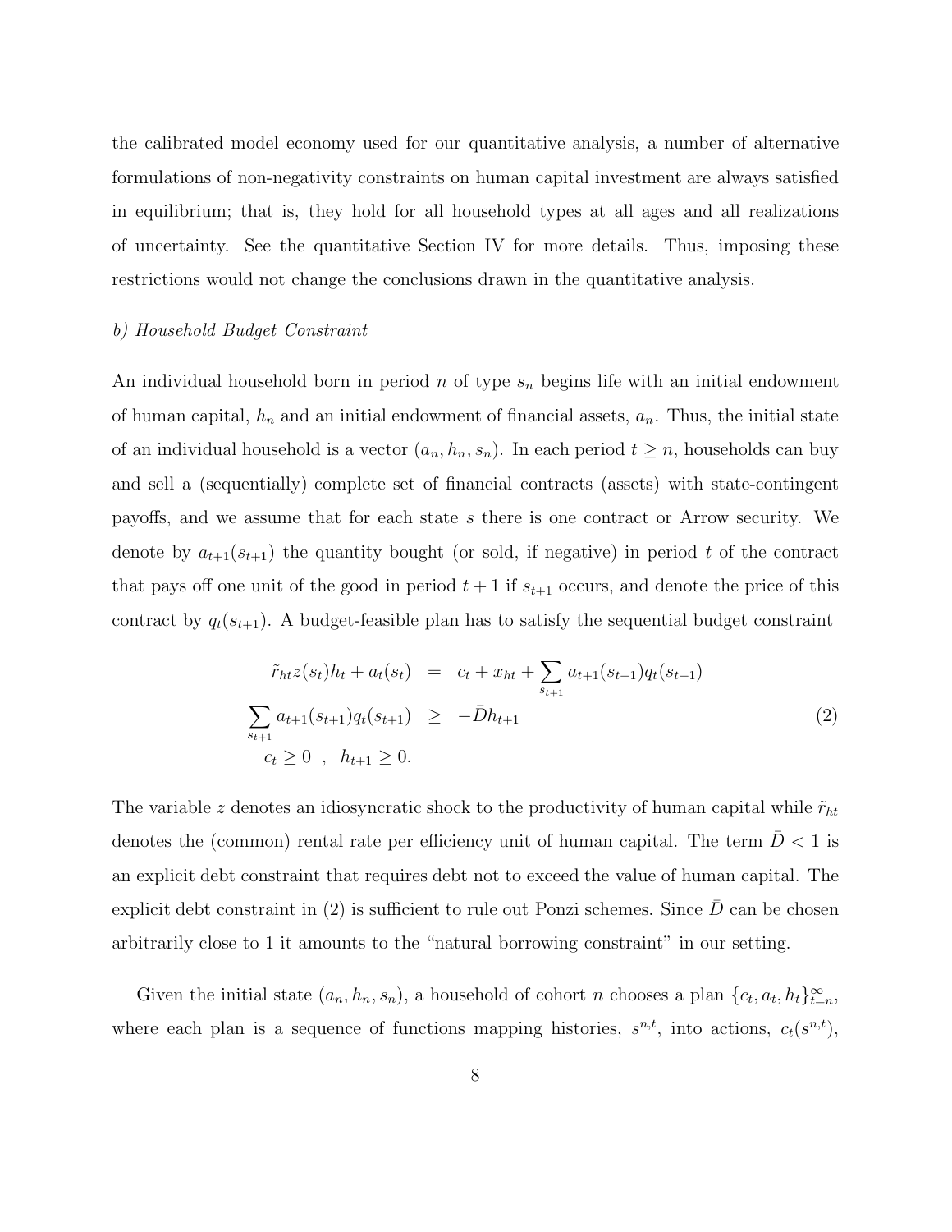the calibrated model economy used for our quantitative analysis, a number of alternative formulations of non-negativity constraints on human capital investment are always satisfied in equilibrium; that is, they hold for all household types at all ages and all realizations of uncertainty. See the quantitative Section IV for more details. Thus, imposing these restrictions would not change the conclusions drawn in the quantitative analysis.

*b) Household Budget Constraint*

An individual household born in period $n$ of type $s_n$ begins life with an initial endowment of human capital, $h_n$ and an initial endowment of financial assets, $a_n$. Thus, the initial state of an individual household is a vector $(a_n, h_n, s_n)$. In each period $t \geq n$, households can buy and sell a (sequentially) complete set of financial contracts (assets) with state-contingent payoffs, and we assume that for each state $s$ there is one contract or Arrow security. We denote by $a_{t+1}(s_{t+1})$ the quantity bought (or sold, if negative) in period $t$ of the contract that pays off one unit of the good in period $t+1$ if $s_{t+1}$ occurs, and denote the price of this contract by $q_t(s_{t+1})$. A budget-feasible plan has to satisfy the sequential budget constraint

$$
\begin{aligned}
\tilde{r}_{ht} z(s_t) h_t + a_t(s_t) &= c_t + x_{ht} + \sum_{s_{t+1}} a_{t+1}(s_{t+1}) q_t(s_{t+1}) \\
\sum_{s_{t+1}} a_{t+1}(s_{t+1}) q_t(s_{t+1}) &\geq -\bar{D} h_{t+1} \\
c_t \geq 0 \ , \quad h_{t+1} &\geq 0.
\end{aligned}
\tag{2}
$$

The variable $z$ denotes an idiosyncratic shock to the productivity of human capital while $\tilde{r}_{ht}$ denotes the (common) rental rate per efficiency unit of human capital. The term $\bar{D} < 1$ is an explicit debt constraint that requires debt not to exceed the value of human capital. The explicit debt constraint in (2) is sufficient to rule out Ponzi schemes. Since $\bar{D}$ can be chosen arbitrarily close to 1 it amounts to the "natural borrowing constraint" in our setting.

Given the initial state $(a_n, h_n, s_n)$, a household of cohort $n$ chooses a plan $\{c_t, a_t, h_t\}_{t=n}^{\infty}$, where each plan is a sequence of functions mapping histories, $s^{n,t}$, into actions, $c_t(s^{n,t})$,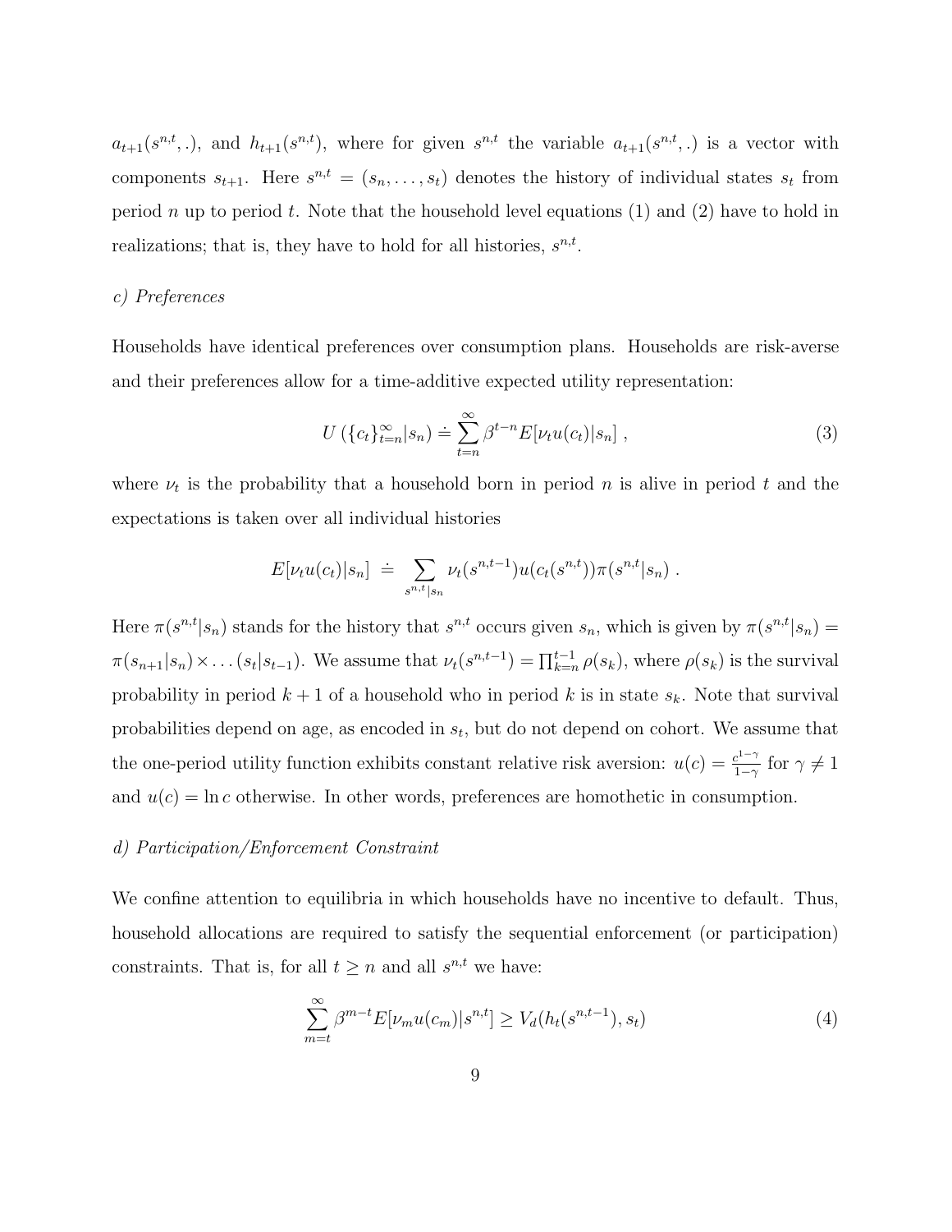$a_{t+1}(s^{n,t},.)$, and $h_{t+1}(s^{n,t})$, where for given $s^{n,t}$ the variable $a_{t+1}(s^{n,t},.)$ is a vector with components $s_{t+1}$. Here $s^{n,t} = (s_n, \ldots, s_t)$ denotes the history of individual states $s_t$ from period $n$ up to period $t$. Note that the household level equations (1) and (2) have to hold in realizations; that is, they have to hold for all histories, $s^{n,t}$.

*c) Preferences*

Households have identical preferences over consumption plans. Households are risk-averse and their preferences allow for a time-additive expected utility representation:

$$U\left(\{c_t\}_{t=n}^{\infty}|s_n\right) \doteq \sum_{t=n}^{\infty} \beta^{t-n} E[\nu_t u(c_t)|s_n] \,, \tag{3}$$

where $\nu_t$ is the probability that a household born in period $n$ is alive in period $t$ and the expectations is taken over all individual histories

$$E[\nu_t u(c_t)|s_n] \;\doteq\; \sum_{s^{n,t}|s_n} \nu_t(s^{n,t-1}) u(c_t(s^{n,t}))\pi(s^{n,t}|s_n) \,.$$

Here $\pi(s^{n,t}|s_n)$ stands for the history that $s^{n,t}$ occurs given $s_n$, which is given by $\pi(s^{n,t}|s_n) = \pi(s_{n+1}|s_n) \times \ldots (s_t|s_{t-1})$. We assume that $\nu_t(s^{n,t-1}) = \prod_{k=n}^{t-1} \rho(s_k)$, where $\rho(s_k)$ is the survival probability in period $k+1$ of a household who in period $k$ is in state $s_k$. Note that survival probabilities depend on age, as encoded in $s_t$, but do not depend on cohort. We assume that the one-period utility function exhibits constant relative risk aversion: $u(c) = \frac{c^{1-\gamma}}{1-\gamma}$ for $\gamma \neq 1$ and $u(c) = \ln c$ otherwise. In other words, preferences are homothetic in consumption.

*d) Participation/Enforcement Constraint*

We confine attention to equilibria in which households have no incentive to default. Thus, household allocations are required to satisfy the sequential enforcement (or participation) constraints. That is, for all $t \geq n$ and all $s^{n,t}$ we have:

$$\sum_{m=t}^{\infty} \beta^{m-t} E[\nu_m u(c_m)|s^{n,t}] \geq V_d(h_t(s^{n,t-1}), s_t) \tag{4}$$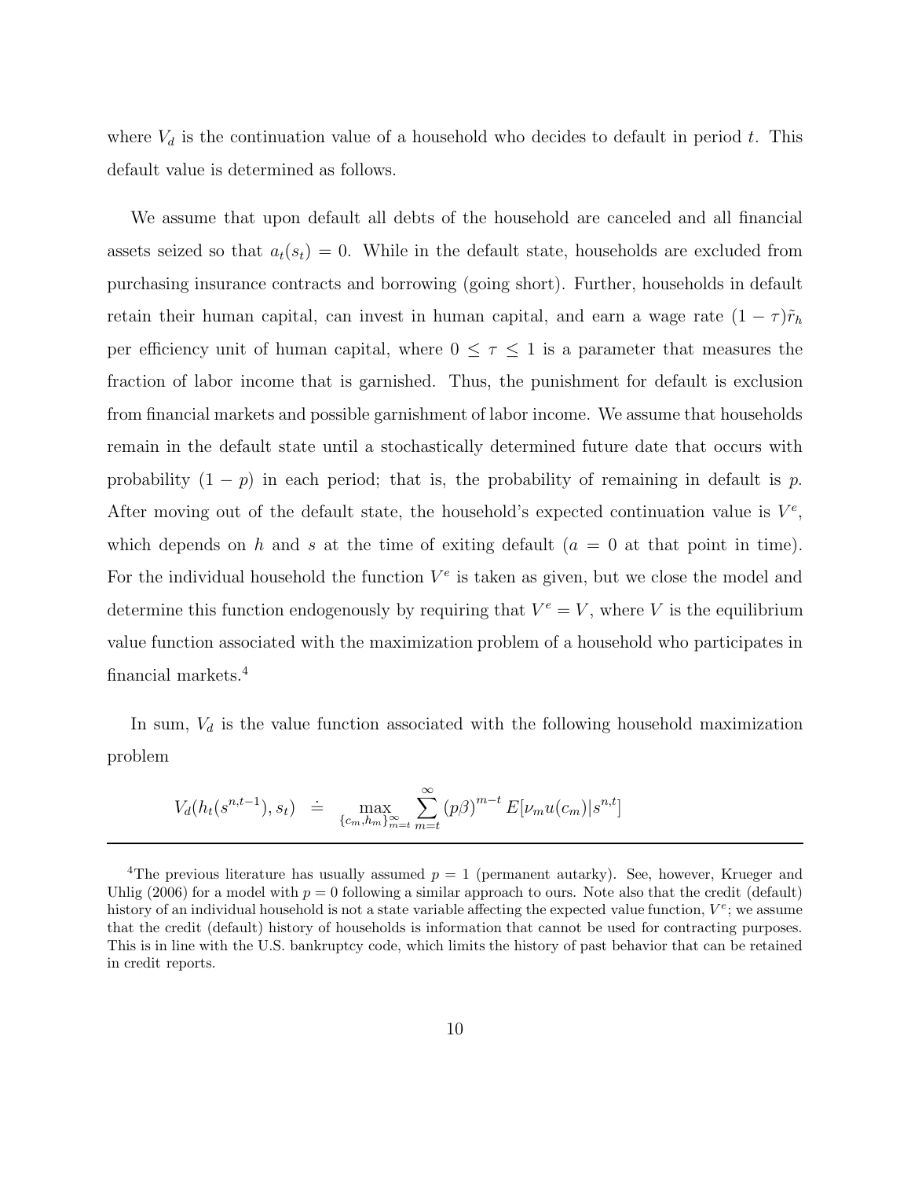where $V_d$ is the continuation value of a household who decides to default in period $t$. This default value is determined as follows.

We assume that upon default all debts of the household are canceled and all financial assets seized so that $a_t(s_t) = 0$. While in the default state, households are excluded from purchasing insurance contracts and borrowing (going short). Further, households in default retain their human capital, can invest in human capital, and earn a wage rate $(1 - \tau)\tilde{r}_h$ per efficiency unit of human capital, where $0 \leq \tau \leq 1$ is a parameter that measures the fraction of labor income that is garnished. Thus, the punishment for default is exclusion from financial markets and possible garnishment of labor income. We assume that households remain in the default state until a stochastically determined future date that occurs with probability $(1 - p)$ in each period; that is, the probability of remaining in default is $p$. After moving out of the default state, the household's expected continuation value is $V^e$, which depends on $h$ and $s$ at the time of exiting default ($a = 0$ at that point in time). For the individual household the function $V^e$ is taken as given, but we close the model and determine this function endogenously by requiring that $V^e = V$, where $V$ is the equilibrium value function associated with the maximization problem of a household who participates in financial markets.[4]

In sum, $V_d$ is the value function associated with the following household maximization problem

$$V_d(h_t(s^{n,t-1}), s_t) \doteq \max_{\{c_m, h_m\}_{m=t}^{\infty}} \sum_{m=t}^{\infty} (p\beta)^{m-t} E[\nu_m u(c_m)|s^{n,t}]$$

[4]The previous literature has usually assumed $p = 1$ (permanent autarky). See, however, Krueger and Uhlig (2006) for a model with $p = 0$ following a similar approach to ours. Note also that the credit (default) history of an individual household is not a state variable affecting the expected value function, $V^e$; we assume that the credit (default) history of households is information that cannot be used for contracting purposes. This is in line with the U.S. bankruptcy code, which limits the history of past behavior that can be retained in credit reports.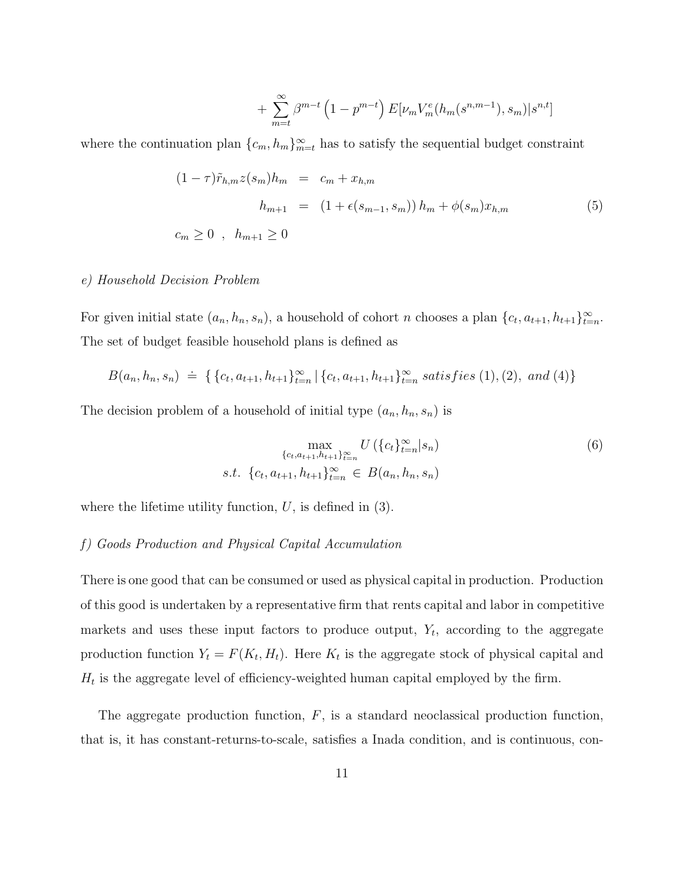$$+\sum_{m=t}^{\infty}\beta^{m-t}\left(1-p^{m-t}\right)E[\nu_m V_m^e(h_m(s^{n,m-1}),s_m)|s^{n,t}]$$

where the continuation plan $\{c_m, h_m\}_{m=t}^{\infty}$ has to satisfy the sequential budget constraint

$$\begin{aligned}
(1-\tau)\tilde{r}_{h,m}z(s_m)h_m &= c_m + x_{h,m} \\
h_{m+1} &= \left(1+\epsilon(s_{m-1},s_m)\right)h_m + \phi(s_m)x_{h,m} \\
c_m \geq 0 \ , \ \ h_{m+1} \geq 0 &
\end{aligned} \tag{5}$$

*e) Household Decision Problem*

For given initial state $(a_n, h_n, s_n)$, a household of cohort $n$ chooses a plan $\{c_t, a_{t+1}, h_{t+1}\}_{t=n}^{\infty}$. The set of budget feasible household plans is defined as

$$B(a_n,h_n,s_n) \doteq \{\{c_t,a_{t+1},h_{t+1}\}_{t=n}^{\infty} \,|\, \{c_t,a_{t+1},h_{t+1}\}_{t=n}^{\infty} \ satisfies\ (1),(2),\ and\ (4)\}$$

The decision problem of a household of initial type $(a_n, h_n, s_n)$ is

$$\begin{aligned}
&\max_{\{c_t,a_{t+1},h_{t+1}\}_{t=n}^{\infty}} U\left(\{c_t\}_{t=n}^{\infty}|s_n\right) \\
&s.t.\ \ \{c_t,a_{t+1},h_{t+1}\}_{t=n}^{\infty} \in B(a_n,h_n,s_n)
\end{aligned} \tag{6}$$

where the lifetime utility function, $U$, is defined in (3).

*f) Goods Production and Physical Capital Accumulation*

There is one good that can be consumed or used as physical capital in production. Production of this good is undertaken by a representative firm that rents capital and labor in competitive markets and uses these input factors to produce output, $Y_t$, according to the aggregate production function $Y_t = F(K_t, H_t)$. Here $K_t$ is the aggregate stock of physical capital and $H_t$ is the aggregate level of efficiency-weighted human capital employed by the firm.

The aggregate production function, $F$, is a standard neoclassical production function, that is, it has constant-returns-to-scale, satisfies a Inada condition, and is continuous, con-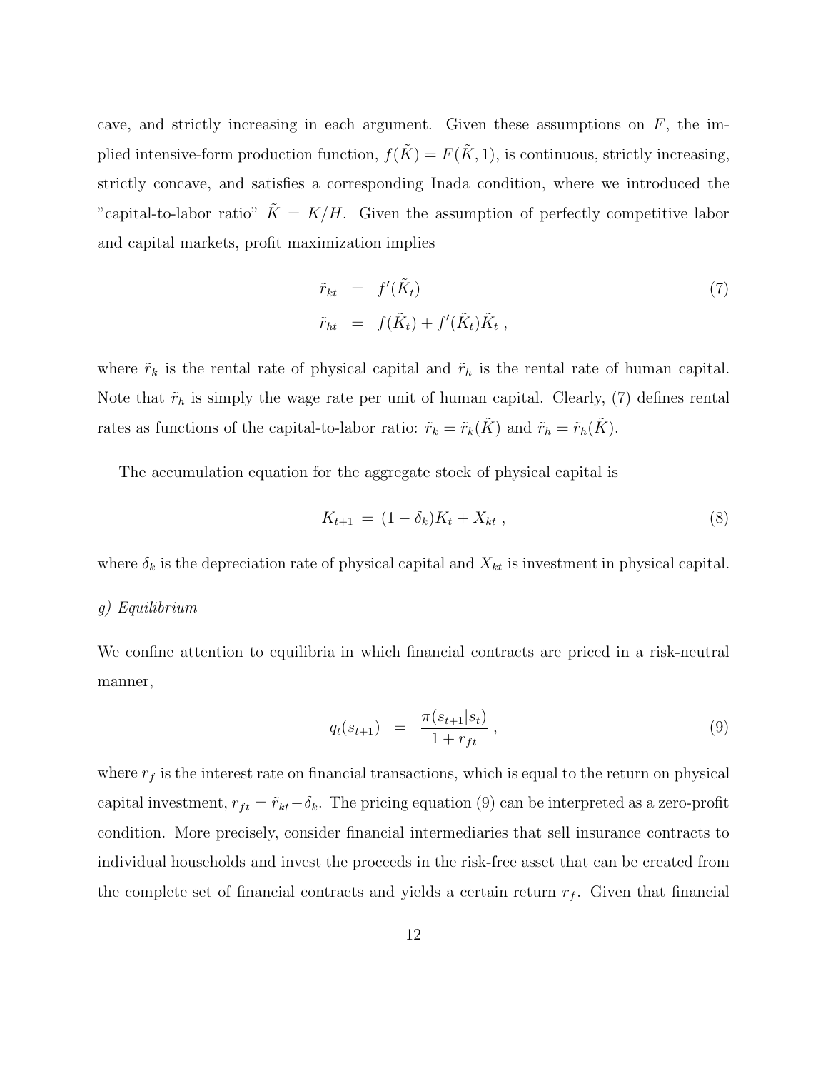cave, and strictly increasing in each argument. Given these assumptions on $F$, the implied intensive-form production function, $f(\tilde{K}) = F(\tilde{K}, 1)$, is continuous, strictly increasing, strictly concave, and satisfies a corresponding Inada condition, where we introduced the "capital-to-labor ratio" $\tilde{K} = K/H$. Given the assumption of perfectly competitive labor and capital markets, profit maximization implies

$$
\begin{aligned}
\tilde{r}_{kt} &= f'(\tilde{K}_t) \\
\tilde{r}_{ht} &= f(\tilde{K}_t) + f'(\tilde{K}_t)\tilde{K}_t \ ,
\end{aligned}
\tag{7}
$$

where $\tilde{r}_k$ is the rental rate of physical capital and $\tilde{r}_h$ is the rental rate of human capital. Note that $\tilde{r}_h$ is simply the wage rate per unit of human capital. Clearly, (7) defines rental rates as functions of the capital-to-labor ratio: $\tilde{r}_k = \tilde{r}_k(\tilde{K})$ and $\tilde{r}_h = \tilde{r}_h(\tilde{K})$.

The accumulation equation for the aggregate stock of physical capital is

$$
K_{t+1} = (1 - \delta_k)K_t + X_{kt} \ , \tag{8}
$$

where $\delta_k$ is the depreciation rate of physical capital and $X_{kt}$ is investment in physical capital.

*g) Equilibrium*

We confine attention to equilibria in which financial contracts are priced in a risk-neutral manner,

$$
q_t(s_{t+1}) = \frac{\pi(s_{t+1}|s_t)}{1 + r_{ft}} \ , \tag{9}
$$

where $r_f$ is the interest rate on financial transactions, which is equal to the return on physical capital investment, $r_{ft} = \tilde{r}_{kt} - \delta_k$. The pricing equation (9) can be interpreted as a zero-profit condition. More precisely, consider financial intermediaries that sell insurance contracts to individual households and invest the proceeds in the risk-free asset that can be created from the complete set of financial contracts and yields a certain return $r_f$. Given that financial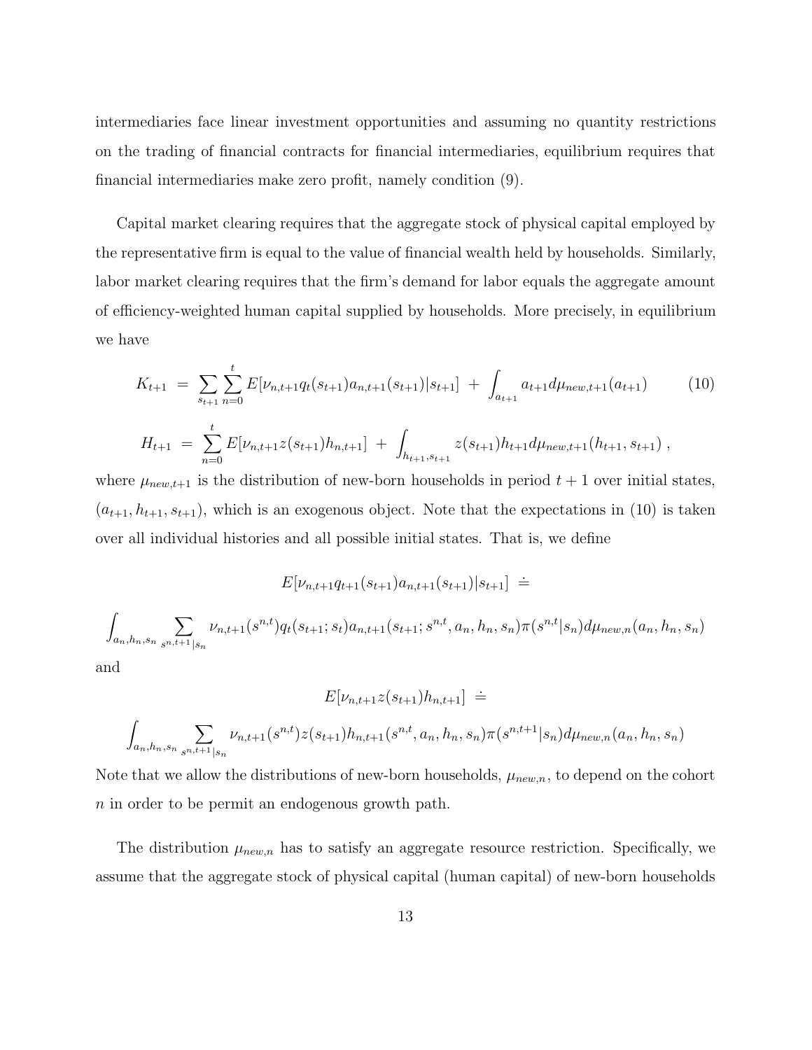intermediaries face linear investment opportunities and assuming no quantity restrictions on the trading of financial contracts for financial intermediaries, equilibrium requires that financial intermediaries make zero profit, namely condition (9).

Capital market clearing requires that the aggregate stock of physical capital employed by the representative firm is equal to the value of financial wealth held by households. Similarly, labor market clearing requires that the firm's demand for labor equals the aggregate amount of efficiency-weighted human capital supplied by households. More precisely, in equilibrium we have

$$
\begin{aligned}
K_{t+1} &= \sum_{s_{t+1}} \sum_{n=0}^{t} E[\nu_{n,t+1} q_t(s_{t+1}) a_{n,t+1}(s_{t+1})|s_{t+1}] \; + \; \int_{a_{t+1}} a_{t+1} d\mu_{new,t+1}(a_{t+1}) \qquad (10) \\
H_{t+1} &= \sum_{n=0}^{t} E[\nu_{n,t+1} z(s_{t+1}) h_{n,t+1}] \; + \; \int_{h_{t+1}, s_{t+1}} z(s_{t+1}) h_{t+1} d\mu_{new,t+1}(h_{t+1}, s_{t+1}) \; ,
\end{aligned}
$$

where $\mu_{new,t+1}$ is the distribution of new-born households in period $t+1$ over initial states, $(a_{t+1}, h_{t+1}, s_{t+1})$, which is an exogenous object. Note that the expectations in (10) is taken over all individual histories and all possible initial states. That is, we define

$$
E[\nu_{n,t+1} q_{t+1}(s_{t+1}) a_{n,t+1}(s_{t+1})|s_{t+1}] \; \doteq
$$

$$
\int_{a_n, h_n, s_n} \sum_{s^{n,t+1}|s_n} \nu_{n,t+1}(s^{n,t}) q_t(s_{t+1}; s_t) a_{n,t+1}(s_{t+1}; s^{n,t}, a_n, h_n, s_n) \pi(s^{n,t}|s_n) d\mu_{new,n}(a_n, h_n, s_n)
$$

and

$$
E[\nu_{n,t+1} z(s_{t+1}) h_{n,t+1}] \; \doteq
$$

$$
\int_{a_n, h_n, s_n} \sum_{s^{n,t+1}|s_n} \nu_{n,t+1}(s^{n,t}) z(s_{t+1}) h_{n,t+1}(s^{n,t}, a_n, h_n, s_n) \pi(s^{n,t+1}|s_n) d\mu_{new,n}(a_n, h_n, s_n)
$$

Note that we allow the distributions of new-born households, $\mu_{new,n}$, to depend on the cohort $n$ in order to be permit an endogenous growth path.

The distribution $\mu_{new,n}$ has to satisfy an aggregate resource restriction. Specifically, we assume that the aggregate stock of physical capital (human capital) of new-born households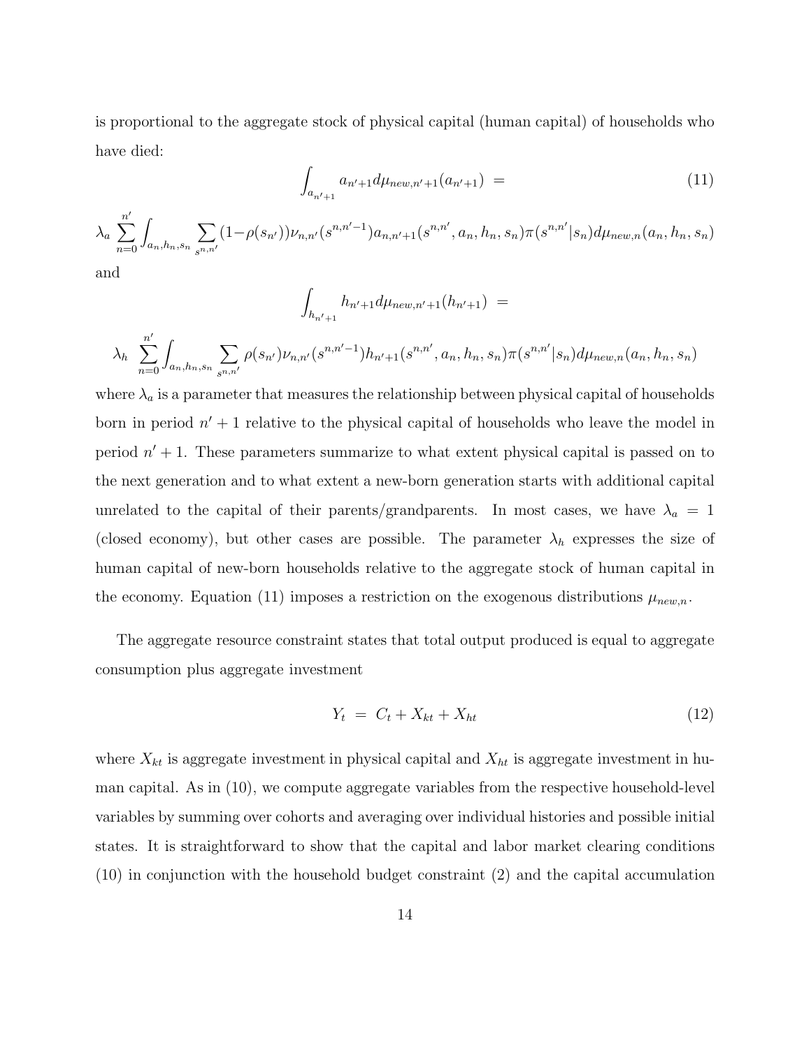is proportional to the aggregate stock of physical capital (human capital) of households who have died:

$$\int_{a_{n'+1}} a_{n'+1} d\mu_{new,n'+1}(a_{n'+1}) \;= \tag{11}$$

$$\lambda_a \sum_{n=0}^{n'} \int_{a_n,h_n,s_n} \sum_{s^{n,n'}} (1-\rho(s_{n'}))\nu_{n,n'}(s^{n,n'-1}) a_{n,n'+1}(s^{n,n'}, a_n, h_n, s_n)\pi(s^{n,n'}|s_n) d\mu_{new,n}(a_n, h_n, s_n)$$

and

$$\int_{h_{n'+1}} h_{n'+1} d\mu_{new,n'+1}(h_{n'+1}) \;=$$

$$\lambda_h \sum_{n=0}^{n'} \int_{a_n,h_n,s_n} \sum_{s^{n,n'}} \rho(s_{n'})\nu_{n,n'}(s^{n,n'-1}) h_{n'+1}(s^{n,n'}, a_n, h_n, s_n)\pi(s^{n,n'}|s_n) d\mu_{new,n}(a_n, h_n, s_n)$$

where $\lambda_a$ is a parameter that measures the relationship between physical capital of households born in period $n'+1$ relative to the physical capital of households who leave the model in period $n'+1$. These parameters summarize to what extent physical capital is passed on to the next generation and to what extent a new-born generation starts with additional capital unrelated to the capital of their parents/grandparents. In most cases, we have $\lambda_a = 1$ (closed economy), but other cases are possible. The parameter $\lambda_h$ expresses the size of human capital of new-born households relative to the aggregate stock of human capital in the economy. Equation (11) imposes a restriction on the exogenous distributions $\mu_{new,n}$.

The aggregate resource constraint states that total output produced is equal to aggregate consumption plus aggregate investment

$$Y_t \;=\; C_t + X_{kt} + X_{ht} \tag{12}$$

where $X_{kt}$ is aggregate investment in physical capital and $X_{ht}$ is aggregate investment in human capital. As in (10), we compute aggregate variables from the respective household-level variables by summing over cohorts and averaging over individual histories and possible initial states. It is straightforward to show that the capital and labor market clearing conditions (10) in conjunction with the household budget constraint (2) and the capital accumulation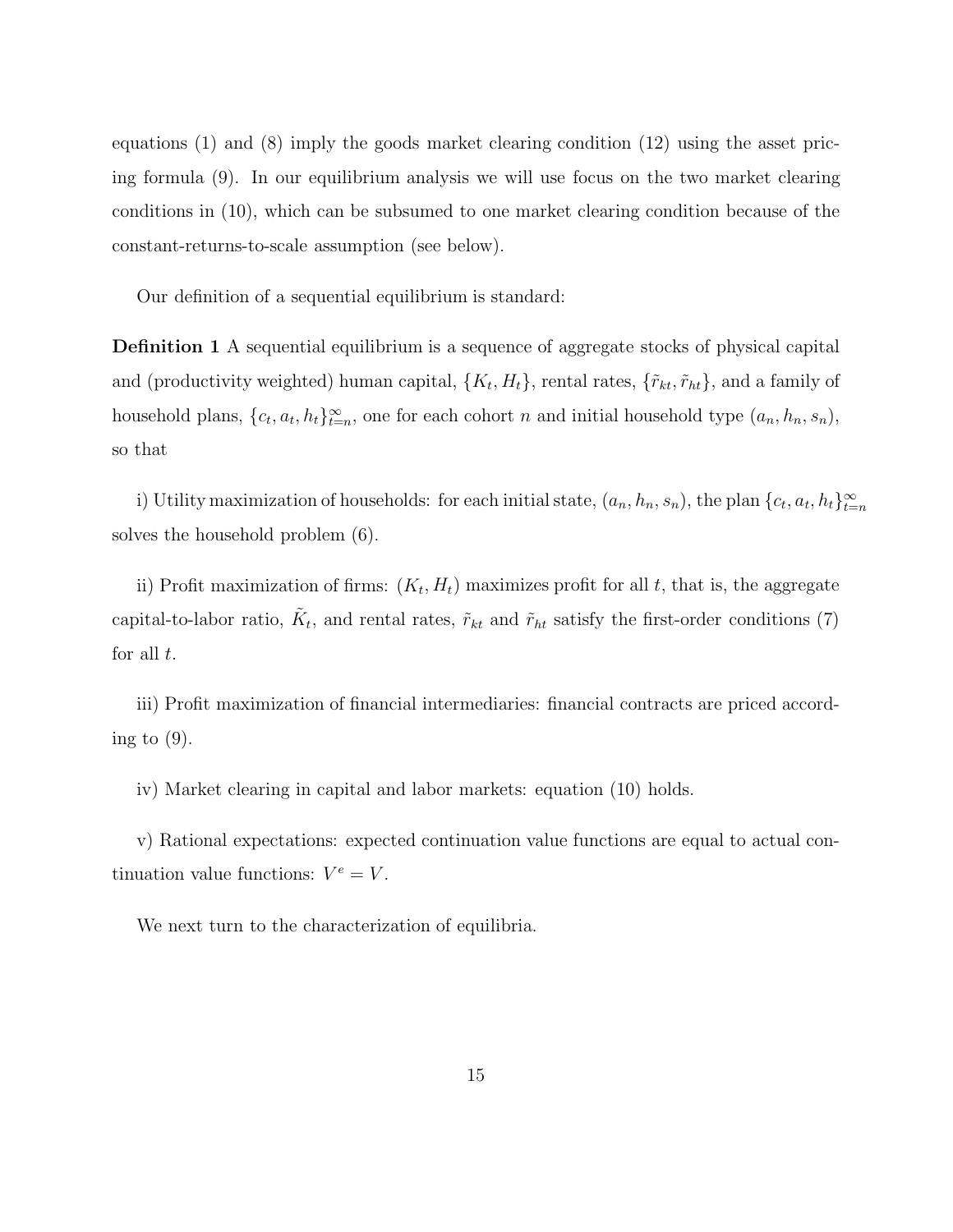equations (1) and (8) imply the goods market clearing condition (12) using the asset pricing formula (9). In our equilibrium analysis we will use focus on the two market clearing conditions in (10), which can be subsumed to one market clearing condition because of the constant-returns-to-scale assumption (see below).

Our definition of a sequential equilibrium is standard:

**Definition 1** A sequential equilibrium is a sequence of aggregate stocks of physical capital and (productivity weighted) human capital, $\{K_t, H_t\}$, rental rates, $\{\tilde{r}_{kt}, \tilde{r}_{ht}\}$, and a family of household plans, $\{c_t, a_t, h_t\}_{t=n}^{\infty}$, one for each cohort $n$ and initial household type $(a_n, h_n, s_n)$, so that

i) Utility maximization of households: for each initial state, $(a_n, h_n, s_n)$, the plan $\{c_t, a_t, h_t\}_{t=n}^{\infty}$ solves the household problem (6).

ii) Profit maximization of firms: $(K_t, H_t)$ maximizes profit for all $t$, that is, the aggregate capital-to-labor ratio, $\tilde{K}_t$, and rental rates, $\tilde{r}_{kt}$ and $\tilde{r}_{ht}$ satisfy the first-order conditions (7) for all $t$.

iii) Profit maximization of financial intermediaries: financial contracts are priced according to (9).

iv) Market clearing in capital and labor markets: equation (10) holds.

v) Rational expectations: expected continuation value functions are equal to actual continuation value functions: $V^e = V$.

We next turn to the characterization of equilibria.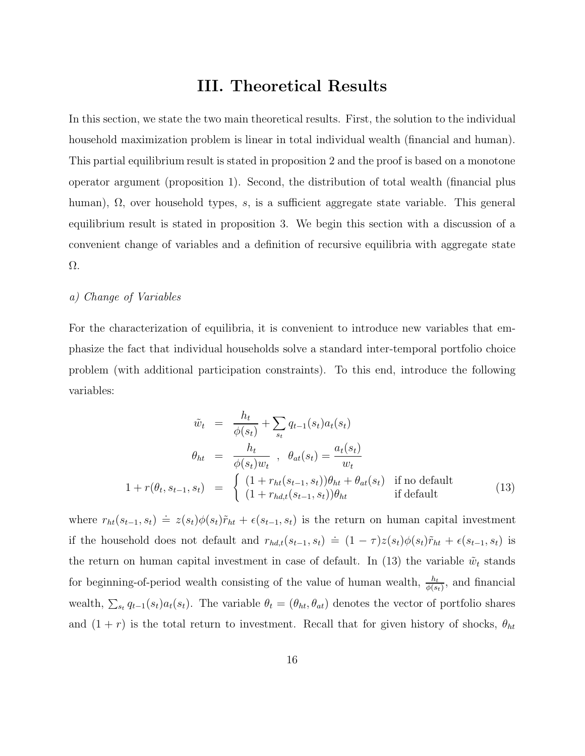# III. Theoretical Results

In this section, we state the two main theoretical results. First, the solution to the individual household maximization problem is linear in total individual wealth (financial and human). This partial equilibrium result is stated in proposition 2 and the proof is based on a monotone operator argument (proposition 1). Second, the distribution of total wealth (financial plus human), $\Omega$, over household types, $s$, is a sufficient aggregate state variable. This general equilibrium result is stated in proposition 3. We begin this section with a discussion of a convenient change of variables and a definition of recursive equilibria with aggregate state $\Omega$.

*a) Change of Variables*

For the characterization of equilibria, it is convenient to introduce new variables that emphasize the fact that individual households solve a standard inter-temporal portfolio choice problem (with additional participation constraints). To this end, introduce the following variables:

$$
\begin{aligned}
\tilde{w}_t &= \frac{h_t}{\phi(s_t)} + \sum_{s_t} q_{t-1}(s_t) a_t(s_t) \\
\theta_{ht} &= \frac{h_t}{\phi(s_t) w_t} \ , \ \ \theta_{at}(s_t) = \frac{a_t(s_t)}{w_t} \\
1 + r(\theta_t, s_{t-1}, s_t) &= \begin{cases} (1 + r_{ht}(s_{t-1}, s_t))\theta_{ht} + \theta_{at}(s_t) & \text{if no default} \\ (1 + r_{hd,t}(s_{t-1}, s_t))\theta_{ht} & \text{if default} \end{cases}
\end{aligned} \tag{13}
$$

where $r_{ht}(s_{t-1}, s_t) \doteq z(s_t)\phi(s_t)\tilde{r}_{ht} + \epsilon(s_{t-1}, s_t)$ is the return on human capital investment if the household does not default and $r_{hd,t}(s_{t-1}, s_t) \doteq (1-\tau)z(s_t)\phi(s_t)\tilde{r}_{ht} + \epsilon(s_{t-1}, s_t)$ is the return on human capital investment in case of default. In (13) the variable $\tilde{w}_t$ stands for beginning-of-period wealth consisting of the value of human wealth, $\frac{h_t}{\phi(s_t)}$, and financial wealth, $\sum_{s_t} q_{t-1}(s_t) a_t(s_t)$. The variable $\theta_t = (\theta_{ht}, \theta_{at})$ denotes the vector of portfolio shares and $(1 + r)$ is the total return to investment. Recall that for given history of shocks, $\theta_{ht}$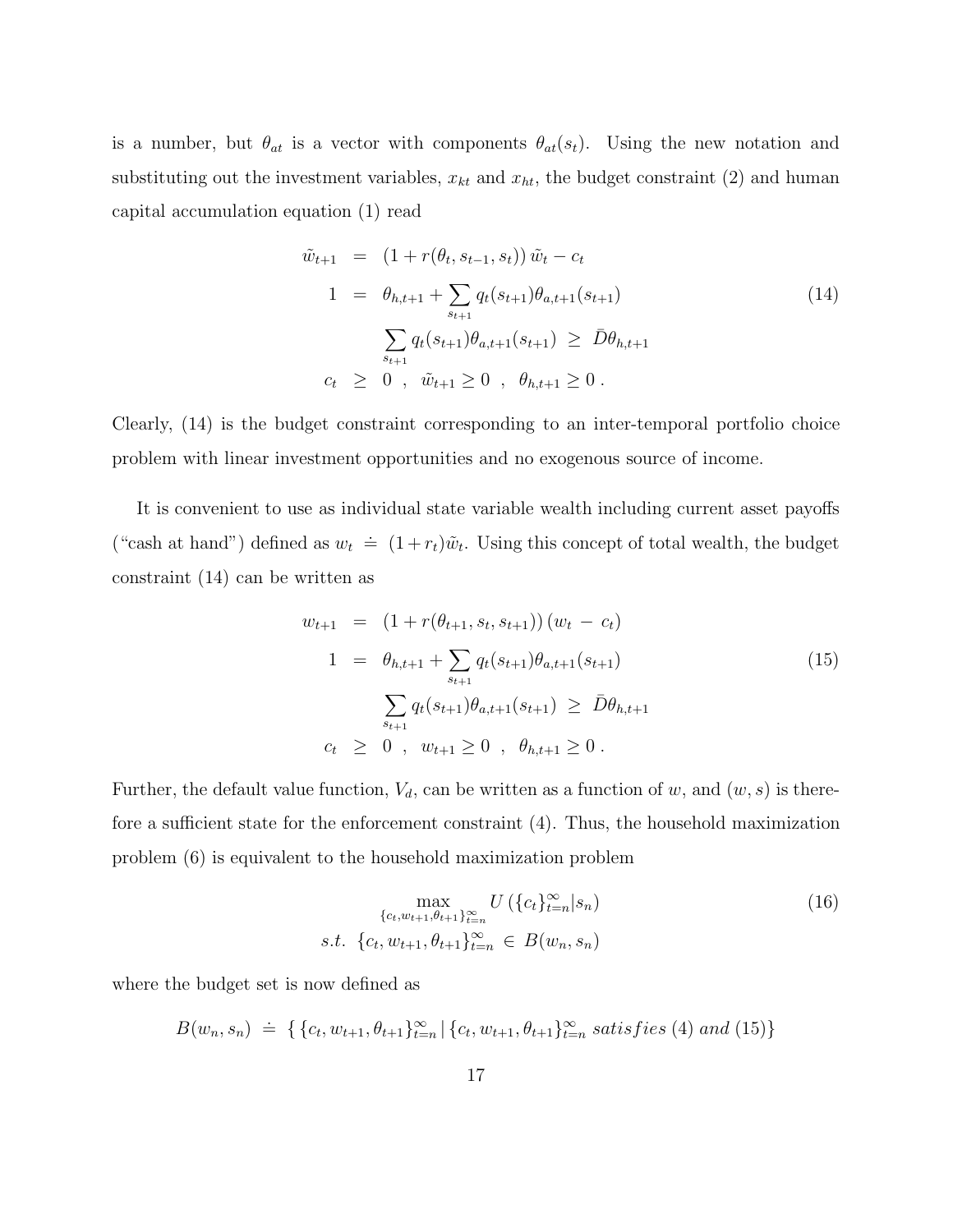is a number, but $\theta_{at}$ is a vector with components $\theta_{at}(s_t)$. Using the new notation and substituting out the investment variables, $x_{kt}$ and $x_{ht}$, the budget constraint (2) and human capital accumulation equation (1) read

$$
\begin{aligned}
\tilde{w}_{t+1} &= (1 + r(\theta_t, s_{t-1}, s_t))\, \tilde{w}_t - c_t \\
1 &= \theta_{h,t+1} + \sum_{s_{t+1}} q_t(s_{t+1}) \theta_{a,t+1}(s_{t+1}) \\
& \quad \sum_{s_{t+1}} q_t(s_{t+1}) \theta_{a,t+1}(s_{t+1}) \;\geq\; \bar{D} \theta_{h,t+1} \\
c_t &\geq 0 \;\;,\;\; \tilde{w}_{t+1} \geq 0 \;\;,\;\; \theta_{h,t+1} \geq 0\,.
\end{aligned}
\tag{14}
$$

Clearly, (14) is the budget constraint corresponding to an inter-temporal portfolio choice problem with linear investment opportunities and no exogenous source of income.

It is convenient to use as individual state variable wealth including current asset payoffs ("cash at hand") defined as $w_t \doteq (1 + r_t)\tilde{w}_t$. Using this concept of total wealth, the budget constraint (14) can be written as

$$
\begin{aligned}
w_{t+1} &= (1 + r(\theta_{t+1}, s_t, s_{t+1}))\, (w_t \,-\, c_t) \\
1 &= \theta_{h,t+1} + \sum_{s_{t+1}} q_t(s_{t+1}) \theta_{a,t+1}(s_{t+1}) \\
& \quad \sum_{s_{t+1}} q_t(s_{t+1}) \theta_{a,t+1}(s_{t+1}) \;\geq\; \bar{D} \theta_{h,t+1} \\
c_t &\geq 0 \;\;,\;\; w_{t+1} \geq 0 \;\;,\;\; \theta_{h,t+1} \geq 0\,.
\end{aligned}
\tag{15}
$$

Further, the default value function, $V_d$, can be written as a function of $w$, and $(w, s)$ is therefore a sufficient state for the enforcement constraint (4). Thus, the household maximization problem (6) is equivalent to the household maximization problem

$$
\begin{aligned}
& \max_{\{c_t, w_{t+1}, \theta_{t+1}\}_{t=n}^{\infty}} U\left(\{c_t\}_{t=n}^{\infty} | s_n\right) \\
& s.t.\;\; \{c_t, w_{t+1}, \theta_{t+1}\}_{t=n}^{\infty} \in B(w_n, s_n)
\end{aligned}
\tag{16}
$$

where the budget set is now defined as

$$
B(w_n, s_n) \;\doteq\; \{\, \{c_t, w_{t+1}, \theta_{t+1}\}_{t=n}^{\infty} \,|\, \{c_t, w_{t+1}, \theta_{t+1}\}_{t=n}^{\infty} \; satisfies \; (4) \; and \; (15) \}
$$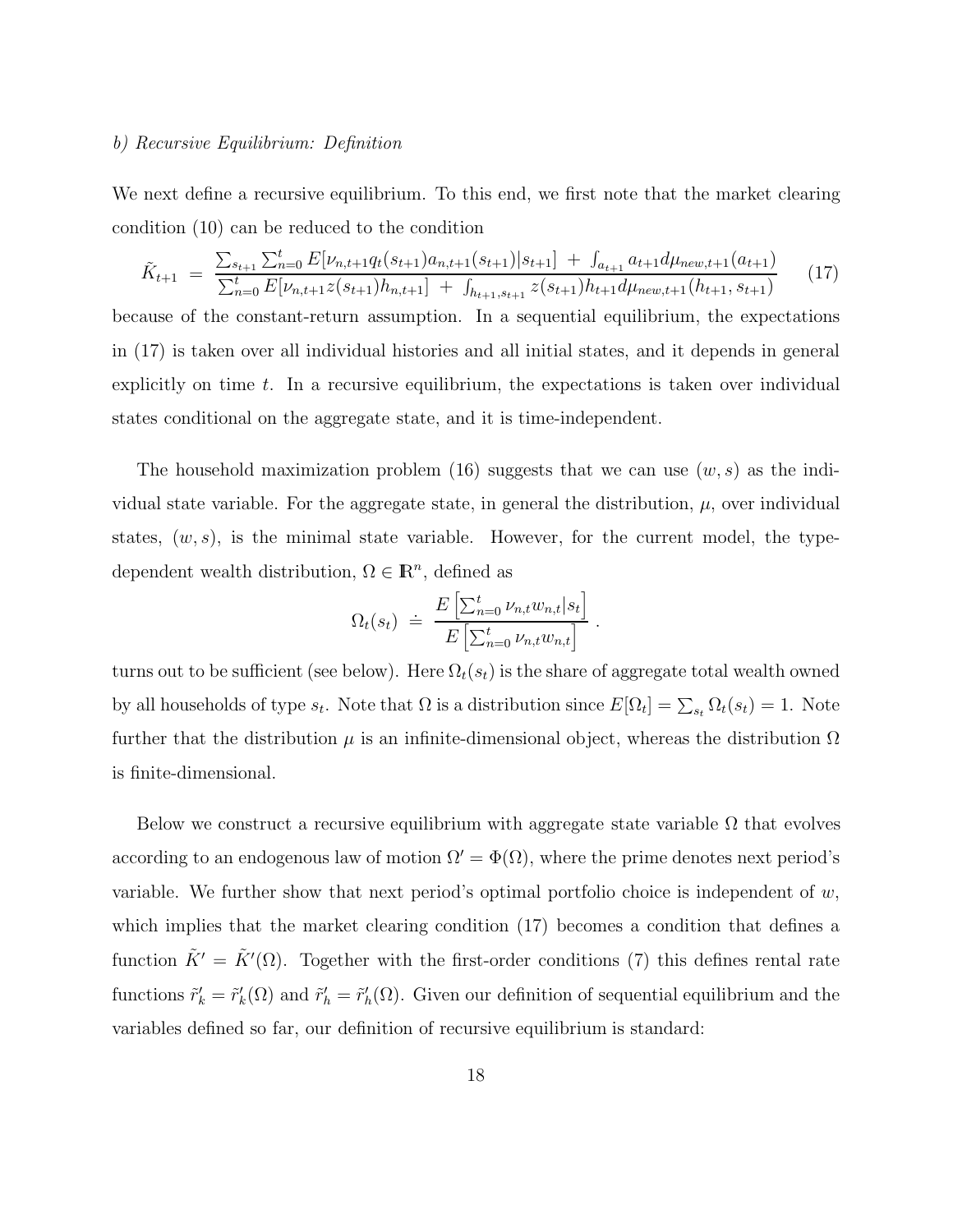*b) Recursive Equilibrium: Definition*

We next define a recursive equilibrium. To this end, we first note that the market clearing condition (10) can be reduced to the condition

$$\tilde{K}_{t+1} \;=\; \frac{\sum_{s_{t+1}} \sum_{n=0}^{t} E[\nu_{n,t+1} q_t(s_{t+1}) a_{n,t+1}(s_{t+1}) | s_{t+1}] \;+\; \int_{a_{t+1}} a_{t+1} d\mu_{new,t+1}(a_{t+1})}{\sum_{n=0}^{t} E[\nu_{n,t+1} z(s_{t+1}) h_{n,t+1}] \;+\; \int_{h_{t+1},s_{t+1}} z(s_{t+1}) h_{t+1} d\mu_{new,t+1}(h_{t+1}, s_{t+1})} \tag{17}$$

because of the constant-return assumption. In a sequential equilibrium, the expectations in (17) is taken over all individual histories and all initial states, and it depends in general explicitly on time $t$. In a recursive equilibrium, the expectations is taken over individual states conditional on the aggregate state, and it is time-independent.

The household maximization problem (16) suggests that we can use $(w, s)$ as the individual state variable. For the aggregate state, in general the distribution, $\mu$, over individual states, $(w, s)$, is the minimal state variable. However, for the current model, the type-dependent wealth distribution, $\Omega \in \mathbb{R}^n$, defined as

$$\Omega_t(s_t) \;\doteq\; \frac{E\left[\sum_{n=0}^{t} \nu_{n,t} w_{n,t} | s_t\right]}{E\left[\sum_{n=0}^{t} \nu_{n,t} w_{n,t}\right]} \; .$$

turns out to be sufficient (see below). Here $\Omega_t(s_t)$ is the share of aggregate total wealth owned by all households of type $s_t$. Note that $\Omega$ is a distribution since $E[\Omega_t] = \sum_{s_t} \Omega_t(s_t) = 1$. Note further that the distribution $\mu$ is an infinite-dimensional object, whereas the distribution $\Omega$ is finite-dimensional.

Below we construct a recursive equilibrium with aggregate state variable $\Omega$ that evolves according to an endogenous law of motion $\Omega' = \Phi(\Omega)$, where the prime denotes next period's variable. We further show that next period's optimal portfolio choice is independent of $w$, which implies that the market clearing condition (17) becomes a condition that defines a function $\tilde{K}' = \tilde{K}'(\Omega)$. Together with the first-order conditions (7) this defines rental rate functions $\tilde{r}'_k = \tilde{r}'_k(\Omega)$ and $\tilde{r}'_h = \tilde{r}'_h(\Omega)$. Given our definition of sequential equilibrium and the variables defined so far, our definition of recursive equilibrium is standard: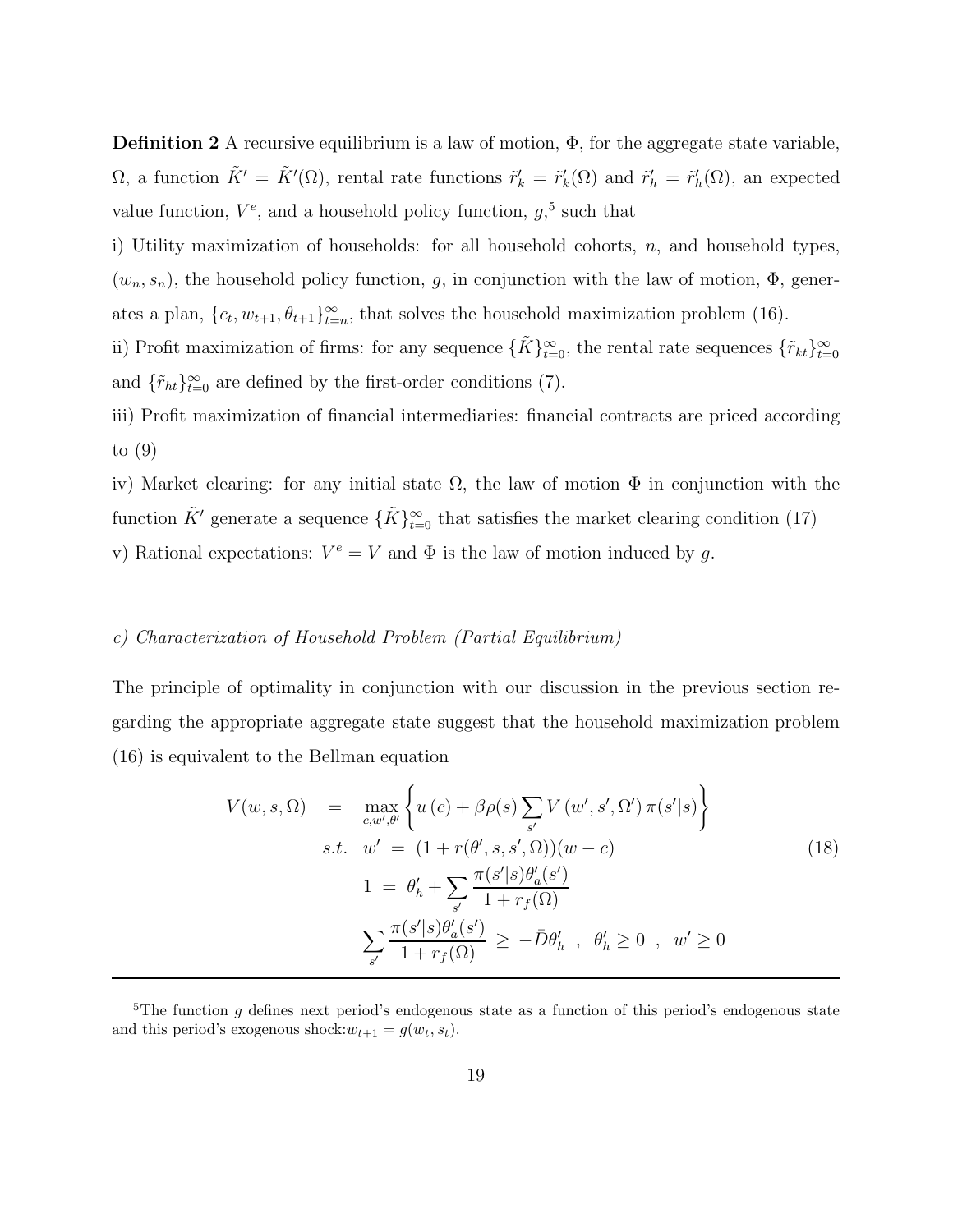**Definition 2** A recursive equilibrium is a law of motion, $\Phi$, for the aggregate state variable, $\Omega$, a function $\tilde{K}' = \tilde{K}'(\Omega)$, rental rate functions $\tilde{r}'_k = \tilde{r}'_k(\Omega)$ and $\tilde{r}'_h = \tilde{r}'_h(\Omega)$, an expected value function, $V^e$, and a household policy function, $g$,[5] such that

i) Utility maximization of households: for all household cohorts, $n$, and household types, $(w_n, s_n)$, the household policy function, $g$, in conjunction with the law of motion, $\Phi$, generates a plan, $\{c_t, w_{t+1}, \theta_{t+1}\}_{t=n}^{\infty}$, that solves the household maximization problem (16).

ii) Profit maximization of firms: for any sequence $\{\tilde{K}\}_{t=0}^{\infty}$, the rental rate sequences $\{\tilde{r}_{kt}\}_{t=0}^{\infty}$ and $\{\tilde{r}_{ht}\}_{t=0}^{\infty}$ are defined by the first-order conditions (7).

iii) Profit maximization of financial intermediaries: financial contracts are priced according to (9)

iv) Market clearing: for any initial state $\Omega$, the law of motion $\Phi$ in conjunction with the function $\tilde{K}'$ generate a sequence $\{\tilde{K}\}_{t=0}^{\infty}$ that satisfies the market clearing condition (17)

v) Rational expectations: $V^e = V$ and $\Phi$ is the law of motion induced by $g$.

*c) Characterization of Household Problem (Partial Equilibrium)*

The principle of optimality in conjunction with our discussion in the previous section regarding the appropriate aggregate state suggest that the household maximization problem (16) is equivalent to the Bellman equation

$$
\begin{aligned}
V(w, s, \Omega) \quad &= \quad \max_{c, w', \theta'} \left\{ u(c) + \beta \rho(s) \sum_{s'} V(w', s', \Omega') \pi(s'|s) \right\} \\
s.t. \quad & w' \;=\; (1 + r(\theta', s, s', \Omega))(w - c) \\
& 1 \;=\; \theta'_h + \sum_{s'} \frac{\pi(s'|s)\theta'_a(s')}{1 + r_f(\Omega)} \\
& \sum_{s'} \frac{\pi(s'|s)\theta'_a(s')}{1 + r_f(\Omega)} \;\geq\; -\bar{D}\theta'_h \;\;, \;\; \theta'_h \geq 0 \;\;, \;\; w' \geq 0
\end{aligned}
\tag{18}
$$

[5]The function $g$ defines next period's endogenous state as a function of this period's endogenous state and this period's exogenous shock: $w_{t+1} = g(w_t, s_t)$.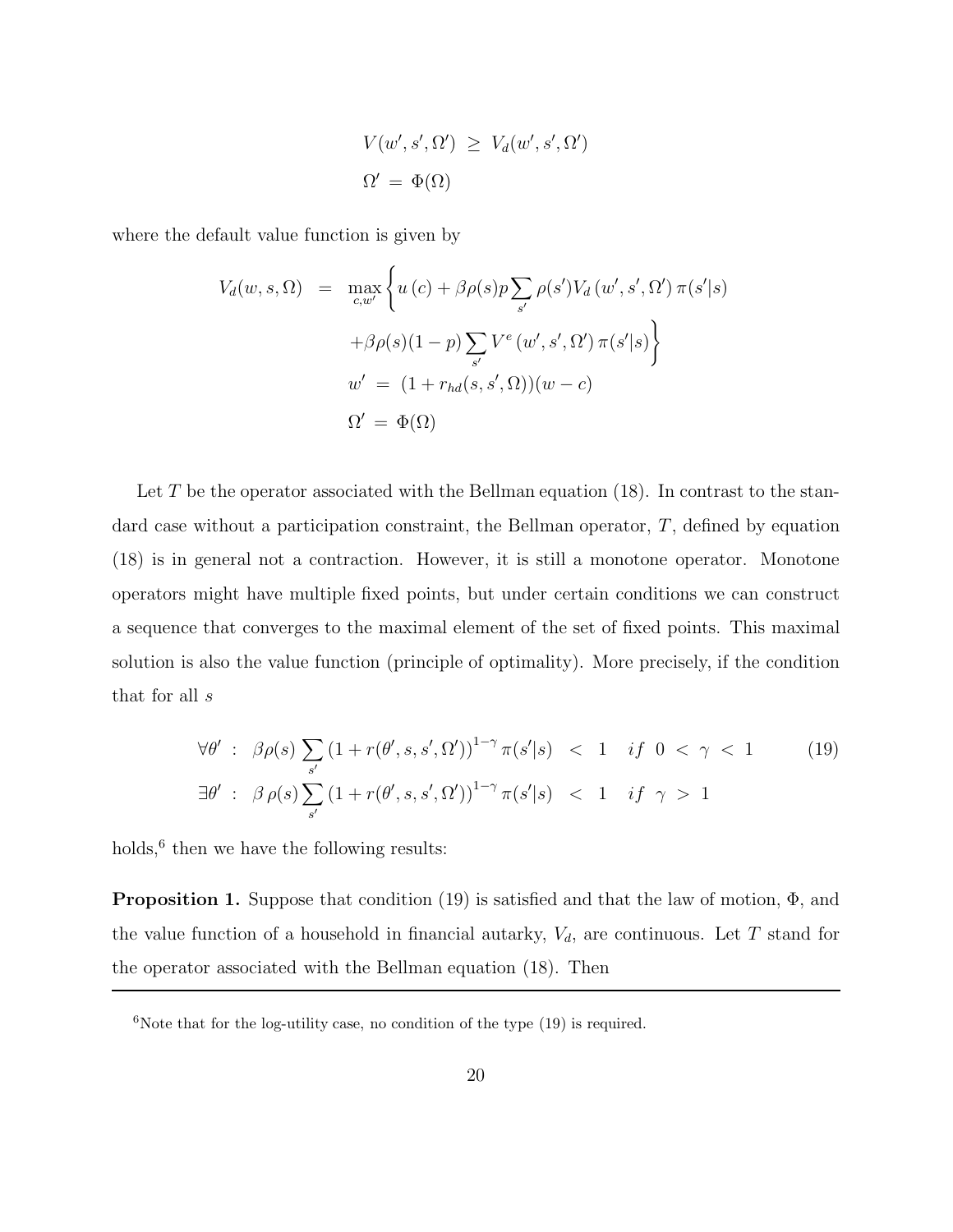$$
\begin{aligned}
V(w', s', \Omega') \; &\geq \; V_d(w', s', \Omega') \\
\Omega' \; &= \; \Phi(\Omega)
\end{aligned}
$$

where the default value function is given by

$$
\begin{aligned}
V_d(w, s, \Omega) \;\; &= \;\; \max_{c, w'} \Bigg\{ u\left(c\right) + \beta \rho(s) p \sum_{s'} \rho(s') V_d\left(w', s', \Omega'\right) \pi(s'|s) \\
&\quad + \beta \rho(s)(1-p) \sum_{s'} V^e\left(w', s', \Omega'\right) \pi(s'|s) \Bigg\} \\
w' \; &= \; (1 + r_{hd}(s, s', \Omega))(w - c) \\
\Omega' \; &= \; \Phi(\Omega)
\end{aligned}
$$

Let $T$ be the operator associated with the Bellman equation (18). In contrast to the standard case without a participation constraint, the Bellman operator, $T$, defined by equation (18) is in general not a contraction. However, it is still a monotone operator. Monotone operators might have multiple fixed points, but under certain conditions we can construct a sequence that converges to the maximal element of the set of fixed points. This maximal solution is also the value function (principle of optimality). More precisely, if the condition that for all $s$

$$
\begin{aligned}
\forall \theta' \; &: \;\; \beta \rho(s) \sum_{s'} \left(1 + r(\theta', s, s', \Omega')\right)^{1-\gamma} \pi(s'|s) \;\; < \;\; 1 \quad if \;\; 0 \; < \; \gamma \; < \; 1 \qquad (19) \\
\exists \theta' \; &: \;\; \beta \, \rho(s) \sum_{s'} \left(1 + r(\theta', s, s', \Omega')\right)^{1-\gamma} \pi(s'|s) \;\; < \;\; 1 \quad if \;\; \gamma \; > \; 1
\end{aligned}
$$

holds,[6] then we have the following results:

**Proposition 1.** Suppose that condition (19) is satisfied and that the law of motion, $\Phi$, and the value function of a household in financial autarky, $V_d$, are continuous. Let $T$ stand for the operator associated with the Bellman equation (18). Then

---

[6] Note that for the log-utility case, no condition of the type (19) is required.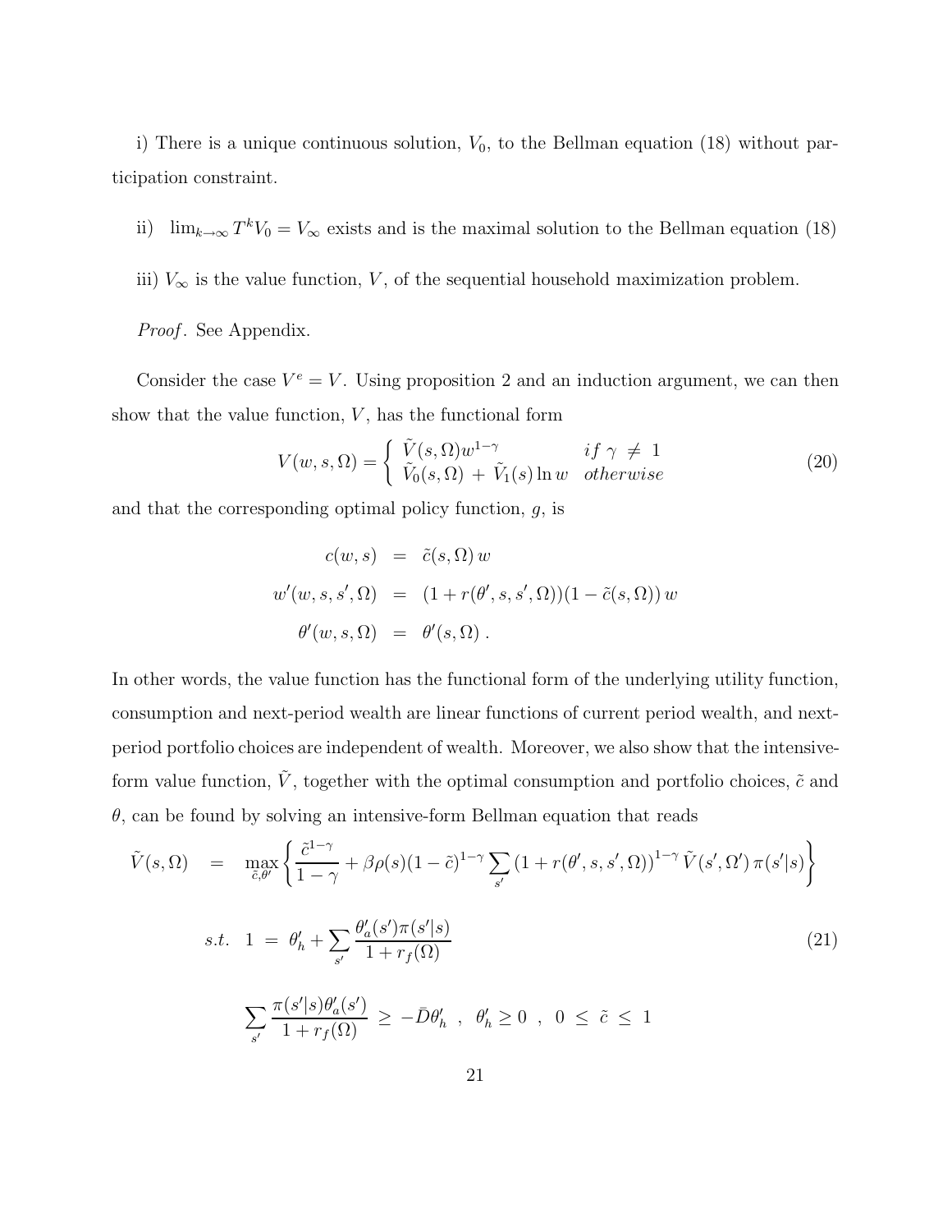i) There is a unique continuous solution, $V_0$, to the Bellman equation (18) without participation constraint.

ii) $\lim_{k\to\infty} T^k V_0 = V_\infty$ exists and is the maximal solution to the Bellman equation (18)

iii) $V_\infty$ is the value function, $V$, of the sequential household maximization problem.

*Proof*. See Appendix.

Consider the case $V^e = V$. Using proposition 2 and an induction argument, we can then show that the value function, $V$, has the functional form

$$
V(w,s,\Omega) = \begin{cases} \tilde{V}(s,\Omega) w^{1-\gamma} & if\ \gamma \neq 1 \\ \tilde{V}_0(s,\Omega) + \tilde{V}_1(s)\ln w & otherwise \end{cases} \tag{20}
$$

and that the corresponding optimal policy function, $g$, is

$$
\begin{aligned}
c(w,s) &= \tilde{c}(s,\Omega)\, w \\
w'(w,s,s',\Omega) &= (1 + r(\theta', s, s', \Omega))(1-\tilde{c}(s,\Omega))\, w \\
\theta'(w,s,\Omega) &= \theta'(s,\Omega)\ .
\end{aligned}
$$

In other words, the value function has the functional form of the underlying utility function, consumption and next-period wealth are linear functions of current period wealth, and next-period portfolio choices are independent of wealth. Moreover, we also show that the intensive-form value function, $\tilde{V}$, together with the optimal consumption and portfolio choices, $\tilde{c}$ and $\theta$, can be found by solving an intensive-form Bellman equation that reads

$$
\tilde{V}(s,\Omega) = \max_{\tilde{c},\theta'} \left\{ \frac{\tilde{c}^{1-\gamma}}{1-\gamma} + \beta\rho(s)(1-\tilde{c})^{1-\gamma} \sum_{s'} \left(1 + r(\theta', s, s', \Omega)\right)^{1-\gamma} \tilde{V}(s', \Omega')\, \pi(s'|s) \right\}
$$

$$
s.t.\quad 1 \ = \ \theta'_h + \sum_{s'} \frac{\theta'_a(s')\pi(s'|s)}{1 + r_f(\Omega)} \tag{21}
$$

$$
\sum_{s'} \frac{\pi(s'|s)\theta'_a(s')}{1 + r_f(\Omega)} \ \geq \ -\bar{D}\theta'_h\ \ ,\ \ \theta'_h \geq 0\ \ ,\ \ 0 \ \leq \ \tilde{c} \ \leq \ 1
$$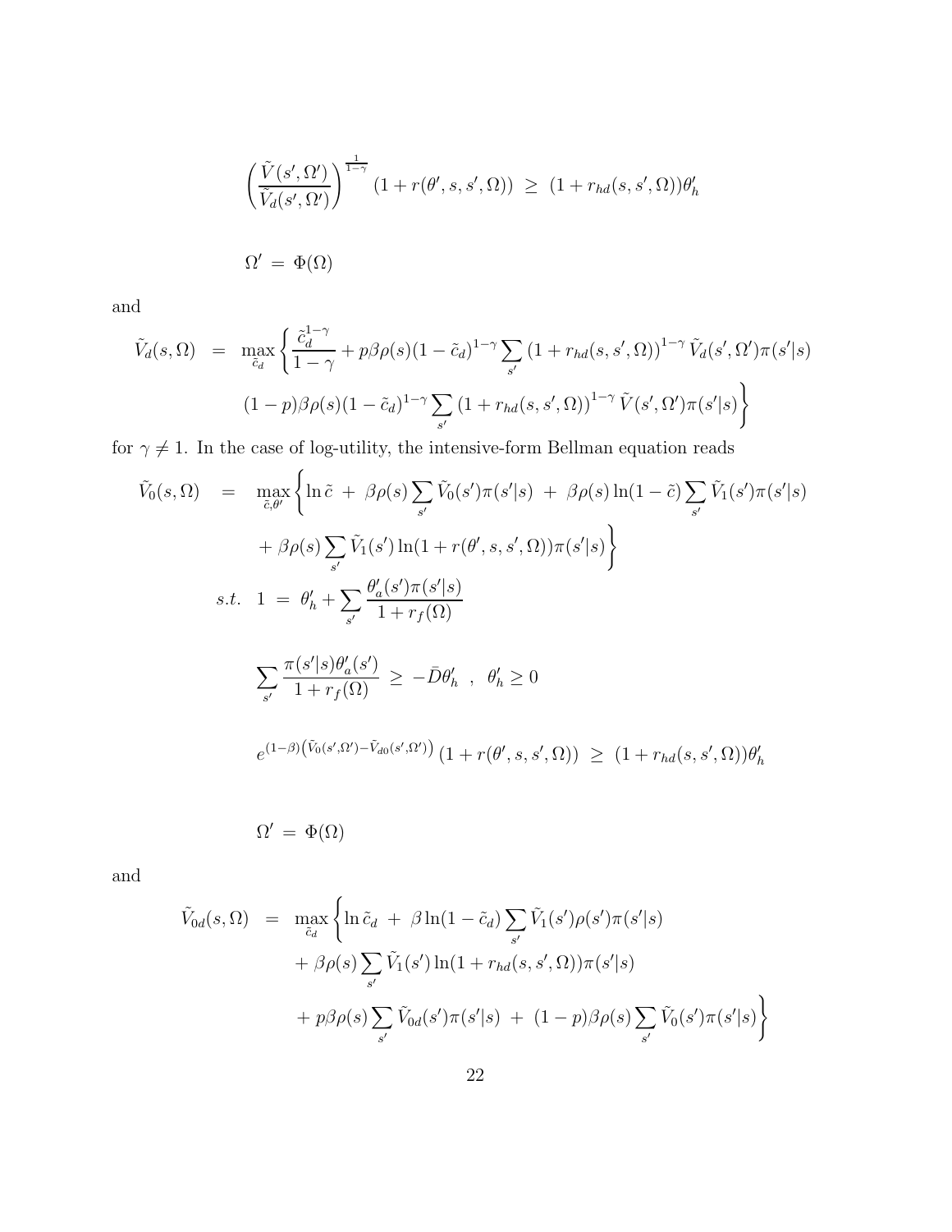$$
\left(\frac{\tilde{V}(s',\Omega')}{\tilde{V}_d(s',\Omega')}\right)^{\frac{1}{1-\gamma}} (1+r(\theta',s,s',\Omega)) \;\geq\; (1+r_{hd}(s,s',\Omega))\theta'_h
$$

$$
\Omega' \;=\; \Phi(\Omega)
$$

and

$$
\begin{aligned}
\tilde{V}_d(s,\Omega) \;\; &= \;\; \max_{\tilde{c}_d} \Bigg\{ \frac{\tilde{c}_d^{1-\gamma}}{1-\gamma} + p\beta\rho(s)(1-\tilde{c}_d)^{1-\gamma} \sum_{s'} \left(1+r_{hd}(s,s',\Omega)\right)^{1-\gamma} \tilde{V}_d(s',\Omega')\pi(s'|s) \\
&\qquad (1-p)\beta\rho(s)(1-\tilde{c}_d)^{1-\gamma} \sum_{s'} \left(1+r_{hd}(s,s',\Omega)\right)^{1-\gamma} \tilde{V}(s',\Omega')\pi(s'|s) \Bigg\}
\end{aligned}
$$

for $\gamma \neq 1$. In the case of log-utility, the intensive-form Bellman equation reads

$$
\begin{aligned}
\tilde{V}_0(s,\Omega) \;\; &= \;\; \max_{\tilde{c},\theta'} \Bigg\{ \ln \tilde{c} \;+\; \beta\rho(s) \sum_{s'} \tilde{V}_0(s')\pi(s'|s) \;+\; \beta\rho(s)\ln(1-\tilde{c}) \sum_{s'} \tilde{V}_1(s')\pi(s'|s) \\
&\qquad + \beta\rho(s) \sum_{s'} \tilde{V}_1(s') \ln(1+r(\theta',s,s',\Omega))\pi(s'|s) \Bigg\} \\
s.t. \;\; 1 \; &= \; \theta'_h + \sum_{s'} \frac{\theta'_a(s')\pi(s'|s)}{1+r_f(\Omega)} \\
\sum_{s'} \frac{\pi(s'|s)\theta'_a(s')}{1+r_f(\Omega)} \; &\geq \; -\bar{D}\theta'_h \;\; , \;\; \theta'_h \geq 0 \\
e^{(1-\beta)\left(\tilde{V}_0(s',\Omega') - \tilde{V}_{d0}(s',\Omega')\right)} (1+r(\theta',s,s',\Omega)) \; &\geq \; (1+r_{hd}(s,s',\Omega))\theta'_h \\
\Omega' \; &= \; \Phi(\Omega)
\end{aligned}
$$

and

$$
\begin{aligned}
\tilde{V}_{0d}(s,\Omega) \;\; &= \;\; \max_{\tilde{c}_d} \Bigg\{ \ln \tilde{c}_d \;+\; \beta \ln(1-\tilde{c}_d) \sum_{s'} \tilde{V}_1(s')\rho(s')\pi(s'|s) \\
&\qquad + \beta\rho(s) \sum_{s'} \tilde{V}_1(s') \ln(1+r_{hd}(s,s',\Omega))\pi(s'|s) \\
&\qquad + p\beta\rho(s) \sum_{s'} \tilde{V}_{0d}(s')\pi(s'|s) \;+\; (1-p)\beta\rho(s) \sum_{s'} \tilde{V}_0(s')\pi(s'|s) \Bigg\}
\end{aligned}
$$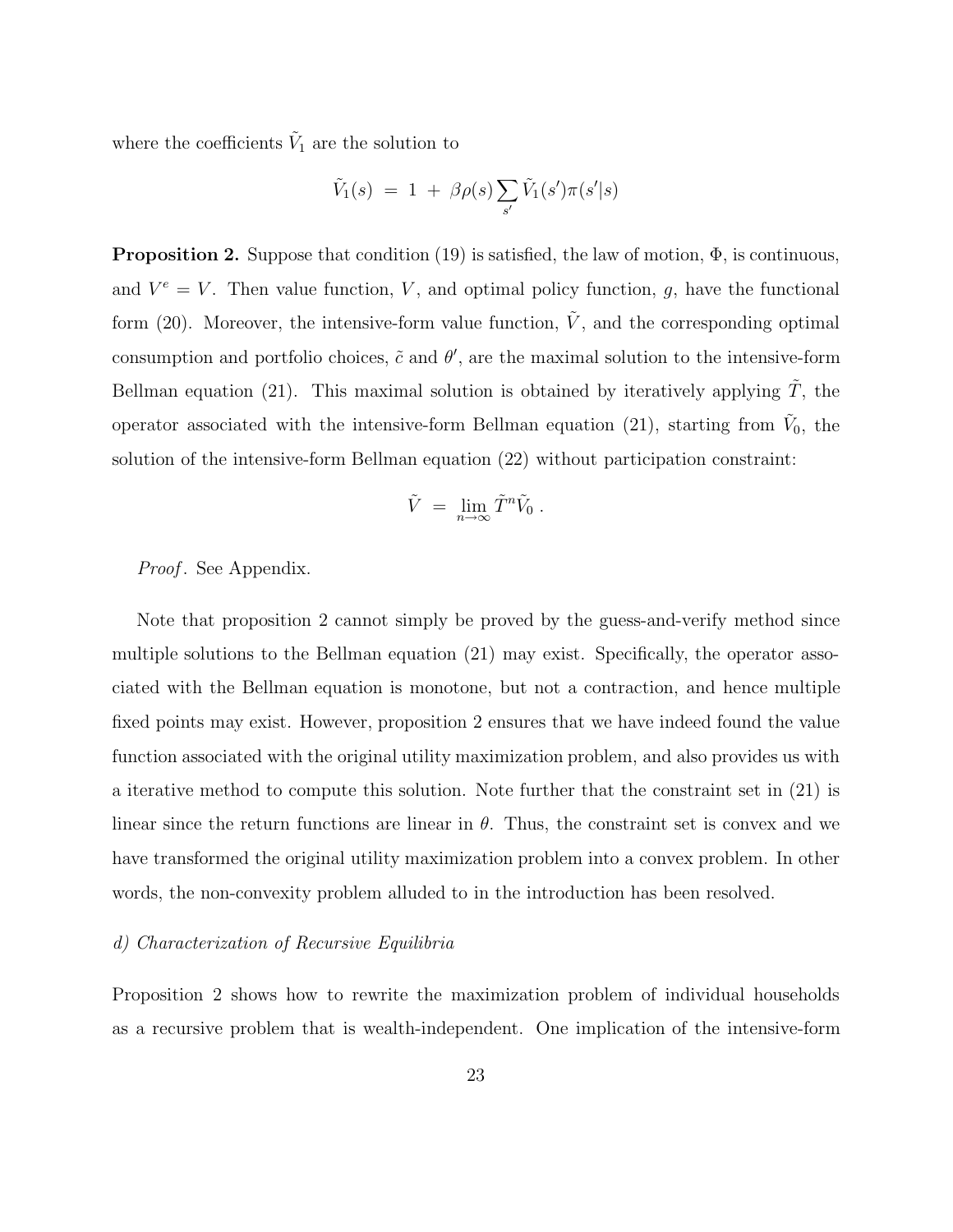where the coefficients $\tilde{V}_1$ are the solution to

$$\tilde{V}_1(s) \;=\; 1 \;+\; \beta\rho(s)\sum_{s'}\tilde{V}_1(s')\pi(s'|s)$$

**Proposition 2.** Suppose that condition (19) is satisfied, the law of motion, $\Phi$, is continuous, and $V^e = V$. Then value function, $V$, and optimal policy function, $g$, have the functional form (20). Moreover, the intensive-form value function, $\tilde{V}$, and the corresponding optimal consumption and portfolio choices, $\tilde{c}$ and $\theta'$, are the maximal solution to the intensive-form Bellman equation (21). This maximal solution is obtained by iteratively applying $\tilde{T}$, the operator associated with the intensive-form Bellman equation (21), starting from $\tilde{V}_0$, the solution of the intensive-form Bellman equation (22) without participation constraint:

$$\tilde{V} \;=\; \lim_{n\to\infty}\tilde{T}^n\tilde{V}_0\;.$$

*Proof*. See Appendix.

Note that proposition 2 cannot simply be proved by the guess-and-verify method since multiple solutions to the Bellman equation (21) may exist. Specifically, the operator associated with the Bellman equation is monotone, but not a contraction, and hence multiple fixed points may exist. However, proposition 2 ensures that we have indeed found the value function associated with the original utility maximization problem, and also provides us with a iterative method to compute this solution. Note further that the constraint set in (21) is linear since the return functions are linear in $\theta$. Thus, the constraint set is convex and we have transformed the original utility maximization problem into a convex problem. In other words, the non-convexity problem alluded to in the introduction has been resolved.

*d) Characterization of Recursive Equilibria*

Proposition 2 shows how to rewrite the maximization problem of individual households as a recursive problem that is wealth-independent. One implication of the intensive-form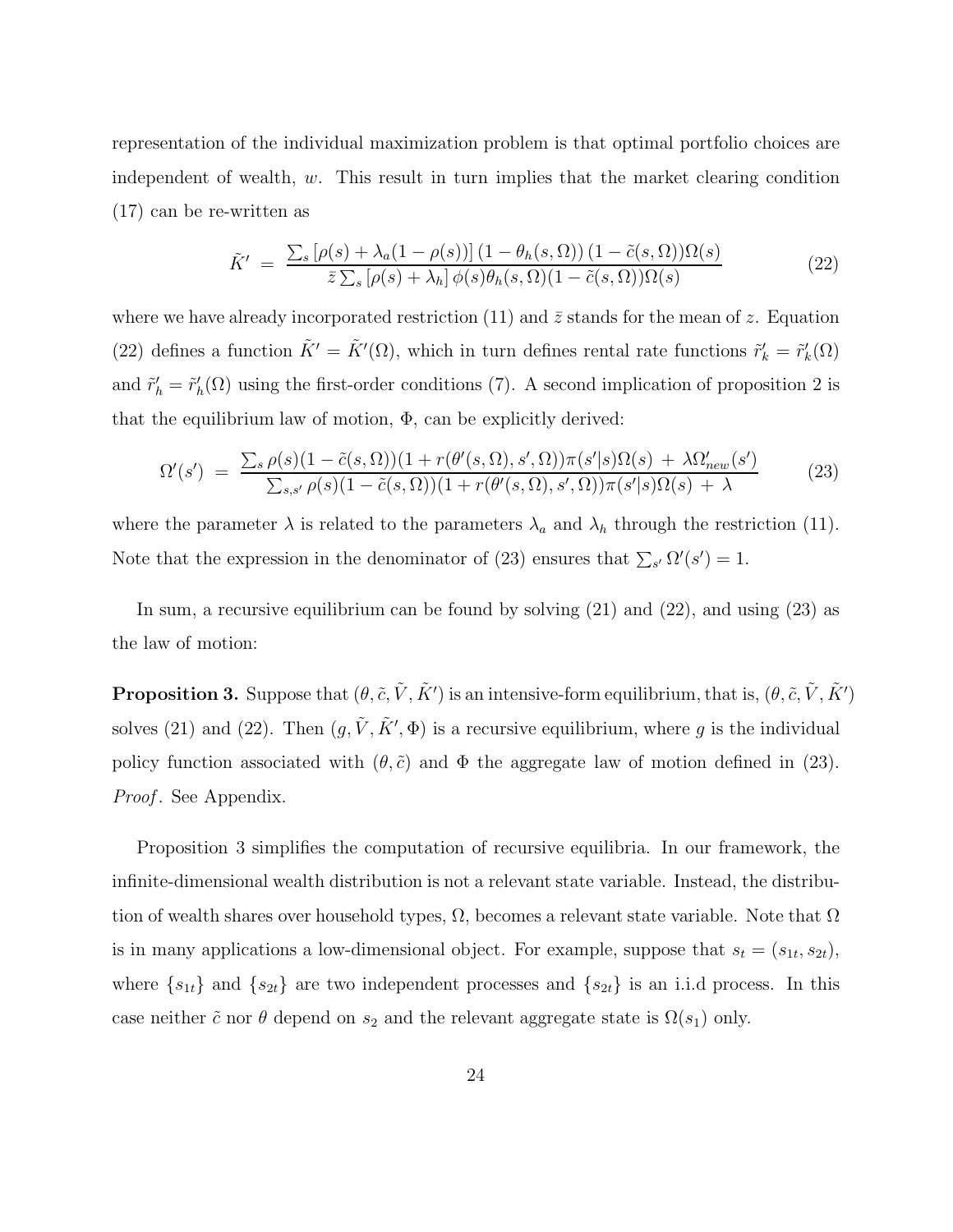representation of the individual maximization problem is that optimal portfolio choices are independent of wealth, $w$. This result in turn implies that the market clearing condition (17) can be re-written as

$$\tilde{K}' \;=\; \frac{\sum_s \left[\rho(s) + \lambda_a(1-\rho(s))\right](1-\theta_h(s,\Omega))\,(1-\tilde{c}(s,\Omega))\Omega(s)}{\bar{z}\sum_s \left[\rho(s)+\lambda_h\right]\phi(s)\theta_h(s,\Omega)(1-\tilde{c}(s,\Omega))\Omega(s)} \tag{22}$$

where we have already incorporated restriction (11) and $\bar{z}$ stands for the mean of $z$. Equation (22) defines a function $\tilde{K}' = \tilde{K}'(\Omega)$, which in turn defines rental rate functions $\tilde{r}'_k = \tilde{r}'_k(\Omega)$ and $\tilde{r}'_h = \tilde{r}'_h(\Omega)$ using the first-order conditions (7). A second implication of proposition 2 is that the equilibrium law of motion, $\Phi$, can be explicitly derived:

$$\Omega'(s') \;=\; \frac{\sum_s \rho(s)(1-\tilde{c}(s,\Omega))(1+r(\theta'(s,\Omega),s',\Omega))\pi(s'|s)\Omega(s) \;+\; \lambda\Omega'_{new}(s')}{\sum_{s,s'} \rho(s)(1-\tilde{c}(s,\Omega))(1+r(\theta'(s,\Omega),s',\Omega))\pi(s'|s)\Omega(s) \;+\; \lambda} \tag{23}$$

where the parameter $\lambda$ is related to the parameters $\lambda_a$ and $\lambda_h$ through the restriction (11). Note that the expression in the denominator of (23) ensures that $\sum_{s'}\Omega'(s') = 1$.

In sum, a recursive equilibrium can be found by solving (21) and (22), and using (23) as the law of motion:

**Proposition 3.** Suppose that $(\theta, \tilde{c}, \tilde{V}, \tilde{K}')$ is an intensive-form equilibrium, that is, $(\theta, \tilde{c}, \tilde{V}, \tilde{K}')$ solves (21) and (22). Then $(g, \tilde{V}, \tilde{K}', \Phi)$ is a recursive equilibrium, where $g$ is the individual policy function associated with $(\theta, \tilde{c})$ and $\Phi$ the aggregate law of motion defined in (23). *Proof*. See Appendix.

Proposition 3 simplifies the computation of recursive equilibria. In our framework, the infinite-dimensional wealth distribution is not a relevant state variable. Instead, the distribution of wealth shares over household types, $\Omega$, becomes a relevant state variable. Note that $\Omega$ is in many applications a low-dimensional object. For example, suppose that $s_t = (s_{1t}, s_{2t})$, where $\{s_{1t}\}$ and $\{s_{2t}\}$ are two independent processes and $\{s_{2t}\}$ is an i.i.d process. In this case neither $\tilde{c}$ nor $\theta$ depend on $s_2$ and the relevant aggregate state is $\Omega(s_1)$ only.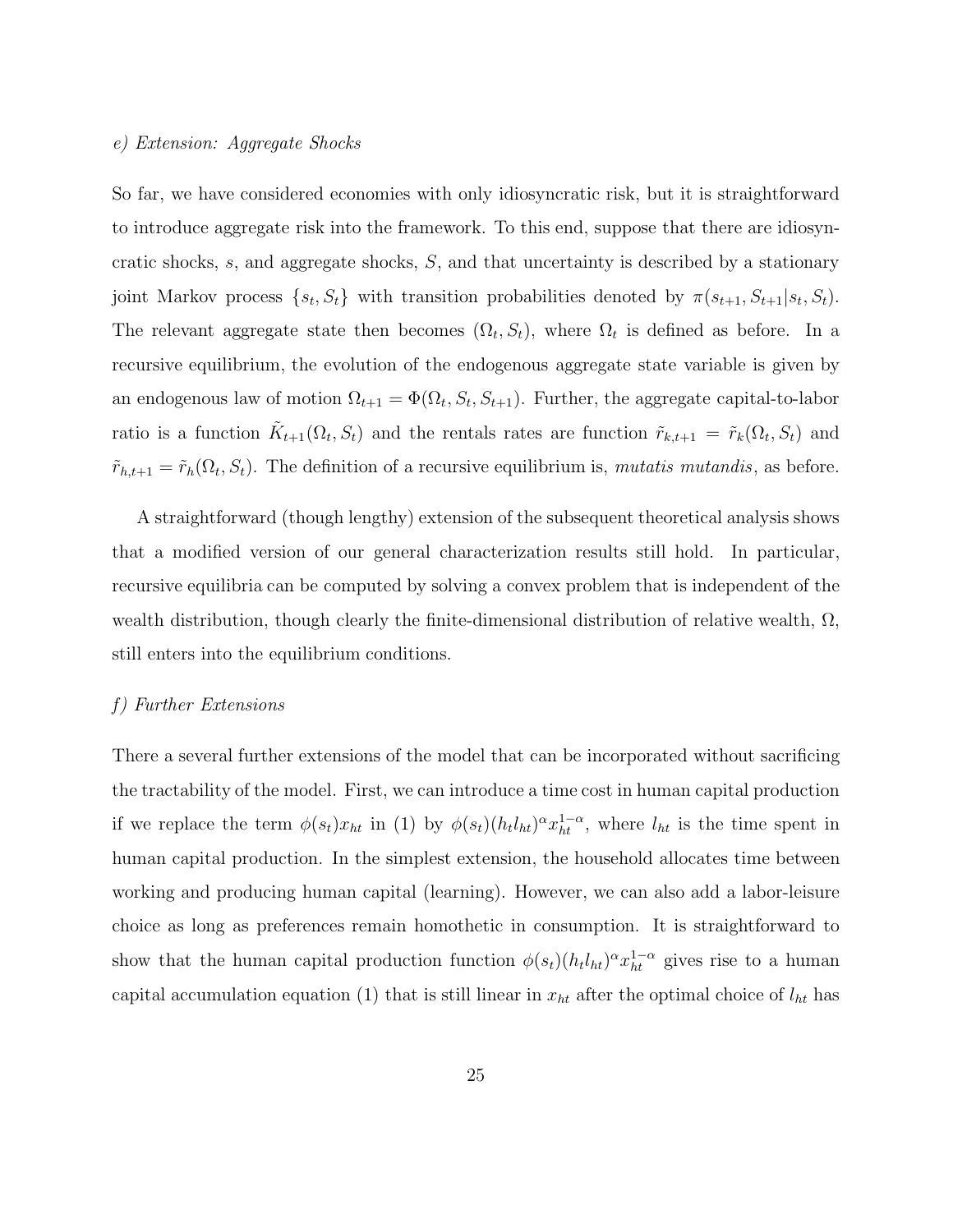*e) Extension: Aggregate Shocks*

So far, we have considered economies with only idiosyncratic risk, but it is straightforward to introduce aggregate risk into the framework. To this end, suppose that there are idiosyncratic shocks, $s$, and aggregate shocks, $S$, and that uncertainty is described by a stationary joint Markov process $\{s_t, S_t\}$ with transition probabilities denoted by $\pi(s_{t+1}, S_{t+1}|s_t, S_t)$. The relevant aggregate state then becomes $(\Omega_t, S_t)$, where $\Omega_t$ is defined as before. In a recursive equilibrium, the evolution of the endogenous aggregate state variable is given by an endogenous law of motion $\Omega_{t+1} = \Phi(\Omega_t, S_t, S_{t+1})$. Further, the aggregate capital-to-labor ratio is a function $\tilde{K}_{t+1}(\Omega_t, S_t)$ and the rentals rates are function $\tilde{r}_{k,t+1} = \tilde{r}_k(\Omega_t, S_t)$ and $\tilde{r}_{h,t+1} = \tilde{r}_h(\Omega_t, S_t)$. The definition of a recursive equilibrium is, *mutatis mutandis*, as before.

A straightforward (though lengthy) extension of the subsequent theoretical analysis shows that a modified version of our general characterization results still hold. In particular, recursive equilibria can be computed by solving a convex problem that is independent of the wealth distribution, though clearly the finite-dimensional distribution of relative wealth, $\Omega$, still enters into the equilibrium conditions.

*f) Further Extensions*

There a several further extensions of the model that can be incorporated without sacrificing the tractability of the model. First, we can introduce a time cost in human capital production if we replace the term $\phi(s_t)x_{ht}$ in (1) by $\phi(s_t)(h_t l_{ht})^{\alpha} x_{ht}^{1-\alpha}$, where $l_{ht}$ is the time spent in human capital production. In the simplest extension, the household allocates time between working and producing human capital (learning). However, we can also add a labor-leisure choice as long as preferences remain homothetic in consumption. It is straightforward to show that the human capital production function $\phi(s_t)(h_t l_{ht})^{\alpha} x_{ht}^{1-\alpha}$ gives rise to a human capital accumulation equation (1) that is still linear in $x_{ht}$ after the optimal choice of $l_{ht}$ has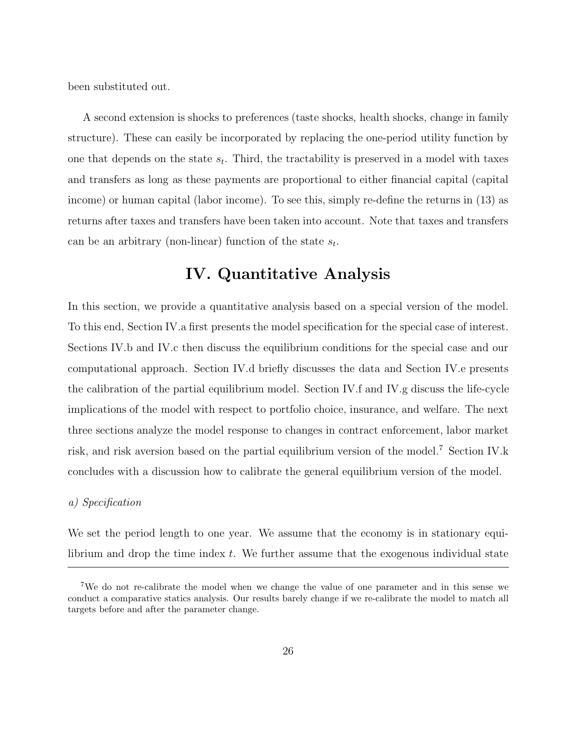been substituted out.

A second extension is shocks to preferences (taste shocks, health shocks, change in family structure). These can easily be incorporated by replacing the one-period utility function by one that depends on the state $s_t$. Third, the tractability is preserved in a model with taxes and transfers as long as these payments are proportional to either financial capital (capital income) or human capital (labor income). To see this, simply re-define the returns in (13) as returns after taxes and transfers have been taken into account. Note that taxes and transfers can be an arbitrary (non-linear) function of the state $s_t$.

# IV. Quantitative Analysis

In this section, we provide a quantitative analysis based on a special version of the model. To this end, Section IV.a first presents the model specification for the special case of interest. Sections IV.b and IV.c then discuss the equilibrium conditions for the special case and our computational approach. Section IV.d briefly discusses the data and Section IV.e presents the calibration of the partial equilibrium model. Section IV.f and IV.g discuss the life-cycle implications of the model with respect to portfolio choice, insurance, and welfare. The next three sections analyze the model response to changes in contract enforcement, labor market risk, and risk aversion based on the partial equilibrium version of the model.[7] Section IV.k concludes with a discussion how to calibrate the general equilibrium version of the model.

*a) Specification*

We set the period length to one year. We assume that the economy is in stationary equilibrium and drop the time index $t$. We further assume that the exogenous individual state

[7]We do not re-calibrate the model when we change the value of one parameter and in this sense we conduct a comparative statics analysis. Our results barely change if we re-calibrate the model to match all targets before and after the parameter change.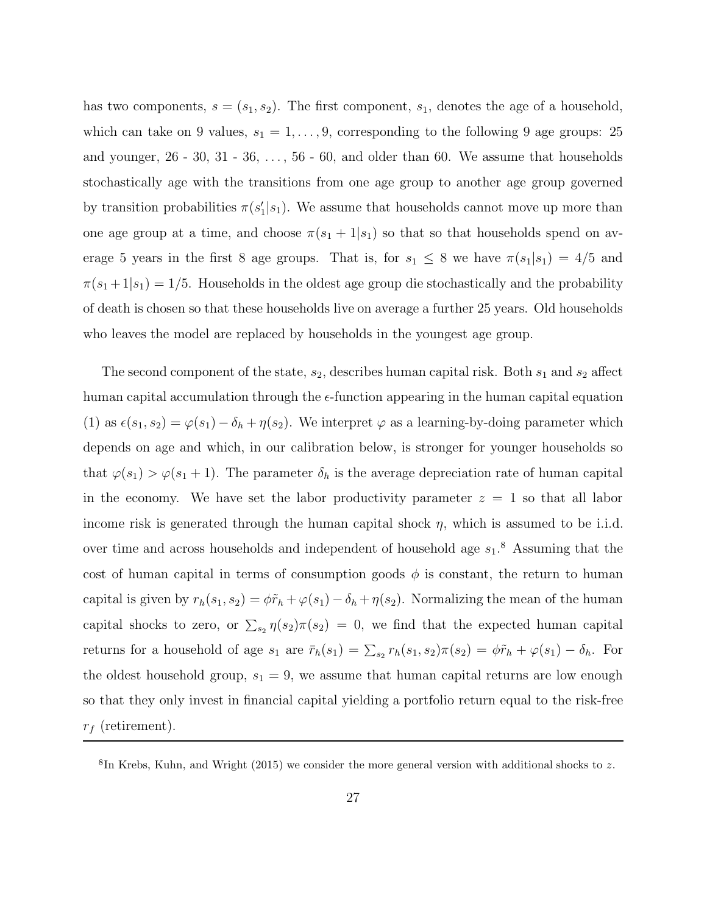has two components, $s = (s_1, s_2)$. The first component, $s_1$, denotes the age of a household, which can take on 9 values, $s_1 = 1, \ldots, 9$, corresponding to the following 9 age groups: 25 and younger, 26 - 30, 31 - 36, ..., 56 - 60, and older than 60. We assume that households stochastically age with the transitions from one age group to another age group governed by transition probabilities $\pi(s_1'|s_1)$. We assume that households cannot move up more than one age group at a time, and choose $\pi(s_1 + 1|s_1)$ so that so that households spend on average 5 years in the first 8 age groups. That is, for $s_1 \leq 8$ we have $\pi(s_1|s_1) = 4/5$ and $\pi(s_1+1|s_1) = 1/5$. Households in the oldest age group die stochastically and the probability of death is chosen so that these households live on average a further 25 years. Old households who leaves the model are replaced by households in the youngest age group.

The second component of the state, $s_2$, describes human capital risk. Both $s_1$ and $s_2$ affect human capital accumulation through the $\epsilon$-function appearing in the human capital equation (1) as $\epsilon(s_1, s_2) = \varphi(s_1) - \delta_h + \eta(s_2)$. We interpret $\varphi$ as a learning-by-doing parameter which depends on age and which, in our calibration below, is stronger for younger households so that $\varphi(s_1) > \varphi(s_1 + 1)$. The parameter $\delta_h$ is the average depreciation rate of human capital in the economy. We have set the labor productivity parameter $z = 1$ so that all labor income risk is generated through the human capital shock $\eta$, which is assumed to be i.i.d. over time and across households and independent of household age $s_1$.[8] Assuming that the cost of human capital in terms of consumption goods $\phi$ is constant, the return to human capital is given by $r_h(s_1, s_2) = \phi\tilde{r}_h + \varphi(s_1) - \delta_h + \eta(s_2)$. Normalizing the mean of the human capital shocks to zero, or $\sum_{s_2} \eta(s_2)\pi(s_2) = 0$, we find that the expected human capital returns for a household of age $s_1$ are $\bar{r}_h(s_1) = \sum_{s_2} r_h(s_1, s_2)\pi(s_2) = \phi\tilde{r}_h + \varphi(s_1) - \delta_h$. For the oldest household group, $s_1 = 9$, we assume that human capital returns are low enough so that they only invest in financial capital yielding a portfolio return equal to the risk-free $r_f$ (retirement).

---

[8] In Krebs, Kuhn, and Wright (2015) we consider the more general version with additional shocks to $z$.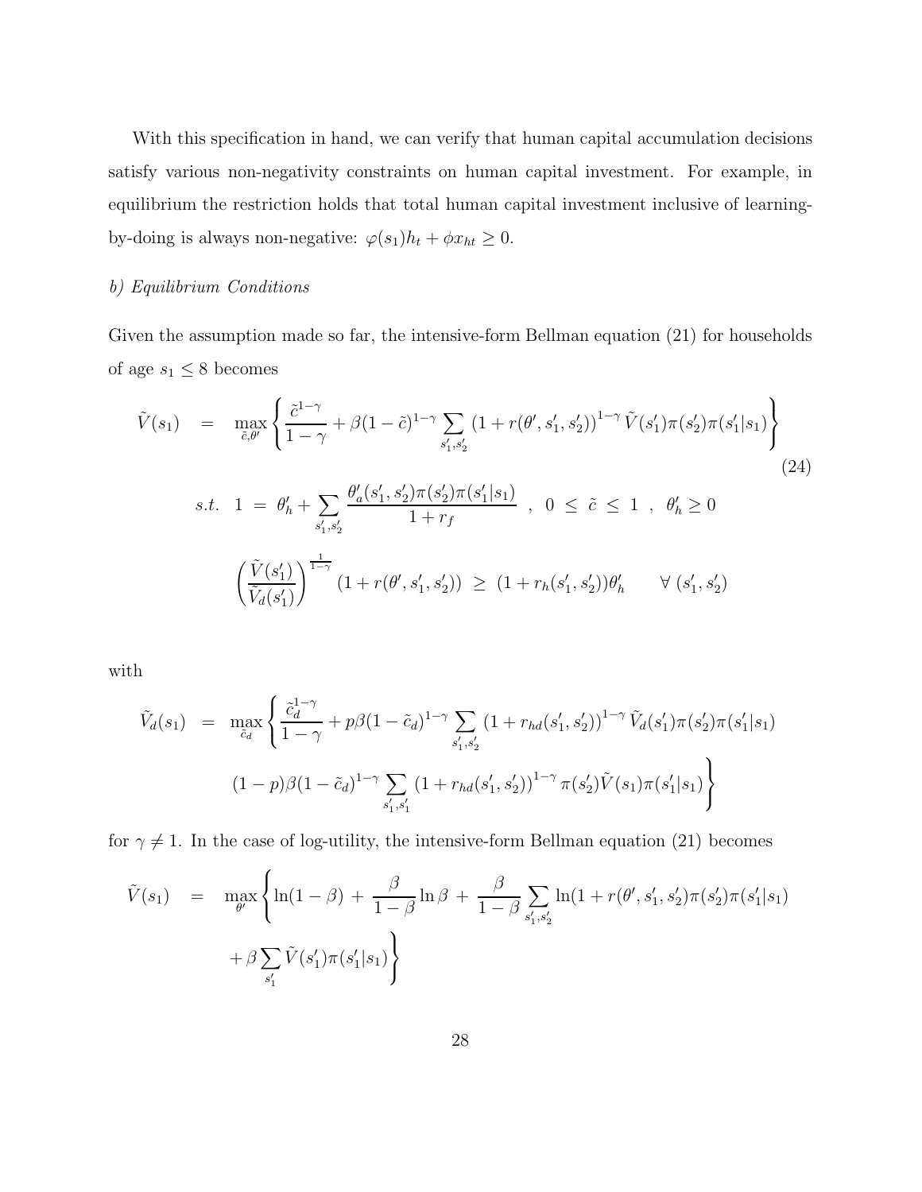With this specification in hand, we can verify that human capital accumulation decisions satisfy various non-negativity constraints on human capital investment. For example, in equilibrium the restriction holds that total human capital investment inclusive of learning-by-doing is always non-negative: $\varphi(s_1)h_t + \phi x_{ht} \geq 0$.

*b) Equilibrium Conditions*

Given the assumption made so far, the intensive-form Bellman equation (21) for households of age $s_1 \leq 8$ becomes

$$
\begin{aligned}
\tilde{V}(s_1) \;&=\; \max_{\tilde{c},\theta'} \left\{ \frac{\tilde{c}^{1-\gamma}}{1-\gamma} + \beta(1-\tilde{c})^{1-\gamma} \sum_{s_1',s_2'} \left(1 + r(\theta', s_1', s_2')\right)^{1-\gamma} \tilde{V}(s_1')\pi(s_2')\pi(s_1'|s_1) \right\} \qquad (24) \\
s.t. \;\; 1 \;&=\; \theta_h' + \sum_{s_1',s_2'} \frac{\theta_a'(s_1', s_2')\pi(s_2')\pi(s_1'|s_1)}{1 + r_f} \;\; , \;\; 0 \;\leq\; \tilde{c} \;\leq\; 1 \;\; , \;\; \theta_h' \geq 0 \\
&\left(\frac{\tilde{V}(s_1')}{\tilde{V}_d(s_1')}\right)^{\frac{1}{1-\gamma}} \left(1 + r(\theta', s_1', s_2')\right) \;\geq\; (1 + r_h(s_1', s_2'))\theta_h' \qquad \forall \; (s_1', s_2')
\end{aligned}
$$

with

$$
\begin{aligned}
\tilde{V}_d(s_1) \;&=\; \max_{\tilde{c}_d} \left\{ \frac{\tilde{c}_d^{1-\gamma}}{1-\gamma} + p\beta(1-\tilde{c}_d)^{1-\gamma} \sum_{s_1',s_2'} \left(1 + r_{hd}(s_1', s_2')\right)^{1-\gamma} \tilde{V}_d(s_1')\pi(s_2')\pi(s_1'|s_1) \right. \\
&\left. (1-p)\beta(1-\tilde{c}_d)^{1-\gamma} \sum_{s_1',s_1'} \left(1 + r_{hd}(s_1', s_2')\right)^{1-\gamma} \pi(s_2')\tilde{V}(s_1)\pi(s_1'|s_1) \right\}
\end{aligned}
$$

for $\gamma \neq 1$. In the case of log-utility, the intensive-form Bellman equation (21) becomes

$$
\begin{aligned}
\tilde{V}(s_1) \;&=\; \max_{\theta'} \left\{ \ln(1-\beta) \,+\, \frac{\beta}{1-\beta}\ln\beta \,+\, \frac{\beta}{1-\beta} \sum_{s_1',s_2'} \ln(1 + r(\theta', s_1', s_2')\pi(s_2')\pi(s_1'|s_1) \right. \\
&\left. + \beta \sum_{s_1'} \tilde{V}(s_1')\pi(s_1'|s_1) \right\}
\end{aligned}
$$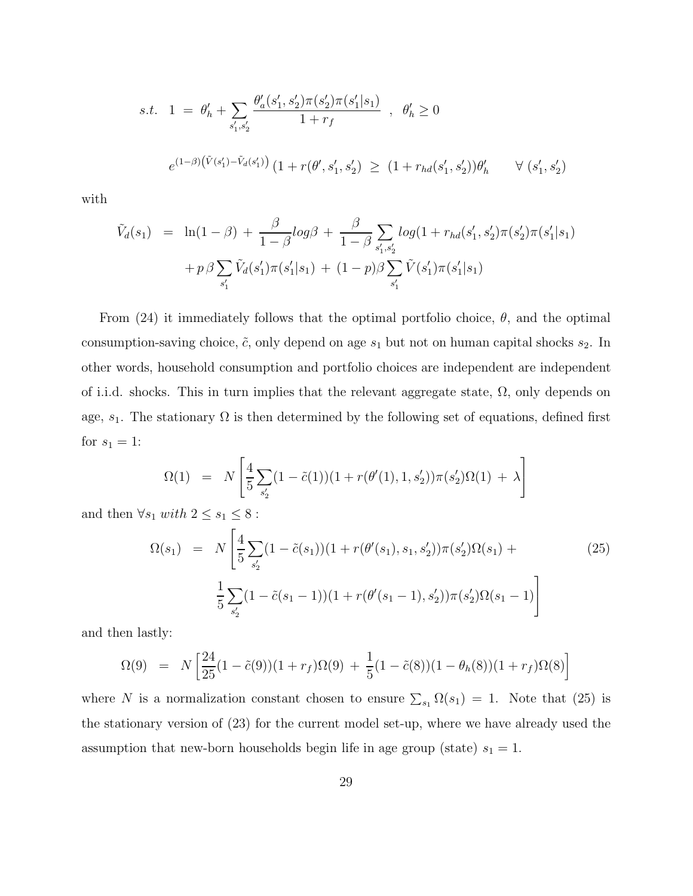$$
s.t. \;\; 1 \; = \; \theta_h' + \sum_{s_1', s_2'} \frac{\theta_a'(s_1', s_2')\pi(s_2')\pi(s_1'|s_1)}{1+r_f} \;\; , \;\; \theta_h' \geq 0
$$

$$
e^{(1-\beta)\left(\tilde{V}(s_1') - \tilde{V}_d(s_1')\right)} \left(1 + r(\theta', s_1', s_2')\right) \; \geq \; (1 + r_{hd}(s_1', s_2'))\theta_h' \qquad \forall \; (s_1', s_2')
$$

with

$$
\begin{aligned}
\tilde{V}_d(s_1) \;\; &= \;\; \ln(1-\beta) \, + \, \frac{\beta}{1-\beta} log\beta \, + \, \frac{\beta}{1-\beta} \sum_{s_1', s_2'} log(1 + r_{hd}(s_1', s_2')\pi(s_2')\pi(s_1'|s_1) \\
&\quad + p\,\beta \sum_{s_1'} \tilde{V}_d(s_1')\pi(s_1'|s_1) \, + \, (1-p)\beta \sum_{s_1'} \tilde{V}(s_1')\pi(s_1'|s_1)
\end{aligned}
$$

From (24) it immediately follows that the optimal portfolio choice, $\theta$, and the optimal consumption-saving choice, $\tilde{c}$, only depend on age $s_1$ but not on human capital shocks $s_2$. In other words, household consumption and portfolio choices are independent are independent of i.i.d. shocks. This in turn implies that the relevant aggregate state, $\Omega$, only depends on age, $s_1$. The stationary $\Omega$ is then determined by the following set of equations, defined first for $s_1 = 1$:

$$
\Omega(1) \;\; = \;\; N \left[ \frac{4}{5} \sum_{s_2'} (1 - \tilde{c}(1))(1 + r(\theta'(1), 1, s_2'))\pi(s_2')\Omega(1) \, + \, \lambda \right]
$$

and then $\forall s_1 \; with \; 2 \leq s_1 \leq 8$ :

$$
\begin{aligned}
\Omega(s_1) \;\; &= \;\; N \Bigg[ \frac{4}{5} \sum_{s_2'} (1 - \tilde{c}(s_1))(1 + r(\theta'(s_1), s_1, s_2'))\pi(s_2')\Omega(s_1) \, + \\
&\qquad \frac{1}{5} \sum_{s_2'} (1 - \tilde{c}(s_1 - 1))(1 + r(\theta'(s_1 - 1), s_2'))\pi(s_2')\Omega(s_1 - 1) \Bigg]
\end{aligned} \tag{25}
$$

and then lastly:

$$
\Omega(9) \;\; = \;\; N \left[ \frac{24}{25} (1 - \tilde{c}(9))(1 + r_f)\Omega(9) \, + \, \frac{1}{5} (1 - \tilde{c}(8))(1 - \theta_h(8))(1 + r_f)\Omega(8) \right]
$$

where $N$ is a normalization constant chosen to ensure $\sum_{s_1} \Omega(s_1) = 1$. Note that (25) is the stationary version of (23) for the current model set-up, where we have already used the assumption that new-born households begin life in age group (state) $s_1 = 1$.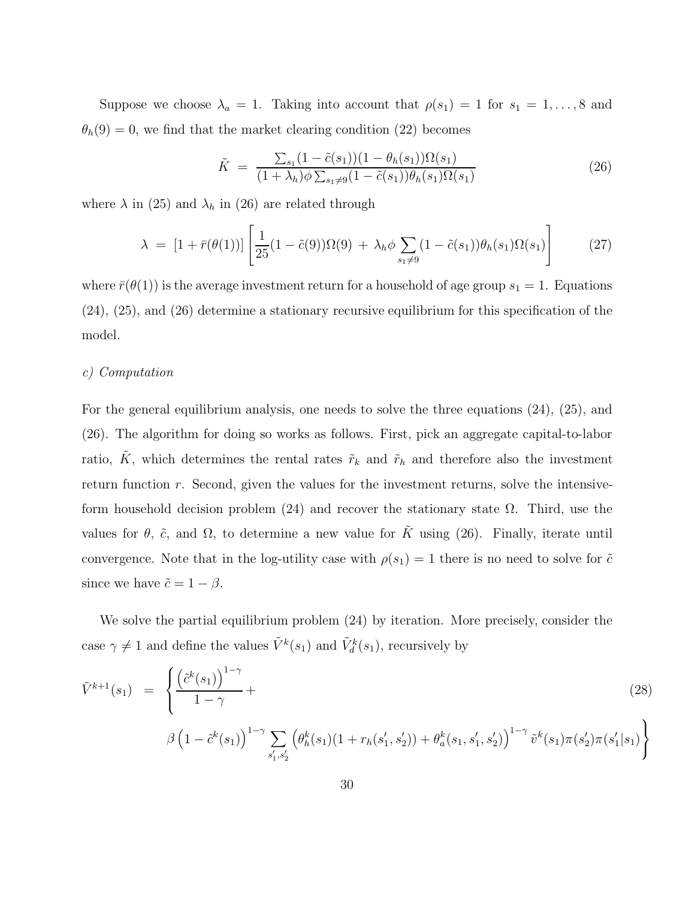Suppose we choose $\lambda_a = 1$. Taking into account that $\rho(s_1) = 1$ for $s_1 = 1, \ldots, 8$ and $\theta_h(9) = 0$, we find that the market clearing condition (22) becomes

$$\tilde{K} \;=\; \frac{\sum_{s_1}(1-\tilde{c}(s_1))(1-\theta_h(s_1))\Omega(s_1)}{(1+\lambda_h)\phi\sum_{s_1\neq 9}(1-\tilde{c}(s_1))\theta_h(s_1)\Omega(s_1)} \tag{26}$$

where $\lambda$ in (25) and $\lambda_h$ in (26) are related through

$$\lambda \;=\; [1+\bar{r}(\theta(1))]\left[\frac{1}{25}(1-\tilde{c}(9))\Omega(9) \;+\; \lambda_h\phi\sum_{s_1\neq 9}(1-\tilde{c}(s_1))\theta_h(s_1)\Omega(s_1)\right] \tag{27}$$

where $\bar{r}(\theta(1))$ is the average investment return for a household of age group $s_1 = 1$. Equations (24), (25), and (26) determine a stationary recursive equilibrium for this specification of the model.

*c) Computation*

For the general equilibrium analysis, one needs to solve the three equations (24), (25), and (26). The algorithm for doing so works as follows. First, pick an aggregate capital-to-labor ratio, $\tilde{K}$, which determines the rental rates $\tilde{r}_k$ and $\tilde{r}_h$ and therefore also the investment return function $r$. Second, given the values for the investment returns, solve the intensive-form household decision problem (24) and recover the stationary state $\Omega$. Third, use the values for $\theta$, $\tilde{c}$, and $\Omega$, to determine a new value for $\tilde{K}$ using (26). Finally, iterate until convergence. Note that in the log-utility case with $\rho(s_1) = 1$ there is no need to solve for $\tilde{c}$ since we have $\tilde{c} = 1-\beta$.

We solve the partial equilibrium problem (24) by iteration. More precisely, consider the case $\gamma \neq 1$ and define the values $\tilde{V}^k(s_1)$ and $\tilde{V}^k_d(s_1)$, recursively by

$$\tilde{V}^{k+1}(s_1) \;=\; \left\{\frac{\left(\tilde{c}^k(s_1)\right)^{1-\gamma}}{1-\gamma} + \beta\left(1-\tilde{c}^k(s_1)\right)^{1-\gamma}\sum_{s_1',s_2'}\left(\theta_h^k(s_1)(1+r_h(s_1',s_2')) + \theta_a^k(s_1,s_1',s_2')\right)^{1-\gamma}\tilde{v}^k(s_1)\pi(s_2')\pi(s_1'|s_1)\right\} \tag{28}$$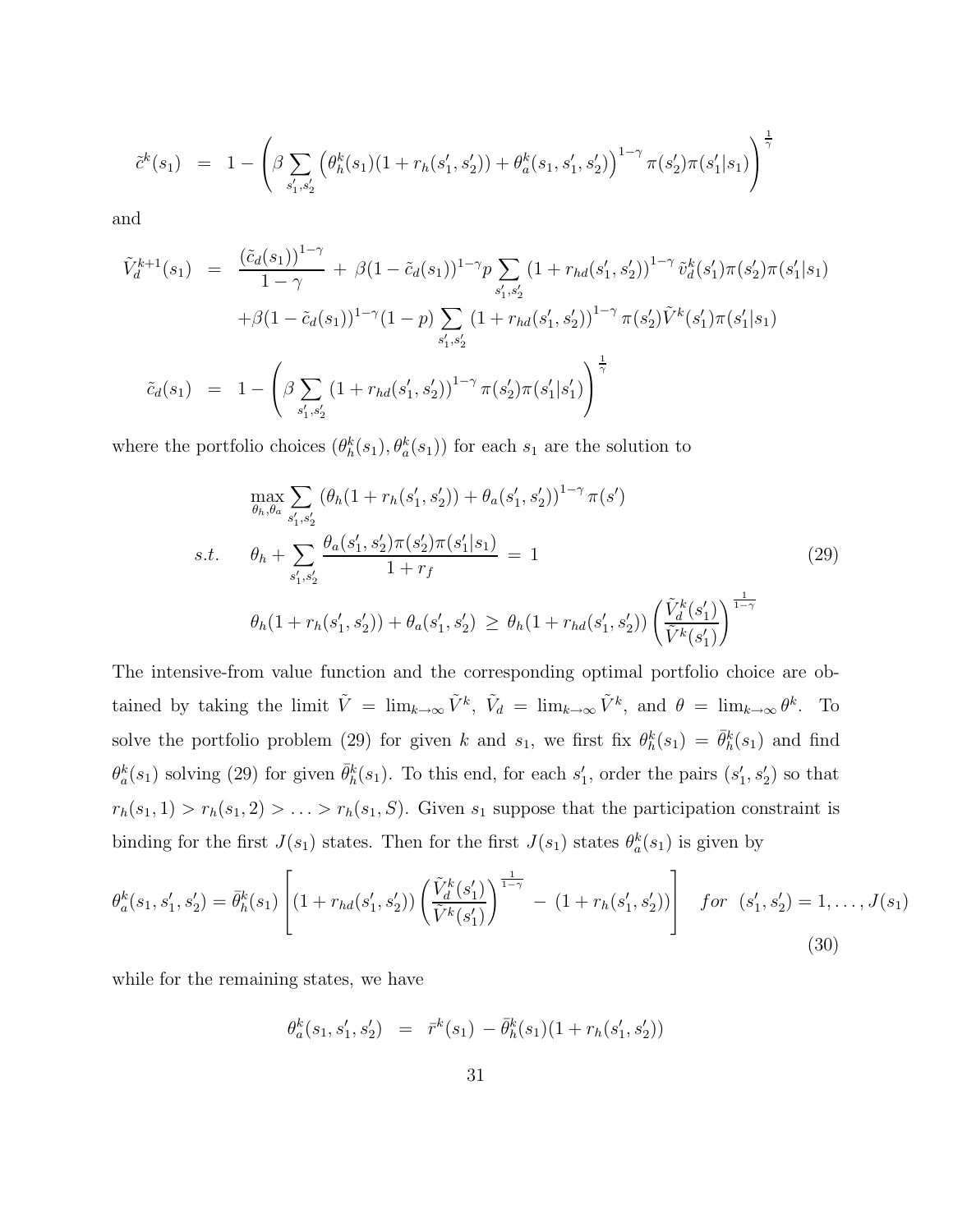$$
\tilde{c}^k(s_1) \;=\; 1 - \left( \beta \sum_{s_1', s_2'} \left( \theta_h^k(s_1)(1 + r_h(s_1', s_2')) + \theta_a^k(s_1, s_1', s_2') \right)^{1-\gamma} \pi(s_2')\pi(s_1'|s_1) \right)^{\frac{1}{\gamma}}
$$

and

$$
\begin{aligned}
\tilde{V}_d^{k+1}(s_1) \;&=\; \frac{(\tilde{c}_d(s_1))^{1-\gamma}}{1-\gamma} \;+\; \beta(1 - \tilde{c}_d(s_1))^{1-\gamma} p \sum_{s_1', s_2'} (1 + r_{hd}(s_1', s_2'))^{1-\gamma} \tilde{v}_d^k(s_1')\pi(s_2')\pi(s_1'|s_1) \\
&\quad + \beta(1 - \tilde{c}_d(s_1))^{1-\gamma}(1-p) \sum_{s_1', s_2'} (1 + r_{hd}(s_1', s_2'))^{1-\gamma} \pi(s_2')\tilde{V}^k(s_1')\pi(s_1'|s_1) \\
\tilde{c}_d(s_1) \;&=\; 1 - \left( \beta \sum_{s_1', s_2'} (1 + r_{hd}(s_1', s_2'))^{1-\gamma} \pi(s_2')\pi(s_1'|s_1') \right)^{\frac{1}{\gamma}}
\end{aligned}
$$

where the portfolio choices $(\theta_h^k(s_1), \theta_a^k(s_1))$ for each $s_1$ are the solution to

$$
\begin{aligned}
&\max_{\theta_h, \theta_a} \sum_{s_1', s_2'} (\theta_h(1 + r_h(s_1', s_2')) + \theta_a(s_1', s_2'))^{1-\gamma} \pi(s') \\
s.t. \quad &\theta_h + \sum_{s_1', s_2'} \frac{\theta_a(s_1', s_2')\pi(s_2')\pi(s_1'|s_1)}{1 + r_f} \;=\; 1 \\
&\theta_h(1 + r_h(s_1', s_2')) + \theta_a(s_1', s_2') \;\geq\; \theta_h(1 + r_{hd}(s_1', s_2')) \left( \frac{\tilde{V}_d^k(s_1')}{\tilde{V}^k(s_1')} \right)^{\frac{1}{1-\gamma}}
\end{aligned}
\tag{29}
$$

The intensive-from value function and the corresponding optimal portfolio choice are obtained by taking the limit $\tilde{V} = \lim_{k\to\infty} \tilde{V}^k$, $\tilde{V}_d = \lim_{k\to\infty} \tilde{V}^k$, and $\theta = \lim_{k\to\infty} \theta^k$. To solve the portfolio problem (29) for given $k$ and $s_1$, we first fix $\theta_h^k(s_1) = \bar{\theta}_h^k(s_1)$ and find $\theta_a^k(s_1)$ solving (29) for given $\bar{\theta}_h^k(s_1)$. To this end, for each $s_1'$, order the pairs $(s_1', s_2')$ so that $r_h(s_1, 1) > r_h(s_1, 2) > \ldots > r_h(s_1, S)$. Given $s_1$ suppose that the participation constraint is binding for the first $J(s_1)$ states. Then for the first $J(s_1)$ states $\theta_a^k(s_1)$ is given by

$$
\theta_a^k(s_1, s_1', s_2') = \bar{\theta}_h^k(s_1) \left[ (1 + r_{hd}(s_1', s_2')) \left( \frac{\tilde{V}_d^k(s_1')}{\tilde{V}^k(s_1')} \right)^{\frac{1}{1-\gamma}} \;-\; (1 + r_h(s_1', s_2')) \right] \quad for \;\; (s_1', s_2') = 1, \ldots, J(s_1)
\tag{30}
$$

while for the remaining states, we have

$$
\theta_a^k(s_1, s_1', s_2') \;=\; \bar{r}^k(s_1) \;-\; \bar{\theta}_h^k(s_1)(1 + r_h(s_1', s_2'))
$$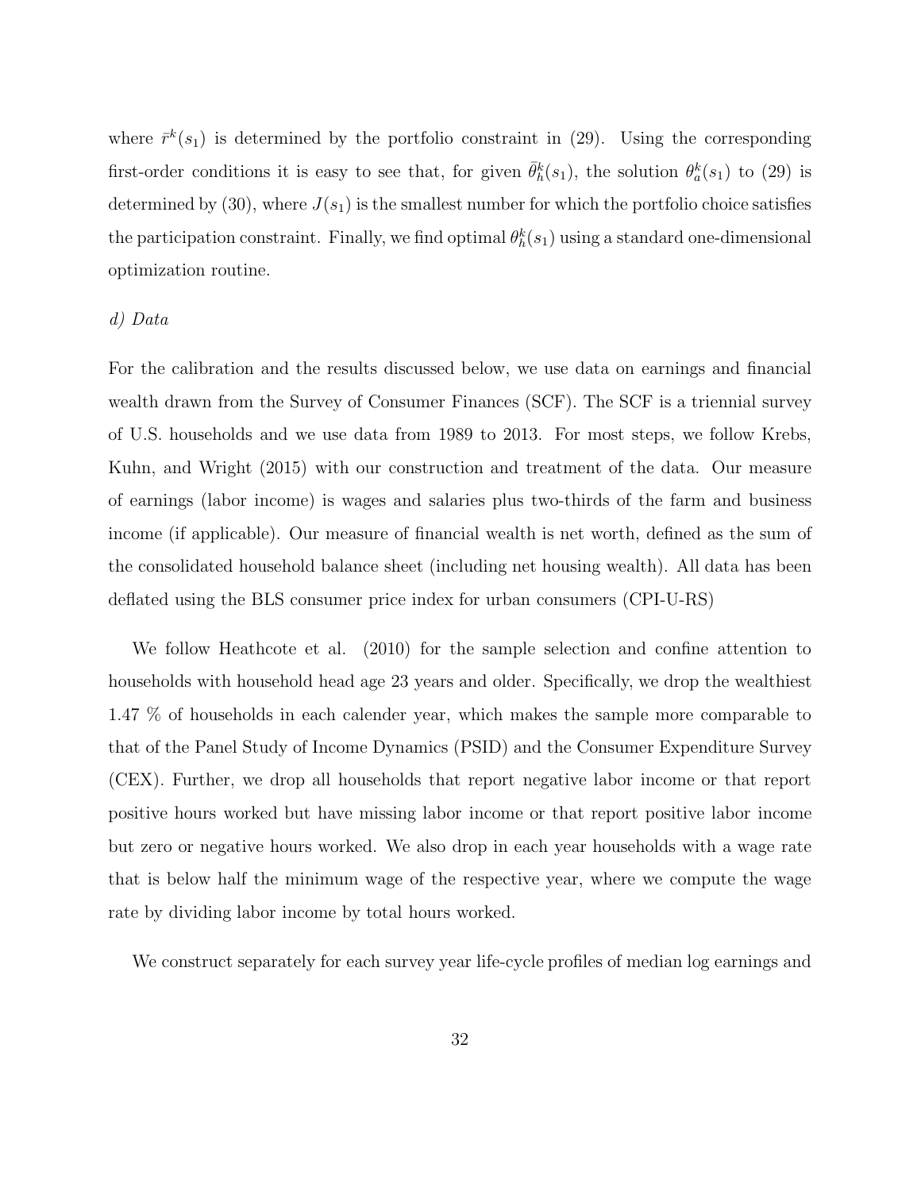where $\bar{r}^k(s_1)$ is determined by the portfolio constraint in (29). Using the corresponding first-order conditions it is easy to see that, for given $\bar{\theta}_h^k(s_1)$, the solution $\theta_a^k(s_1)$ to (29) is determined by (30), where $J(s_1)$ is the smallest number for which the portfolio choice satisfies the participation constraint. Finally, we find optimal $\theta_h^k(s_1)$ using a standard one-dimensional optimization routine.

*d) Data*

For the calibration and the results discussed below, we use data on earnings and financial wealth drawn from the Survey of Consumer Finances (SCF). The SCF is a triennial survey of U.S. households and we use data from 1989 to 2013. For most steps, we follow Krebs, Kuhn, and Wright (2015) with our construction and treatment of the data. Our measure of earnings (labor income) is wages and salaries plus two-thirds of the farm and business income (if applicable). Our measure of financial wealth is net worth, defined as the sum of the consolidated household balance sheet (including net housing wealth). All data has been deflated using the BLS consumer price index for urban consumers (CPI-U-RS)

We follow Heathcote et al. (2010) for the sample selection and confine attention to households with household head age 23 years and older. Specifically, we drop the wealthiest 1.47 % of households in each calender year, which makes the sample more comparable to that of the Panel Study of Income Dynamics (PSID) and the Consumer Expenditure Survey (CEX). Further, we drop all households that report negative labor income or that report positive hours worked but have missing labor income or that report positive labor income but zero or negative hours worked. We also drop in each year households with a wage rate that is below half the minimum wage of the respective year, where we compute the wage rate by dividing labor income by total hours worked.

We construct separately for each survey year life-cycle profiles of median log earnings and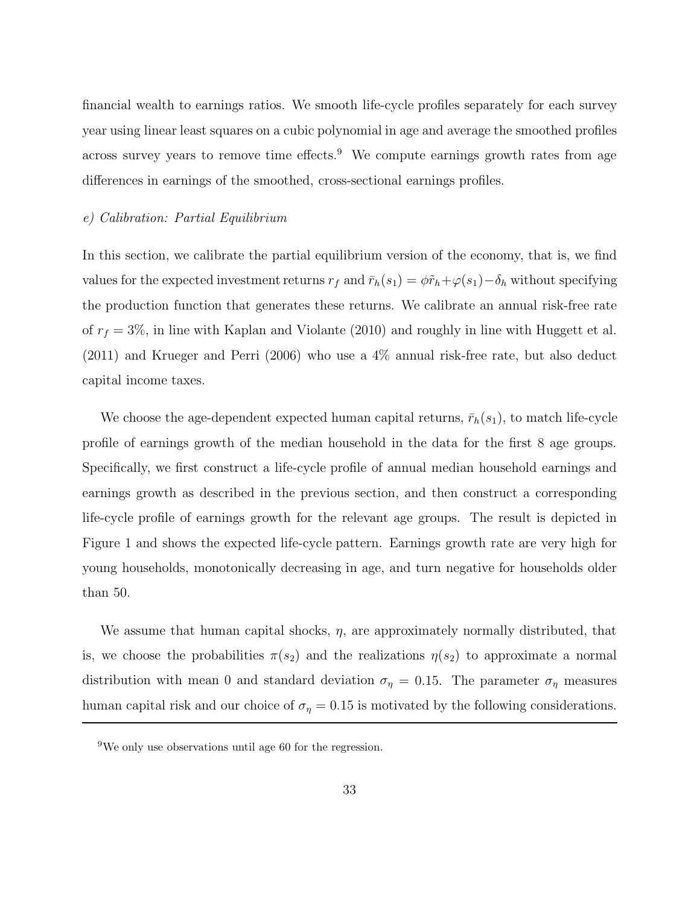financial wealth to earnings ratios. We smooth life-cycle profiles separately for each survey year using linear least squares on a cubic polynomial in age and average the smoothed profiles across survey years to remove time effects.[9] We compute earnings growth rates from age differences in earnings of the smoothed, cross-sectional earnings profiles.

*e) Calibration: Partial Equilibrium*

In this section, we calibrate the partial equilibrium version of the economy, that is, we find values for the expected investment returns $r_f$ and $\bar{r}_h(s_1) = \phi\tilde{r}_h + \varphi(s_1) - \delta_h$ without specifying the production function that generates these returns. We calibrate an annual risk-free rate of $r_f = 3\%$, in line with Kaplan and Violante (2010) and roughly in line with Huggett et al. (2011) and Krueger and Perri (2006) who use a 4% annual risk-free rate, but also deduct capital income taxes.

We choose the age-dependent expected human capital returns, $\bar{r}_h(s_1)$, to match life-cycle profile of earnings growth of the median household in the data for the first 8 age groups. Specifically, we first construct a life-cycle profile of annual median household earnings and earnings growth as described in the previous section, and then construct a corresponding life-cycle profile of earnings growth for the relevant age groups. The result is depicted in Figure 1 and shows the expected life-cycle pattern. Earnings growth rate are very high for young households, monotonically decreasing in age, and turn negative for households older than 50.

We assume that human capital shocks, $\eta$, are approximately normally distributed, that is, we choose the probabilities $\pi(s_2)$ and the realizations $\eta(s_2)$ to approximate a normal distribution with mean 0 and standard deviation $\sigma_\eta = 0.15$. The parameter $\sigma_\eta$ measures human capital risk and our choice of $\sigma_\eta = 0.15$ is motivated by the following considerations.

[9] We only use observations until age 60 for the regression.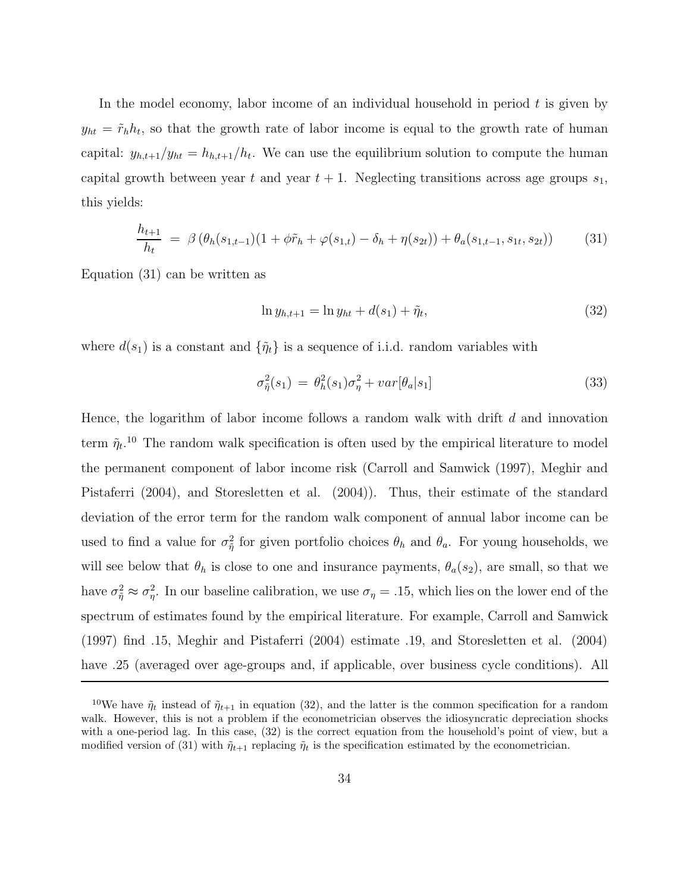In the model economy, labor income of an individual household in period $t$ is given by $y_{ht} = \tilde{r}_h h_t$, so that the growth rate of labor income is equal to the growth rate of human capital: $y_{h,t+1}/y_{ht} = h_{h,t+1}/h_t$. We can use the equilibrium solution to compute the human capital growth between year $t$ and year $t+1$. Neglecting transitions across age groups $s_1$, this yields:

$$\frac{h_{t+1}}{h_t} \; = \; \beta \left( \theta_h(s_{1,t-1})(1 + \phi\tilde{r}_h + \varphi(s_{1,t}) - \delta_h + \eta(s_{2t})) + \theta_a(s_{1,t-1}, s_{1t}, s_{2t}) \right) \tag{31}$$

Equation (31) can be written as

$$\ln y_{h,t+1} = \ln y_{ht} + d(s_1) + \tilde{\eta}_t, \tag{32}$$

where $d(s_1)$ is a constant and $\{\tilde{\eta}_t\}$ is a sequence of i.i.d. random variables with

$$\sigma^2_{\tilde{\eta}}(s_1) \; = \; \theta^2_h(s_1)\sigma^2_\eta + var[\theta_a|s_1] \tag{33}$$

Hence, the logarithm of labor income follows a random walk with drift $d$ and innovation term $\tilde{\eta}_t$.[10] The random walk specification is often used by the empirical literature to model the permanent component of labor income risk (Carroll and Samwick (1997), Meghir and Pistaferri (2004), and Storesletten et al. (2004)). Thus, their estimate of the standard deviation of the error term for the random walk component of annual labor income can be used to find a value for $\sigma^2_{\tilde{\eta}}$ for given portfolio choices $\theta_h$ and $\theta_a$. For young households, we will see below that $\theta_h$ is close to one and insurance payments, $\theta_a(s_2)$, are small, so that we have $\sigma^2_{\tilde{\eta}} \approx \sigma^2_\eta$. In our baseline calibration, we use $\sigma_\eta = .15$, which lies on the lower end of the spectrum of estimates found by the empirical literature. For example, Carroll and Samwick (1997) find .15, Meghir and Pistaferri (2004) estimate .19, and Storesletten et al. (2004) have .25 (averaged over age-groups and, if applicable, over business cycle conditions). All

[10] We have $\tilde{\eta}_t$ instead of $\tilde{\eta}_{t+1}$ in equation (32), and the latter is the common specification for a random walk. However, this is not a problem if the econometrician observes the idiosyncratic depreciation shocks with a one-period lag. In this case, (32) is the correct equation from the household's point of view, but a modified version of (31) with $\tilde{\eta}_{t+1}$ replacing $\tilde{\eta}_t$ is the specification estimated by the econometrician.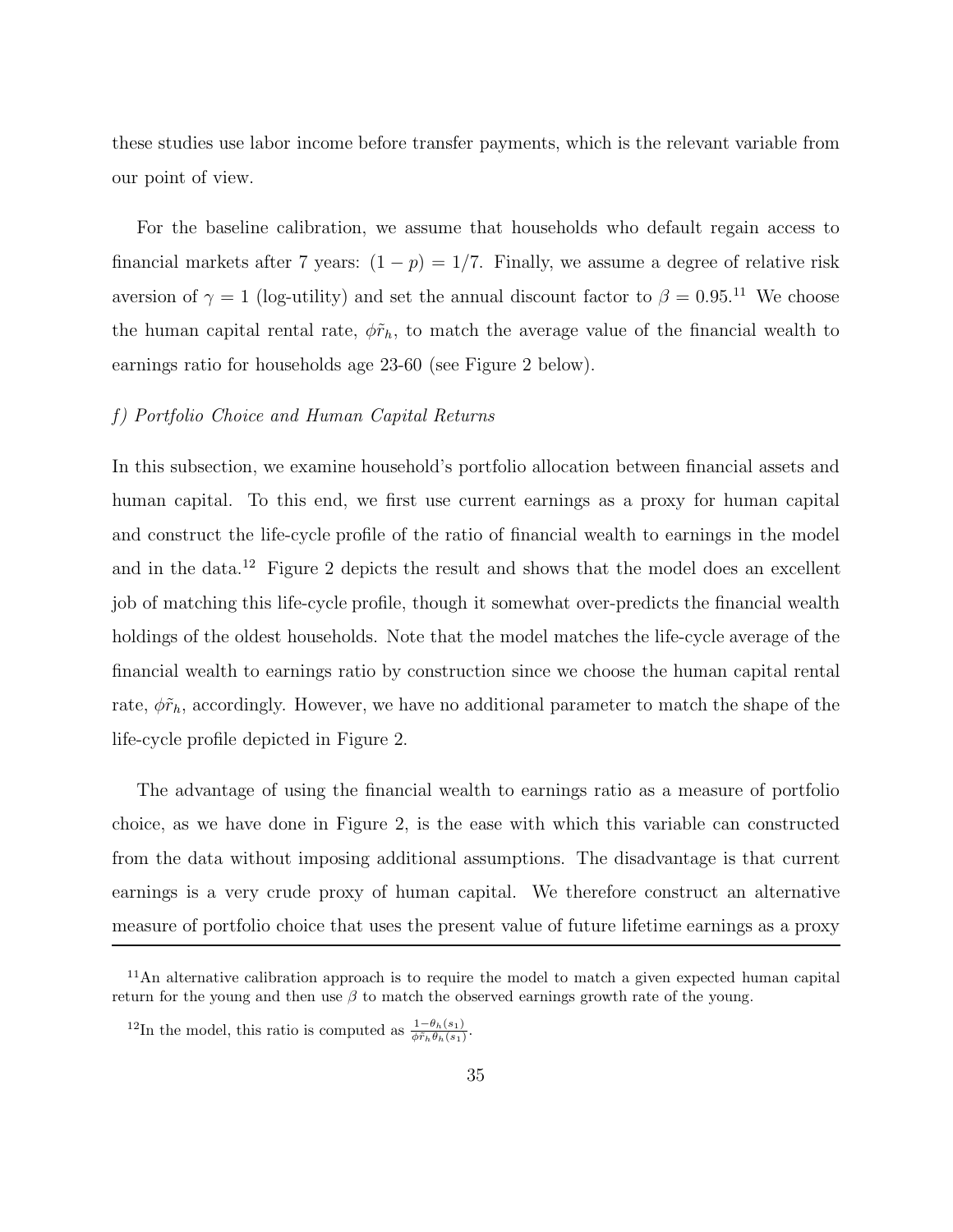these studies use labor income before transfer payments, which is the relevant variable from our point of view.

For the baseline calibration, we assume that households who default regain access to financial markets after 7 years: $(1-p) = 1/7$. Finally, we assume a degree of relative risk aversion of $\gamma = 1$ (log-utility) and set the annual discount factor to $\beta = 0.95$.[11] We choose the human capital rental rate, $\phi\tilde{r}_h$, to match the average value of the financial wealth to earnings ratio for households age 23-60 (see Figure 2 below).

*f) Portfolio Choice and Human Capital Returns*

In this subsection, we examine household's portfolio allocation between financial assets and human capital. To this end, we first use current earnings as a proxy for human capital and construct the life-cycle profile of the ratio of financial wealth to earnings in the model and in the data.[12] Figure 2 depicts the result and shows that the model does an excellent job of matching this life-cycle profile, though it somewhat over-predicts the financial wealth holdings of the oldest households. Note that the model matches the life-cycle average of the financial wealth to earnings ratio by construction since we choose the human capital rental rate, $\phi\tilde{r}_h$, accordingly. However, we have no additional parameter to match the shape of the life-cycle profile depicted in Figure 2.

The advantage of using the financial wealth to earnings ratio as a measure of portfolio choice, as we have done in Figure 2, is the ease with which this variable can constructed from the data without imposing additional assumptions. The disadvantage is that current earnings is a very crude proxy of human capital. We therefore construct an alternative measure of portfolio choice that uses the present value of future lifetime earnings as a proxy

---

[11] An alternative calibration approach is to require the model to match a given expected human capital return for the young and then use $\beta$ to match the observed earnings growth rate of the young.

[12] In the model, this ratio is computed as $\frac{1-\theta_h(s_1)}{\phi\tilde{r}_h\theta_h(s_1)}$.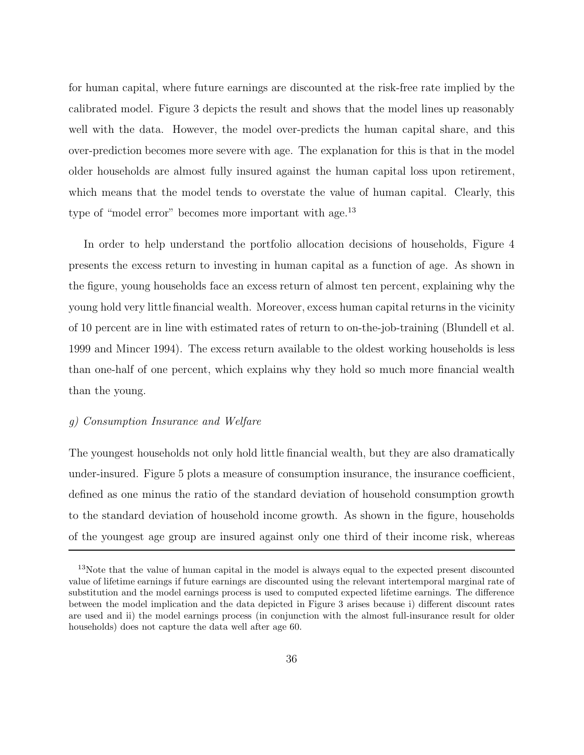for human capital, where future earnings are discounted at the risk-free rate implied by the calibrated model. Figure 3 depicts the result and shows that the model lines up reasonably well with the data. However, the model over-predicts the human capital share, and this over-prediction becomes more severe with age. The explanation for this is that in the model older households are almost fully insured against the human capital loss upon retirement, which means that the model tends to overstate the value of human capital. Clearly, this type of "model error" becomes more important with age.[13]

In order to help understand the portfolio allocation decisions of households, Figure 4 presents the excess return to investing in human capital as a function of age. As shown in the figure, young households face an excess return of almost ten percent, explaining why the young hold very little financial wealth. Moreover, excess human capital returns in the vicinity of 10 percent are in line with estimated rates of return to on-the-job-training (Blundell et al. 1999 and Mincer 1994). The excess return available to the oldest working households is less than one-half of one percent, which explains why they hold so much more financial wealth than the young.

*g) Consumption Insurance and Welfare*

The youngest households not only hold little financial wealth, but they are also dramatically under-insured. Figure 5 plots a measure of consumption insurance, the insurance coefficient, defined as one minus the ratio of the standard deviation of household consumption growth to the standard deviation of household income growth. As shown in the figure, households of the youngest age group are insured against only one third of their income risk, whereas

---

[13]Note that the value of human capital in the model is always equal to the expected present discounted value of lifetime earnings if future earnings are discounted using the relevant intertemporal marginal rate of substitution and the model earnings process is used to computed expected lifetime earnings. The difference between the model implication and the data depicted in Figure 3 arises because i) different discount rates are used and ii) the model earnings process (in conjunction with the almost full-insurance result for older households) does not capture the data well after age 60.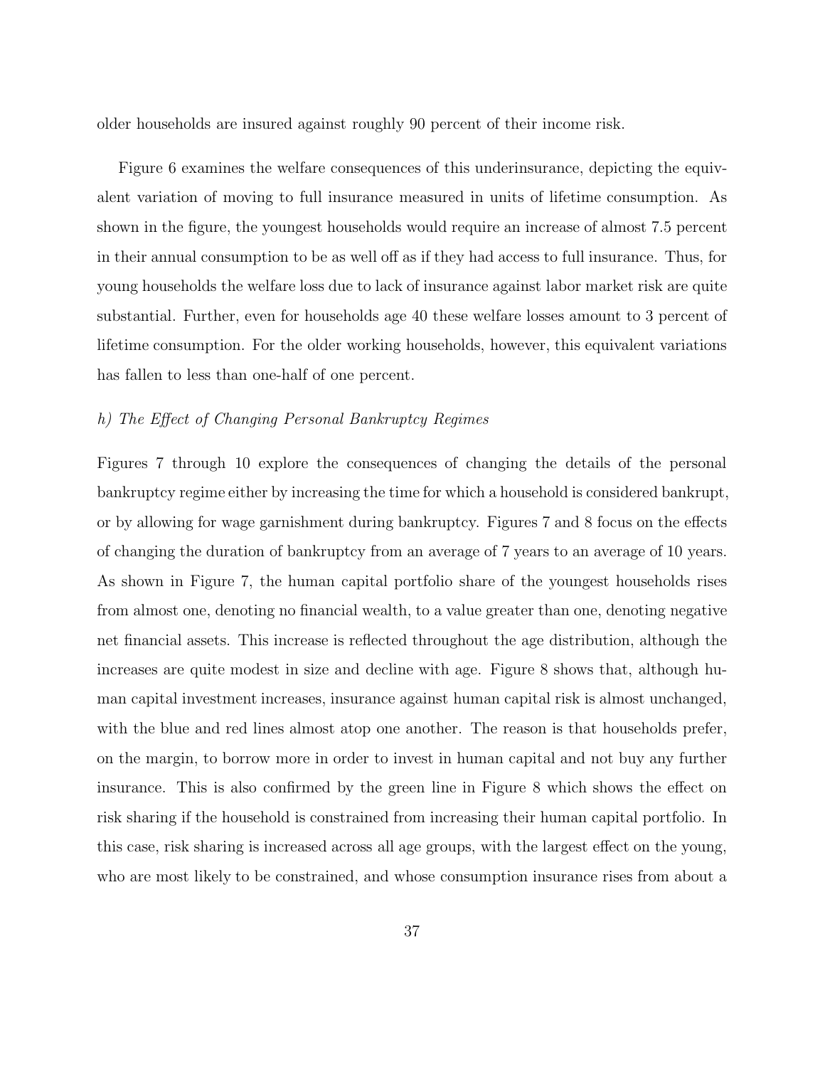older households are insured against roughly 90 percent of their income risk.

Figure 6 examines the welfare consequences of this underinsurance, depicting the equivalent variation of moving to full insurance measured in units of lifetime consumption. As shown in the figure, the youngest households would require an increase of almost 7.5 percent in their annual consumption to be as well off as if they had access to full insurance. Thus, for young households the welfare loss due to lack of insurance against labor market risk are quite substantial. Further, even for households age 40 these welfare losses amount to 3 percent of lifetime consumption. For the older working households, however, this equivalent variations has fallen to less than one-half of one percent.

*h) The Effect of Changing Personal Bankruptcy Regimes*

Figures 7 through 10 explore the consequences of changing the details of the personal bankruptcy regime either by increasing the time for which a household is considered bankrupt, or by allowing for wage garnishment during bankruptcy. Figures 7 and 8 focus on the effects of changing the duration of bankruptcy from an average of 7 years to an average of 10 years. As shown in Figure 7, the human capital portfolio share of the youngest households rises from almost one, denoting no financial wealth, to a value greater than one, denoting negative net financial assets. This increase is reflected throughout the age distribution, although the increases are quite modest in size and decline with age. Figure 8 shows that, although human capital investment increases, insurance against human capital risk is almost unchanged, with the blue and red lines almost atop one another. The reason is that households prefer, on the margin, to borrow more in order to invest in human capital and not buy any further insurance. This is also confirmed by the green line in Figure 8 which shows the effect on risk sharing if the household is constrained from increasing their human capital portfolio. In this case, risk sharing is increased across all age groups, with the largest effect on the young, who are most likely to be constrained, and whose consumption insurance rises from about a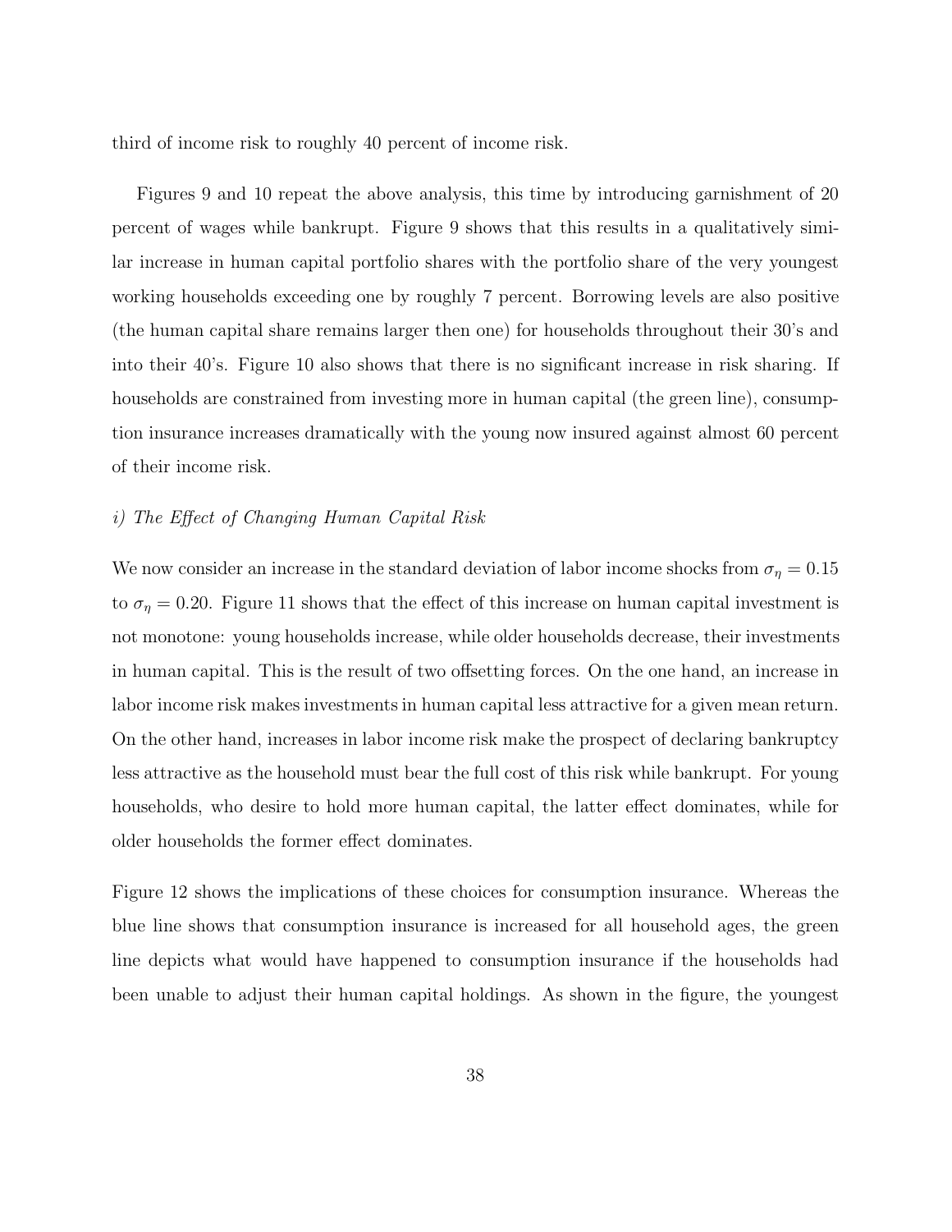third of income risk to roughly 40 percent of income risk.

Figures 9 and 10 repeat the above analysis, this time by introducing garnishment of 20 percent of wages while bankrupt. Figure 9 shows that this results in a qualitatively similar increase in human capital portfolio shares with the portfolio share of the very youngest working households exceeding one by roughly 7 percent. Borrowing levels are also positive (the human capital share remains larger then one) for households throughout their 30's and into their 40's. Figure 10 also shows that there is no significant increase in risk sharing. If households are constrained from investing more in human capital (the green line), consumption insurance increases dramatically with the young now insured against almost 60 percent of their income risk.

*i) The Effect of Changing Human Capital Risk*

We now consider an increase in the standard deviation of labor income shocks from $\sigma_\eta = 0.15$ to $\sigma_\eta = 0.20$. Figure 11 shows that the effect of this increase on human capital investment is not monotone: young households increase, while older households decrease, their investments in human capital. This is the result of two offsetting forces. On the one hand, an increase in labor income risk makes investments in human capital less attractive for a given mean return. On the other hand, increases in labor income risk make the prospect of declaring bankruptcy less attractive as the household must bear the full cost of this risk while bankrupt. For young households, who desire to hold more human capital, the latter effect dominates, while for older households the former effect dominates.

Figure 12 shows the implications of these choices for consumption insurance. Whereas the blue line shows that consumption insurance is increased for all household ages, the green line depicts what would have happened to consumption insurance if the households had been unable to adjust their human capital holdings. As shown in the figure, the youngest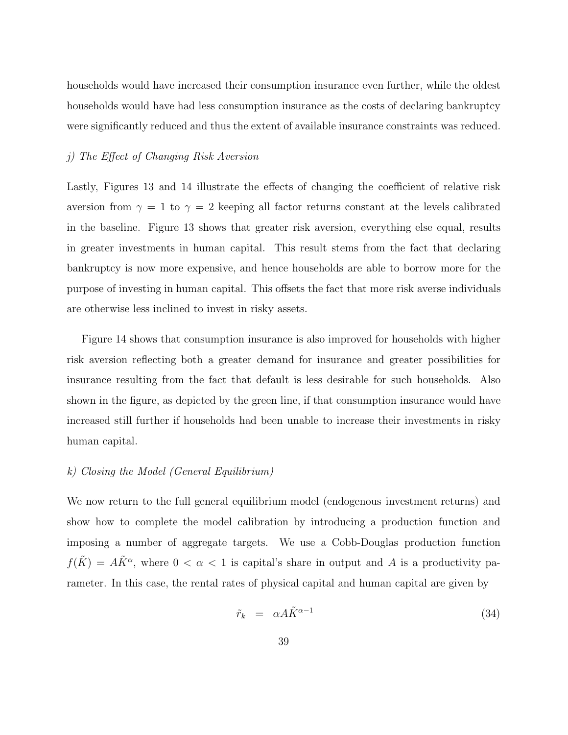households would have increased their consumption insurance even further, while the oldest households would have had less consumption insurance as the costs of declaring bankruptcy were significantly reduced and thus the extent of available insurance constraints was reduced.

*j) The Effect of Changing Risk Aversion*

Lastly, Figures 13 and 14 illustrate the effects of changing the coefficient of relative risk aversion from $\gamma = 1$ to $\gamma = 2$ keeping all factor returns constant at the levels calibrated in the baseline. Figure 13 shows that greater risk aversion, everything else equal, results in greater investments in human capital. This result stems from the fact that declaring bankruptcy is now more expensive, and hence households are able to borrow more for the purpose of investing in human capital. This offsets the fact that more risk averse individuals are otherwise less inclined to invest in risky assets.

Figure 14 shows that consumption insurance is also improved for households with higher risk aversion reflecting both a greater demand for insurance and greater possibilities for insurance resulting from the fact that default is less desirable for such households. Also shown in the figure, as depicted by the green line, if that consumption insurance would have increased still further if households had been unable to increase their investments in risky human capital.

*k) Closing the Model (General Equilibrium)*

We now return to the full general equilibrium model (endogenous investment returns) and show how to complete the model calibration by introducing a production function and imposing a number of aggregate targets. We use a Cobb-Douglas production function $f(\tilde{K}) = A\tilde{K}^{\alpha}$, where $0 < \alpha < 1$ is capital's share in output and $A$ is a productivity parameter. In this case, the rental rates of physical capital and human capital are given by

$$\tilde{r}_k = \alpha A \tilde{K}^{\alpha-1} \tag{34}$$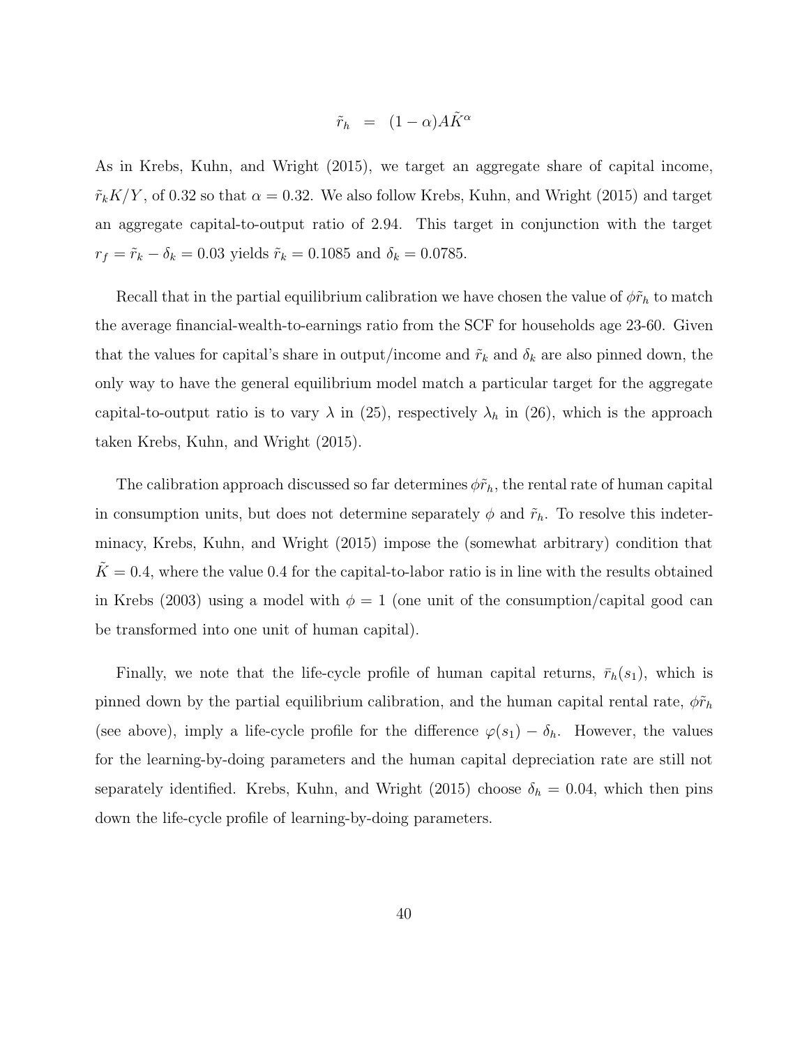$$\tilde{r}_h = (1-\alpha)A\tilde{K}^{\alpha}$$

As in Krebs, Kuhn, and Wright (2015), we target an aggregate share of capital income, $\tilde{r}_k K/Y$, of 0.32 so that $\alpha = 0.32$. We also follow Krebs, Kuhn, and Wright (2015) and target an aggregate capital-to-output ratio of 2.94. This target in conjunction with the target $r_f = \tilde{r}_k - \delta_k = 0.03$ yields $\tilde{r}_k = 0.1085$ and $\delta_k = 0.0785$.

Recall that in the partial equilibrium calibration we have chosen the value of $\phi\tilde{r}_h$ to match the average financial-wealth-to-earnings ratio from the SCF for households age 23-60. Given that the values for capital's share in output/income and $\tilde{r}_k$ and $\delta_k$ are also pinned down, the only way to have the general equilibrium model match a particular target for the aggregate capital-to-output ratio is to vary $\lambda$ in (25), respectively $\lambda_h$ in (26), which is the approach taken Krebs, Kuhn, and Wright (2015).

The calibration approach discussed so far determines $\phi\tilde{r}_h$, the rental rate of human capital in consumption units, but does not determine separately $\phi$ and $\tilde{r}_h$. To resolve this indeterminacy, Krebs, Kuhn, and Wright (2015) impose the (somewhat arbitrary) condition that $\tilde{K} = 0.4$, where the value 0.4 for the capital-to-labor ratio is in line with the results obtained in Krebs (2003) using a model with $\phi = 1$ (one unit of the consumption/capital good can be transformed into one unit of human capital).

Finally, we note that the life-cycle profile of human capital returns, $\bar{r}_h(s_1)$, which is pinned down by the partial equilibrium calibration, and the human capital rental rate, $\phi\tilde{r}_h$ (see above), imply a life-cycle profile for the difference $\varphi(s_1) - \delta_h$. However, the values for the learning-by-doing parameters and the human capital depreciation rate are still not separately identified. Krebs, Kuhn, and Wright (2015) choose $\delta_h = 0.04$, which then pins down the life-cycle profile of learning-by-doing parameters.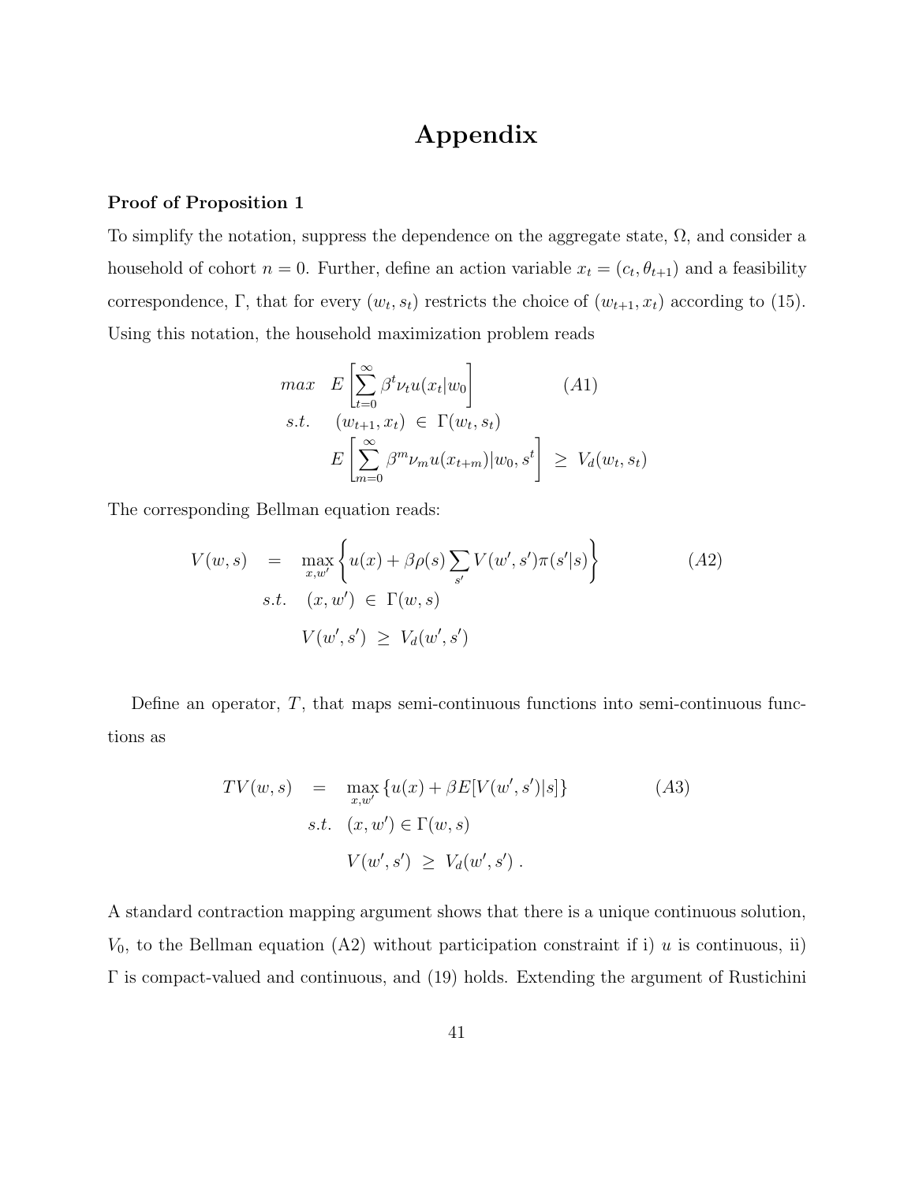# Appendix

**Proof of Proposition 1**

To simplify the notation, suppress the dependence on the aggregate state, $\Omega$, and consider a household of cohort $n = 0$. Further, define an action variable $x_t = (c_t, \theta_{t+1})$ and a feasibility correspondence, $\Gamma$, that for every $(w_t, s_t)$ restricts the choice of $(w_{t+1}, x_t)$ according to (15). Using this notation, the household maximization problem reads

$$
\begin{aligned}
max \quad & E\left[\sum_{t=0}^{\infty} \beta^t \nu_t u(x_t|w_0\right] \qquad\qquad (A1) \\
s.t. \quad & (w_{t+1}, x_t) \in \Gamma(w_t, s_t) \\
& E\left[\sum_{m=0}^{\infty} \beta^m \nu_m u(x_{t+m})|w_0, s^t\right] \geq V_d(w_t, s_t)
\end{aligned}
$$

The corresponding Bellman equation reads:

$$
\begin{aligned}
V(w, s) \quad = \quad & \max_{x, w'} \left\{ u(x) + \beta \rho(s) \sum_{s'} V(w', s') \pi(s'|s) \right\} \qquad\qquad (A2) \\
s.t. \quad & (x, w') \in \Gamma(w, s) \\
& V(w', s') \geq V_d(w', s')
\end{aligned}
$$

Define an operator, $T$, that maps semi-continuous functions into semi-continuous functions as

$$
\begin{aligned}
TV(w, s) \quad = \quad & \max_{x, w'} \{ u(x) + \beta E[V(w', s')|s] \} \qquad\qquad (A3) \\
s.t. \quad & (x, w') \in \Gamma(w, s) \\
& V(w', s') \geq V_d(w', s') \, .
\end{aligned}
$$

A standard contraction mapping argument shows that there is a unique continuous solution, $V_0$, to the Bellman equation (A2) without participation constraint if i) $u$ is continuous, ii) $\Gamma$ is compact-valued and continuous, and (19) holds. Extending the argument of Rustichini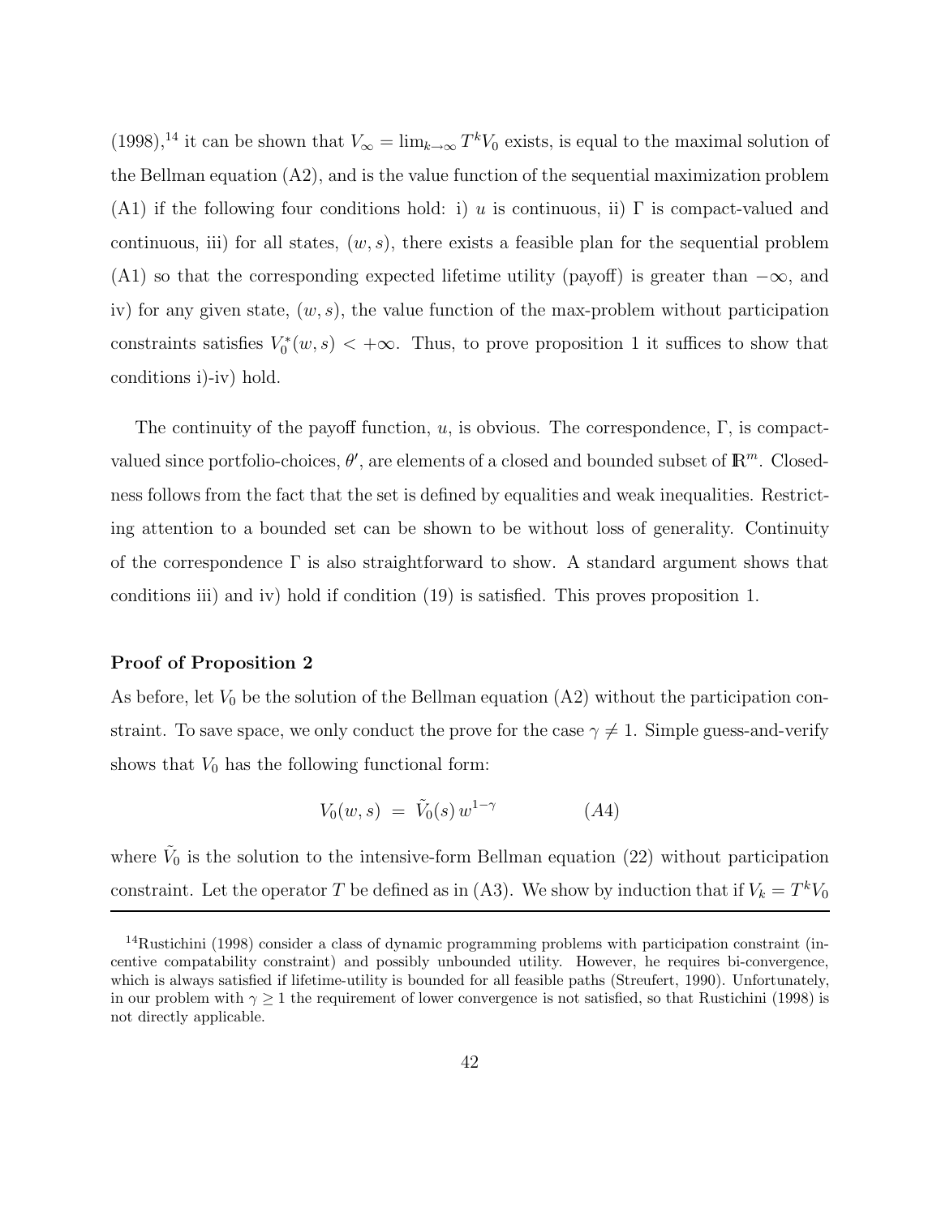(1998),[14] it can be shown that $V_\infty = \lim_{k\to\infty} T^k V_0$ exists, is equal to the maximal solution of the Bellman equation (A2), and is the value function of the sequential maximization problem (A1) if the following four conditions hold: i) $u$ is continuous, ii) $\Gamma$ is compact-valued and continuous, iii) for all states, $(w, s)$, there exists a feasible plan for the sequential problem (A1) so that the corresponding expected lifetime utility (payoff) is greater than $-\infty$, and iv) for any given state, $(w, s)$, the value function of the max-problem without participation constraints satisfies $V_0^*(w, s) < +\infty$. Thus, to prove proposition 1 it suffices to show that conditions i)-iv) hold.

The continuity of the payoff function, $u$, is obvious. The correspondence, $\Gamma$, is compact-valued since portfolio-choices, $\theta'$, are elements of a closed and bounded subset of $\mathbb{R}^m$. Closedness follows from the fact that the set is defined by equalities and weak inequalities. Restricting attention to a bounded set can be shown to be without loss of generality. Continuity of the correspondence $\Gamma$ is also straightforward to show. A standard argument shows that conditions iii) and iv) hold if condition (19) is satisfied. This proves proposition 1.

**Proof of Proposition 2**

As before, let $V_0$ be the solution of the Bellman equation (A2) without the participation constraint. To save space, we only conduct the prove for the case $\gamma \neq 1$. Simple guess-and-verify shows that $V_0$ has the following functional form:

$$V_0(w, s) \;=\; \tilde{V}_0(s)\, w^{1-\gamma} \qquad (A4)$$

where $\tilde{V}_0$ is the solution to the intensive-form Bellman equation (22) without participation constraint. Let the operator $T$ be defined as in (A3). We show by induction that if $V_k = T^k V_0$

---

[14] Rustichini (1998) consider a class of dynamic programming problems with participation constraint (incentive compatability constraint) and possibly unbounded utility. However, he requires bi-convergence, which is always satisfied if lifetime-utility is bounded for all feasible paths (Streufert, 1990). Unfortunately, in our problem with $\gamma \geq 1$ the requirement of lower convergence is not satisfied, so that Rustichini (1998) is not directly applicable.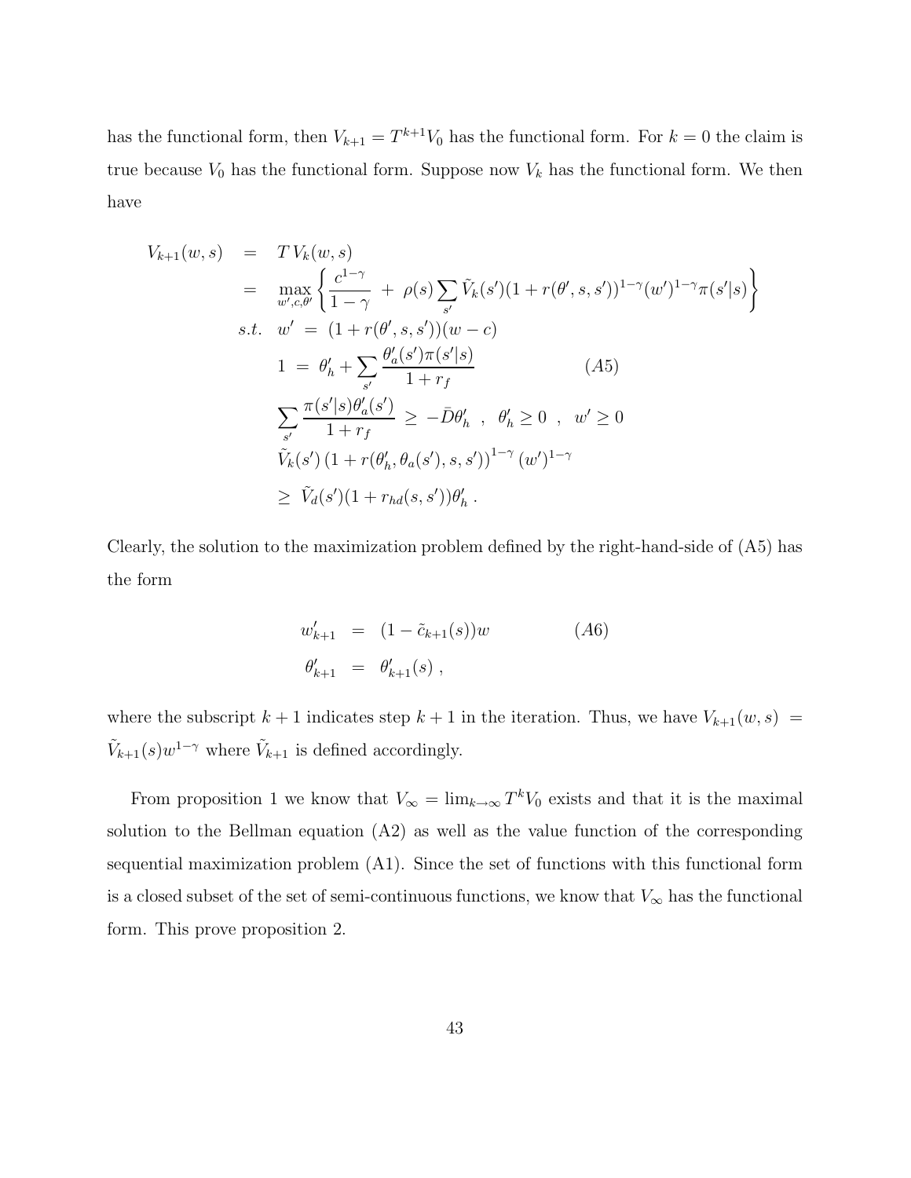has the functional form, then $V_{k+1} = T^{k+1}V_0$ has the functional form. For $k = 0$ the claim is true because $V_0$ has the functional form. Suppose now $V_k$ has the functional form. We then have

$$
\begin{aligned}
V_{k+1}(w,s) \;&=\; T\,V_k(w,s) \\
&=\; \max_{w',c,\theta'} \left\{ \frac{c^{1-\gamma}}{1-\gamma} \;+\; \rho(s) \sum_{s'} \tilde{V}_k(s')(1+r(\theta',s,s'))^{1-\gamma}(w')^{1-\gamma}\pi(s'|s) \right\} \\
s.t.\;\; & w' \;=\; (1+r(\theta',s,s'))(w-c) \\
& 1 \;=\; \theta'_h + \sum_{s'} \frac{\theta'_a(s')\pi(s'|s)}{1+r_f} \qquad\qquad (A5) \\
& \sum_{s'} \frac{\pi(s'|s)\theta'_a(s')}{1+r_f} \;\geq\; -\bar{D}\theta'_h \;\;,\;\; \theta'_h \geq 0 \;\;,\;\; w' \geq 0 \\
& \tilde{V}_k(s')\left(1+r(\theta'_h,\theta_a(s'),s,s')\right)^{1-\gamma}(w')^{1-\gamma} \\
& \geq\; \tilde{V}_d(s')(1+r_{hd}(s,s'))\theta'_h \,.
\end{aligned}
$$

Clearly, the solution to the maximization problem defined by the right-hand-side of (A5) has the form

$$
\begin{aligned}
w'_{k+1} \;&=\; (1-\tilde{c}_{k+1}(s))w \qquad\qquad (A6) \\
\theta'_{k+1} \;&=\; \theta'_{k+1}(s) \,,
\end{aligned}
$$

where the subscript $k+1$ indicates step $k+1$ in the iteration. Thus, we have $V_{k+1}(w,s) = \tilde{V}_{k+1}(s)w^{1-\gamma}$ where $\tilde{V}_{k+1}$ is defined accordingly.

From proposition 1 we know that $V_\infty = \lim_{k\to\infty} T^k V_0$ exists and that it is the maximal solution to the Bellman equation (A2) as well as the value function of the corresponding sequential maximization problem (A1). Since the set of functions with this functional form is a closed subset of the set of semi-continuous functions, we know that $V_\infty$ has the functional form. This prove proposition 2.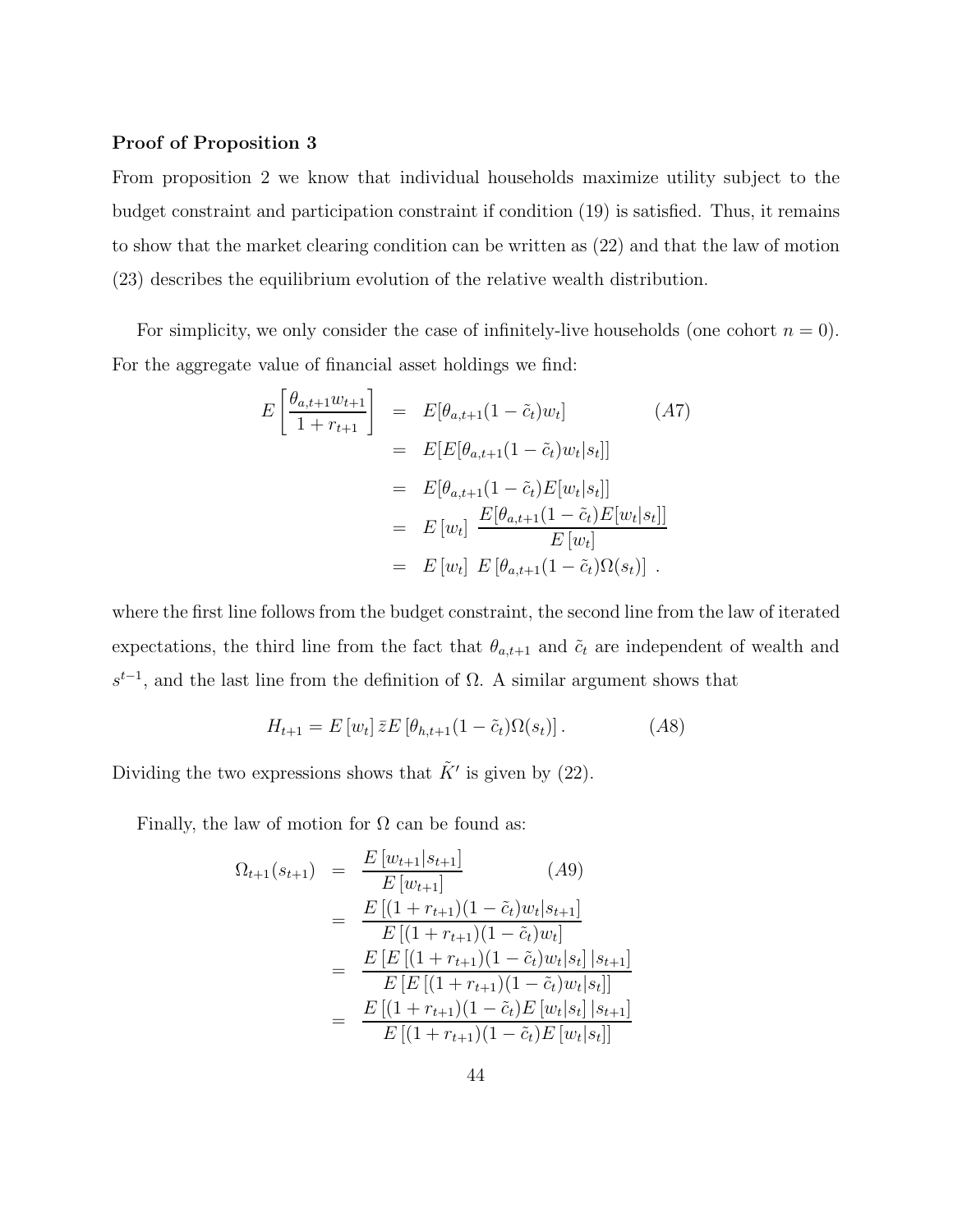**Proof of Proposition 3**

From proposition 2 we know that individual households maximize utility subject to the budget constraint and participation constraint if condition (19) is satisfied. Thus, it remains to show that the market clearing condition can be written as (22) and that the law of motion (23) describes the equilibrium evolution of the relative wealth distribution.

For simplicity, we only consider the case of infinitely-live households (one cohort $n = 0$). For the aggregate value of financial asset holdings we find:

$$
\begin{aligned}
E\left[\frac{\theta_{a,t+1} w_{t+1}}{1+r_{t+1}}\right] &= E[\theta_{a,t+1}(1-\tilde{c}_t) w_t] \qquad (A7) \\
&= E[E[\theta_{a,t+1}(1-\tilde{c}_t) w_t | s_t]] \\
&= E[\theta_{a,t+1}(1-\tilde{c}_t) E[w_t | s_t]] \\
&= E[w_t] \; \frac{E[\theta_{a,t+1}(1-\tilde{c}_t) E[w_t|s_t]]}{E[w_t]} \\
&= E[w_t] \; E[\theta_{a,t+1}(1-\tilde{c}_t)\Omega(s_t)] \ .
\end{aligned}
$$

where the first line follows from the budget constraint, the second line from the law of iterated expectations, the third line from the fact that $\theta_{a,t+1}$ and $\tilde{c}_t$ are independent of wealth and $s^{t-1}$, and the last line from the definition of $\Omega$. A similar argument shows that

$$
H_{t+1} = E[w_t] \, \bar{z} E[\theta_{h,t+1}(1-\tilde{c}_t)\Omega(s_t)] \, . \qquad (A8)
$$

Dividing the two expressions shows that $\tilde{K}'$ is given by (22).

Finally, the law of motion for $\Omega$ can be found as:

$$
\begin{aligned}
\Omega_{t+1}(s_{t+1}) &= \frac{E[w_{t+1}|s_{t+1}]}{E[w_{t+1}]} \qquad (A9) \\
&= \frac{E[(1+r_{t+1})(1-\tilde{c}_t) w_t | s_{t+1}]}{E[(1+r_{t+1})(1-\tilde{c}_t) w_t]} \\
&= \frac{E[E[(1+r_{t+1})(1-\tilde{c}_t) w_t | s_t] | s_{t+1}]}{E[E[(1+r_{t+1})(1-\tilde{c}_t) w_t | s_t]]} \\
&= \frac{E[(1+r_{t+1})(1-\tilde{c}_t) E[w_t|s_t] | s_{t+1}]}{E[(1+r_{t+1})(1-\tilde{c}_t) E[w_t|s_t]]}
\end{aligned}
$$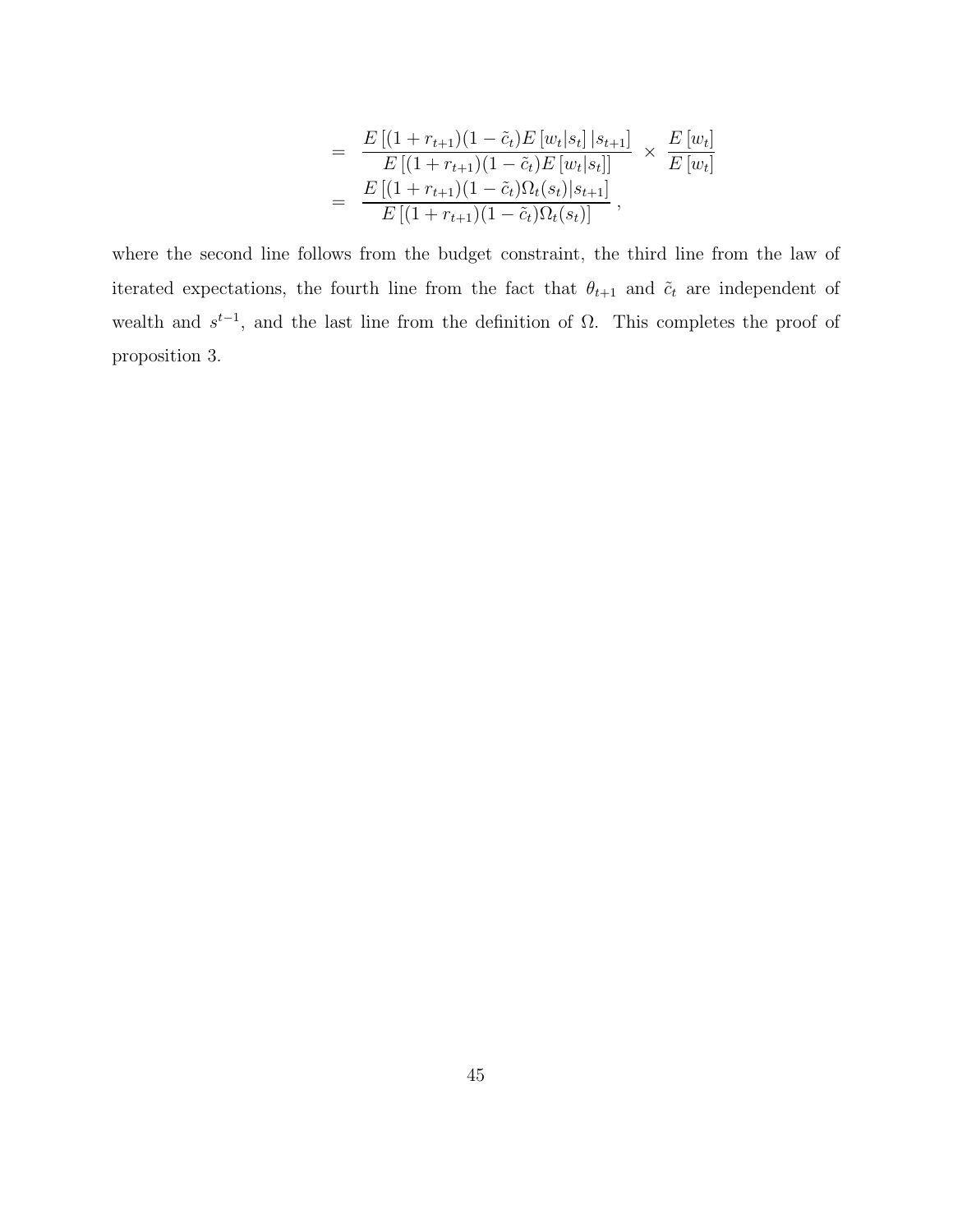$$
\begin{aligned}
&= \frac{E\left[(1+r_{t+1})(1-\tilde{c}_t)E\left[w_t|s_t\right]|s_{t+1}\right]}{E\left[(1+r_{t+1})(1-\tilde{c}_t)E\left[w_t|s_t\right]\right]} \times \frac{E\left[w_t\right]}{E\left[w_t\right]} \\
&= \frac{E\left[(1+r_{t+1})(1-\tilde{c}_t)\Omega_t(s_t)|s_{t+1}\right]}{E\left[(1+r_{t+1})(1-\tilde{c}_t)\Omega_t(s_t)\right]},
\end{aligned}
$$

where the second line follows from the budget constraint, the third line from the law of iterated expectations, the fourth line from the fact that $\theta_{t+1}$ and $\tilde{c}_t$ are independent of wealth and $s^{t-1}$, and the last line from the definition of $\Omega$. This completes the proof of proposition 3.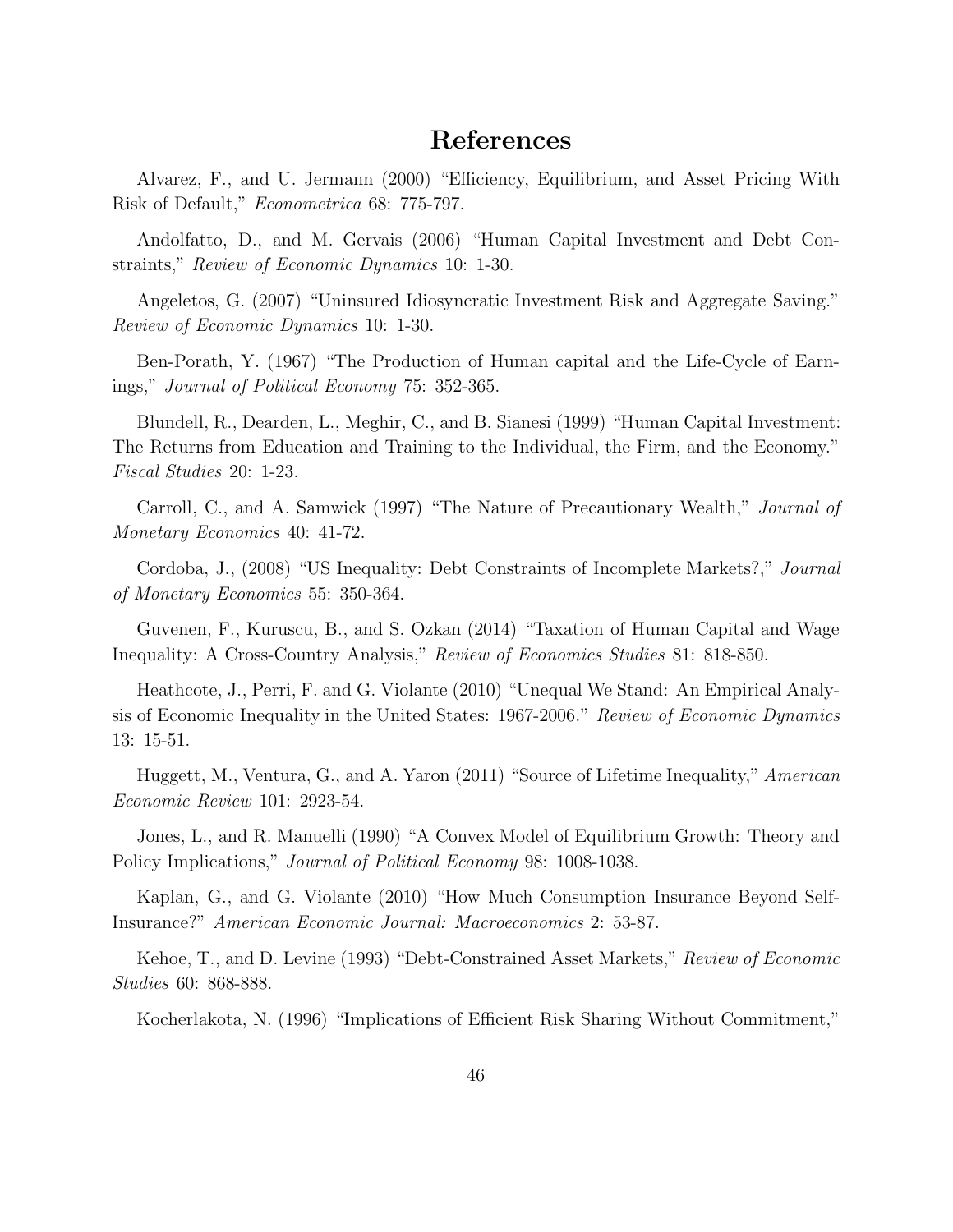# References

Alvarez, F., and U. Jermann (2000) "Efficiency, Equilibrium, and Asset Pricing With Risk of Default," *Econometrica* 68: 775-797.

Andolfatto, D., and M. Gervais (2006) "Human Capital Investment and Debt Constraints," *Review of Economic Dynamics* 10: 1-30.

Angeletos, G. (2007) "Uninsured Idiosyncratic Investment Risk and Aggregate Saving." *Review of Economic Dynamics* 10: 1-30.

Ben-Porath, Y. (1967) "The Production of Human capital and the Life-Cycle of Earnings," *Journal of Political Economy* 75: 352-365.

Blundell, R., Dearden, L., Meghir, C., and B. Sianesi (1999) "Human Capital Investment: The Returns from Education and Training to the Individual, the Firm, and the Economy." *Fiscal Studies* 20: 1-23.

Carroll, C., and A. Samwick (1997) "The Nature of Precautionary Wealth," *Journal of Monetary Economics* 40: 41-72.

Cordoba, J., (2008) "US Inequality: Debt Constraints of Incomplete Markets?," *Journal of Monetary Economics* 55: 350-364.

Guvenen, F., Kuruscu, B., and S. Ozkan (2014) "Taxation of Human Capital and Wage Inequality: A Cross-Country Analysis," *Review of Economics Studies* 81: 818-850.

Heathcote, J., Perri, F. and G. Violante (2010) "Unequal We Stand: An Empirical Analysis of Economic Inequality in the United States: 1967-2006." *Review of Economic Dynamics* 13: 15-51.

Huggett, M., Ventura, G., and A. Yaron (2011) "Source of Lifetime Inequality," *American Economic Review* 101: 2923-54.

Jones, L., and R. Manuelli (1990) "A Convex Model of Equilibrium Growth: Theory and Policy Implications," *Journal of Political Economy* 98: 1008-1038.

Kaplan, G., and G. Violante (2010) "How Much Consumption Insurance Beyond Self-Insurance?" *American Economic Journal: Macroeconomics* 2: 53-87.

Kehoe, T., and D. Levine (1993) "Debt-Constrained Asset Markets," *Review of Economic Studies* 60: 868-888.

Kocherlakota, N. (1996) "Implications of Efficient Risk Sharing Without Commitment,"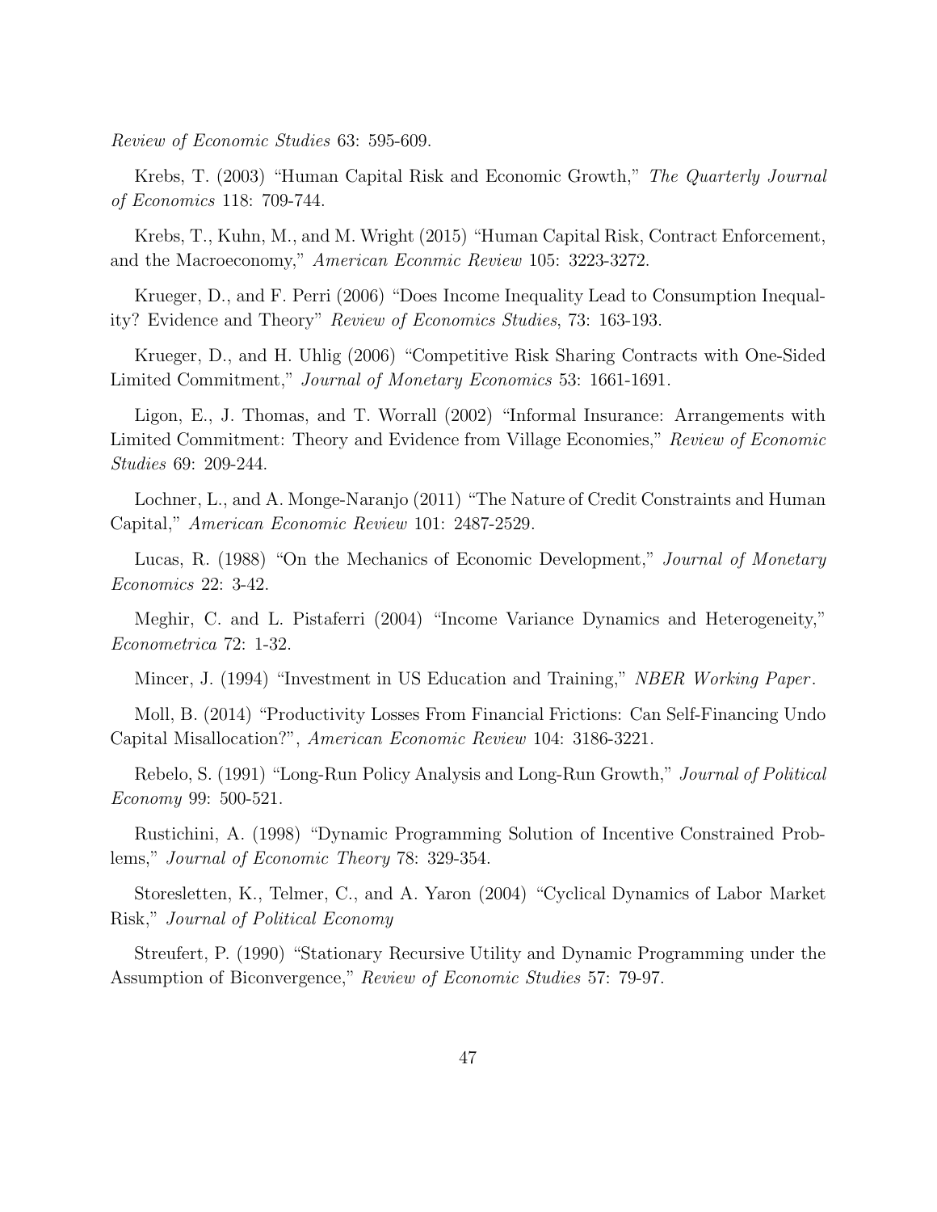*Review of Economic Studies* 63: 595-609.

Krebs, T. (2003) "Human Capital Risk and Economic Growth," *The Quarterly Journal of Economics* 118: 709-744.

Krebs, T., Kuhn, M., and M. Wright (2015) "Human Capital Risk, Contract Enforcement, and the Macroeconomy," *American Econmic Review* 105: 3223-3272.

Krueger, D., and F. Perri (2006) "Does Income Inequality Lead to Consumption Inequality? Evidence and Theory" *Review of Economics Studies*, 73: 163-193.

Krueger, D., and H. Uhlig (2006) "Competitive Risk Sharing Contracts with One-Sided Limited Commitment," *Journal of Monetary Economics* 53: 1661-1691.

Ligon, E., J. Thomas, and T. Worrall (2002) "Informal Insurance: Arrangements with Limited Commitment: Theory and Evidence from Village Economies," *Review of Economic Studies* 69: 209-244.

Lochner, L., and A. Monge-Naranjo (2011) "The Nature of Credit Constraints and Human Capital," *American Economic Review* 101: 2487-2529.

Lucas, R. (1988) "On the Mechanics of Economic Development," *Journal of Monetary Economics* 22: 3-42.

Meghir, C. and L. Pistaferri (2004) "Income Variance Dynamics and Heterogeneity," *Econometrica* 72: 1-32.

Mincer, J. (1994) "Investment in US Education and Training," *NBER Working Paper*.

Moll, B. (2014) "Productivity Losses From Financial Frictions: Can Self-Financing Undo Capital Misallocation?", *American Economic Review* 104: 3186-3221.

Rebelo, S. (1991) "Long-Run Policy Analysis and Long-Run Growth," *Journal of Political Economy* 99: 500-521.

Rustichini, A. (1998) "Dynamic Programming Solution of Incentive Constrained Problems," *Journal of Economic Theory* 78: 329-354.

Storesletten, K., Telmer, C., and A. Yaron (2004) "Cyclical Dynamics of Labor Market Risk," *Journal of Political Economy*

Streufert, P. (1990) "Stationary Recursive Utility and Dynamic Programming under the Assumption of Biconvergence," *Review of Economic Studies* 57: 79-97.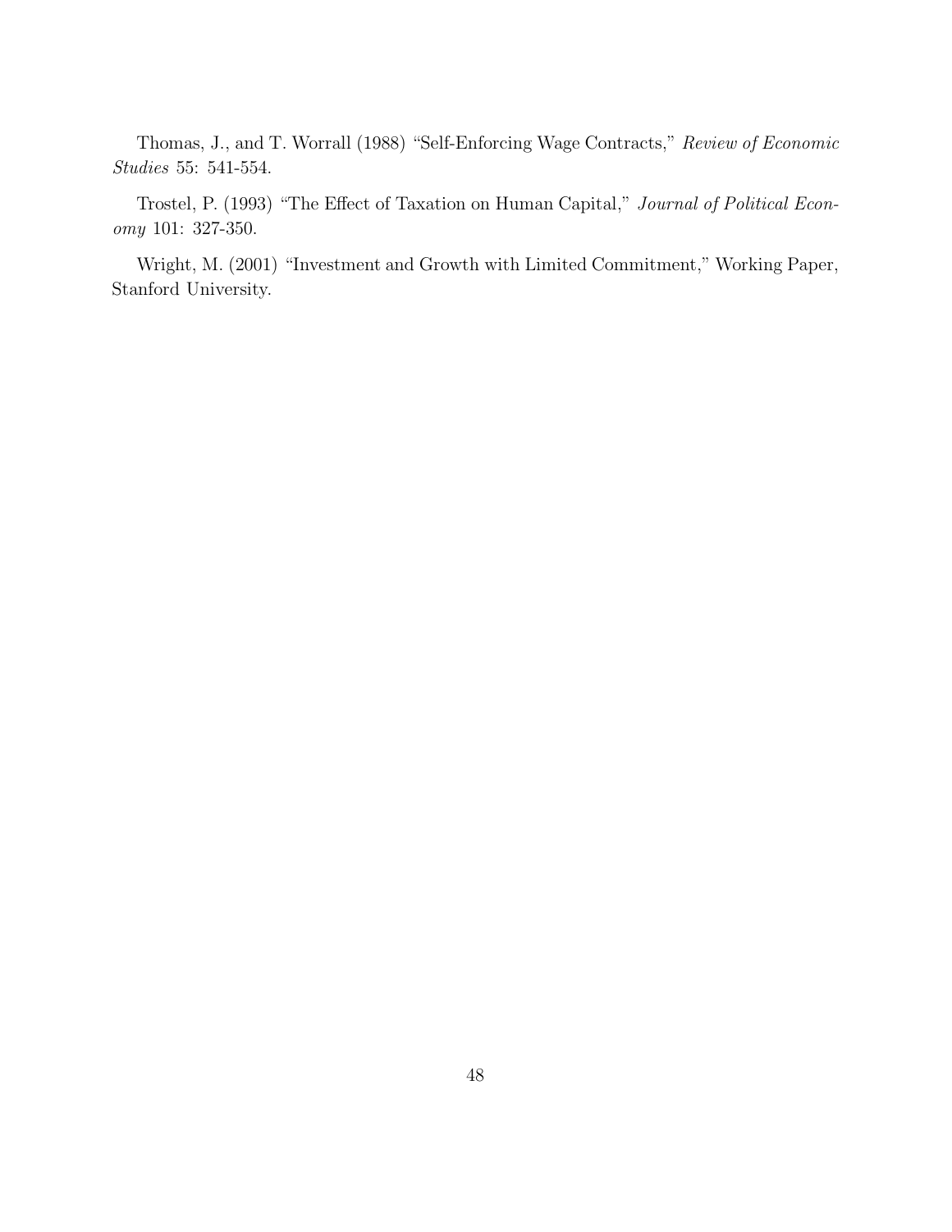Thomas, J., and T. Worrall (1988) "Self-Enforcing Wage Contracts," *Review of Economic Studies* 55: 541-554.

Trostel, P. (1993) "The Effect of Taxation on Human Capital," *Journal of Political Economy* 101: 327-350.

Wright, M. (2001) "Investment and Growth with Limited Commitment," Working Paper, Stanford University.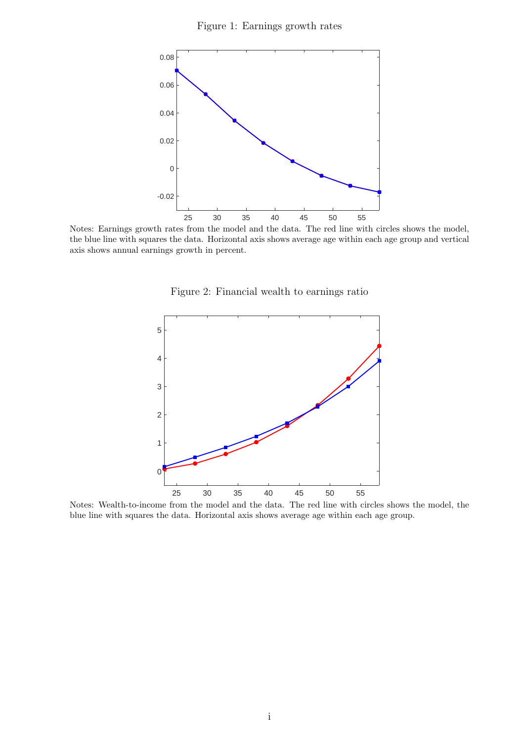Figure 1: Earnings growth rates

Notes: Earnings growth rates from the model and the data. The red line with circles shows the model, the blue line with squares the data. Horizontal axis shows average age within each age group and vertical axis shows annual earnings growth in percent.

Figure 2: Financial wealth to earnings ratio

Notes: Wealth-to-income from the model and the data. The red line with circles shows the model, the blue line with squares the data. Horizontal axis shows average age within each age group.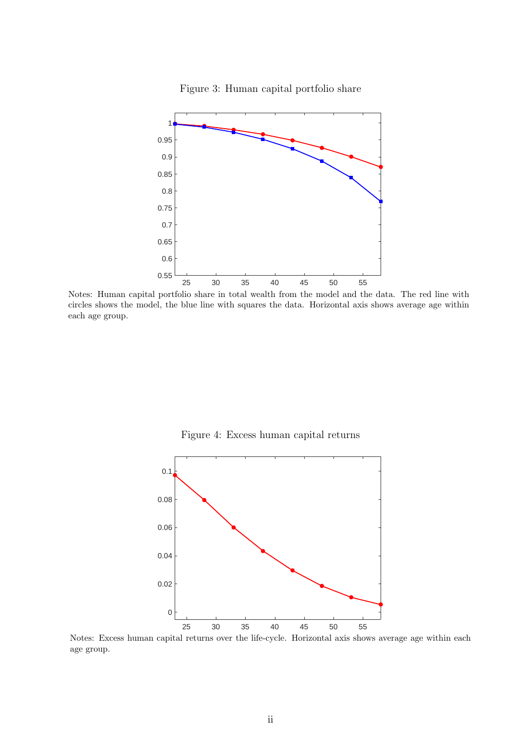Figure 3: Human capital portfolio share

Notes: Human capital portfolio share in total wealth from the model and the data. The red line with circles shows the model, the blue line with squares the data. Horizontal axis shows average age within each age group.

Figure 4: Excess human capital returns

Notes: Excess human capital returns over the life-cycle. Horizontal axis shows average age within each age group.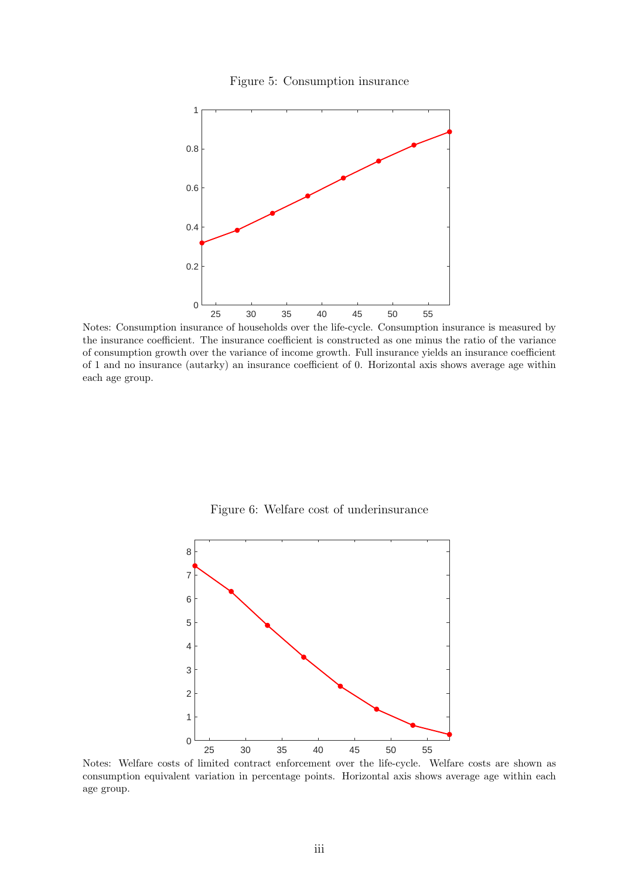Figure 5: Consumption insurance

Notes: Consumption insurance of households over the life-cycle. Consumption insurance is measured by the insurance coefficient. The insurance coefficient is constructed as one minus the ratio of the variance of consumption growth over the variance of income growth. Full insurance yields an insurance coefficient of 1 and no insurance (autarky) an insurance coefficient of 0. Horizontal axis shows average age within each age group.

Figure 6: Welfare cost of underinsurance

Notes: Welfare costs of limited contract enforcement over the life-cycle. Welfare costs are shown as consumption equivalent variation in percentage points. Horizontal axis shows average age within each age group.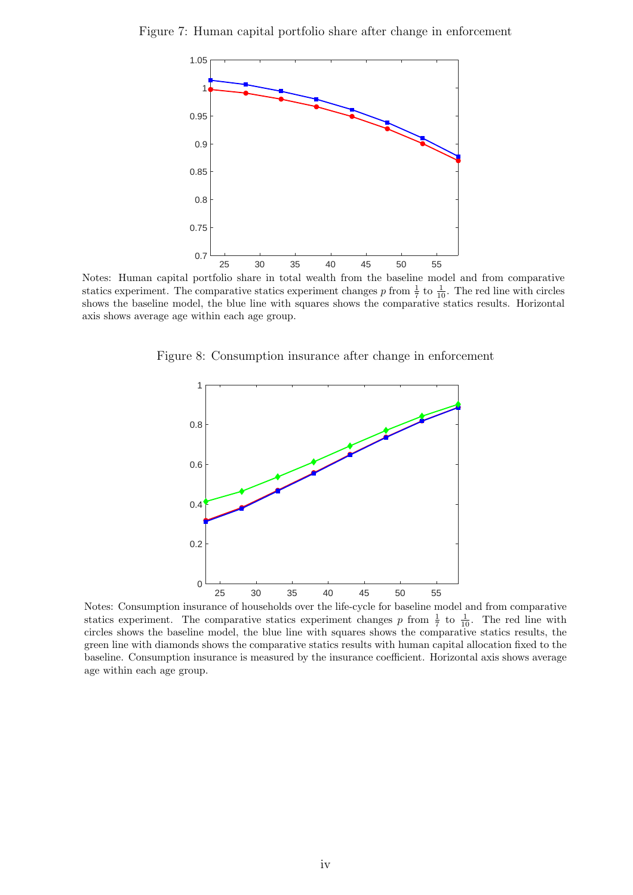Figure 7: Human capital portfolio share after change in enforcement

Notes: Human capital portfolio share in total wealth from the baseline model and from comparative statics experiment. The comparative statics experiment changes $p$ from $\frac{1}{7}$ to $\frac{1}{10}$. The red line with circles shows the baseline model, the blue line with squares shows the comparative statics results. Horizontal axis shows average age within each age group.

Figure 8: Consumption insurance after change in enforcement

Notes: Consumption insurance of households over the life-cycle for baseline model and from comparative statics experiment. The comparative statics experiment changes $p$ from $\frac{1}{7}$ to $\frac{1}{10}$. The red line with circles shows the baseline model, the blue line with squares shows the comparative statics results, the green line with diamonds shows the comparative statics results with human capital allocation fixed to the baseline. Consumption insurance is measured by the insurance coefficient. Horizontal axis shows average age within each age group.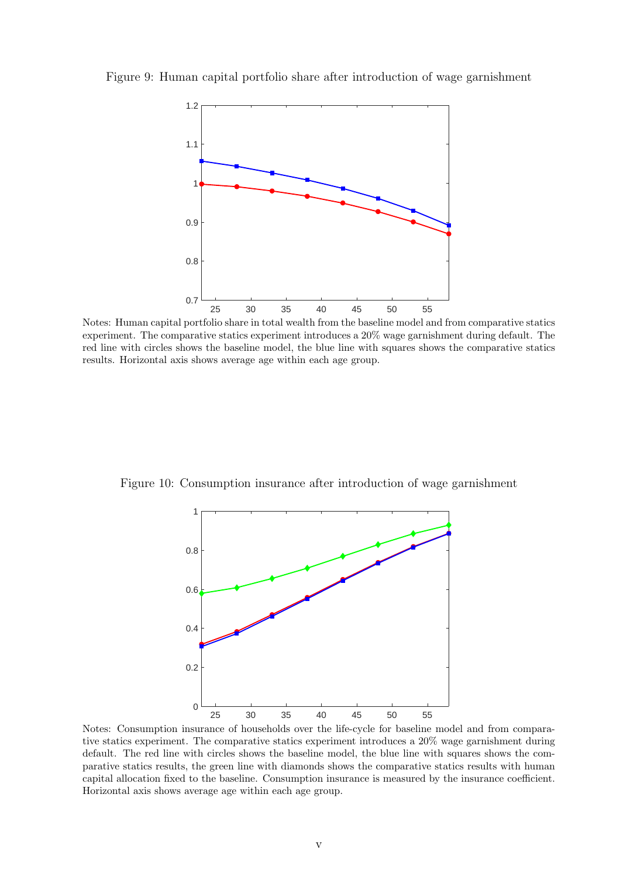Figure 9: Human capital portfolio share after introduction of wage garnishment

Notes: Human capital portfolio share in total wealth from the baseline model and from comparative statics experiment. The comparative statics experiment introduces a 20% wage garnishment during default. The red line with circles shows the baseline model, the blue line with squares shows the comparative statics results. Horizontal axis shows average age within each age group.

Figure 10: Consumption insurance after introduction of wage garnishment

Notes: Consumption insurance of households over the life-cycle for baseline model and from comparative statics experiment. The comparative statics experiment introduces a 20% wage garnishment during default. The red line with circles shows the baseline model, the blue line with squares shows the comparative statics results, the green line with diamonds shows the comparative statics results with human capital allocation fixed to the baseline. Consumption insurance is measured by the insurance coefficient. Horizontal axis shows average age within each age group.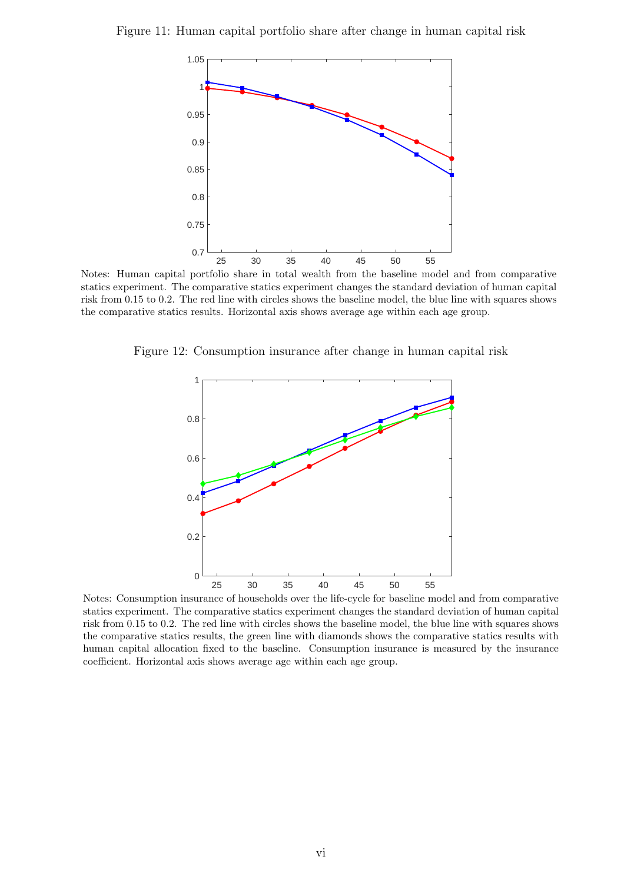Figure 11: Human capital portfolio share after change in human capital risk

Notes: Human capital portfolio share in total wealth from the baseline model and from comparative statics experiment. The comparative statics experiment changes the standard deviation of human capital risk from 0.15 to 0.2. The red line with circles shows the baseline model, the blue line with squares shows the comparative statics results. Horizontal axis shows average age within each age group.

Figure 12: Consumption insurance after change in human capital risk

Notes: Consumption insurance of households over the life-cycle for baseline model and from comparative statics experiment. The comparative statics experiment changes the standard deviation of human capital risk from 0.15 to 0.2. The red line with circles shows the baseline model, the blue line with squares shows the comparative statics results, the green line with diamonds shows the comparative statics results with human capital allocation fixed to the baseline. Consumption insurance is measured by the insurance coefficient. Horizontal axis shows average age within each age group.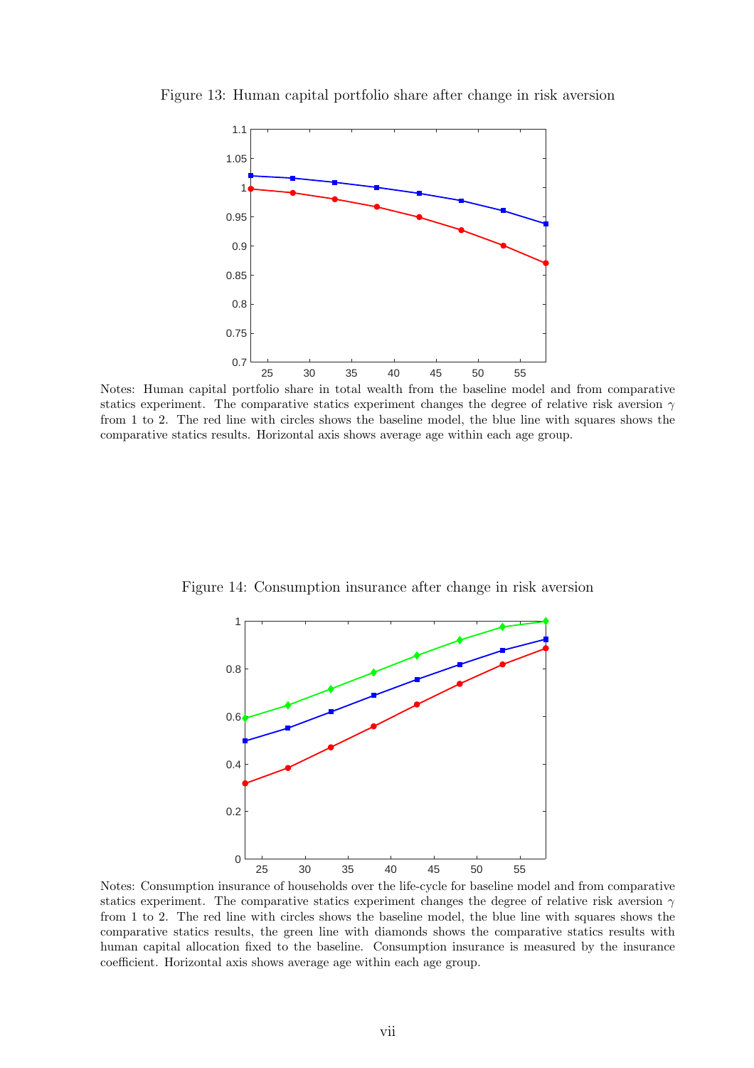Figure 13: Human capital portfolio share after change in risk aversion

1.1
1.05
1
0.95
0.9
0.85
0.8
0.75
0.7

25 30 35 40 45 50 55

Notes: Human capital portfolio share in total wealth from the baseline model and from comparative statics experiment. The comparative statics experiment changes the degree of relative risk aversion $\gamma$ from 1 to 2. The red line with circles shows the baseline model, the blue line with squares shows the comparative statics results. Horizontal axis shows average age within each age group.

Figure 14: Consumption insurance after change in risk aversion

1
0.8
0.6
0.4
0.2
0

25 30 35 40 45 50 55

Notes: Consumption insurance of households over the life-cycle for baseline model and from comparative statics experiment. The comparative statics experiment changes the degree of relative risk aversion $\gamma$ from 1 to 2. The red line with circles shows the baseline model, the blue line with squares shows the comparative statics results, the green line with diamonds shows the comparative statics results with human capital allocation fixed to the baseline. Consumption insurance is measured by the insurance coefficient. Horizontal axis shows average age within each age group.